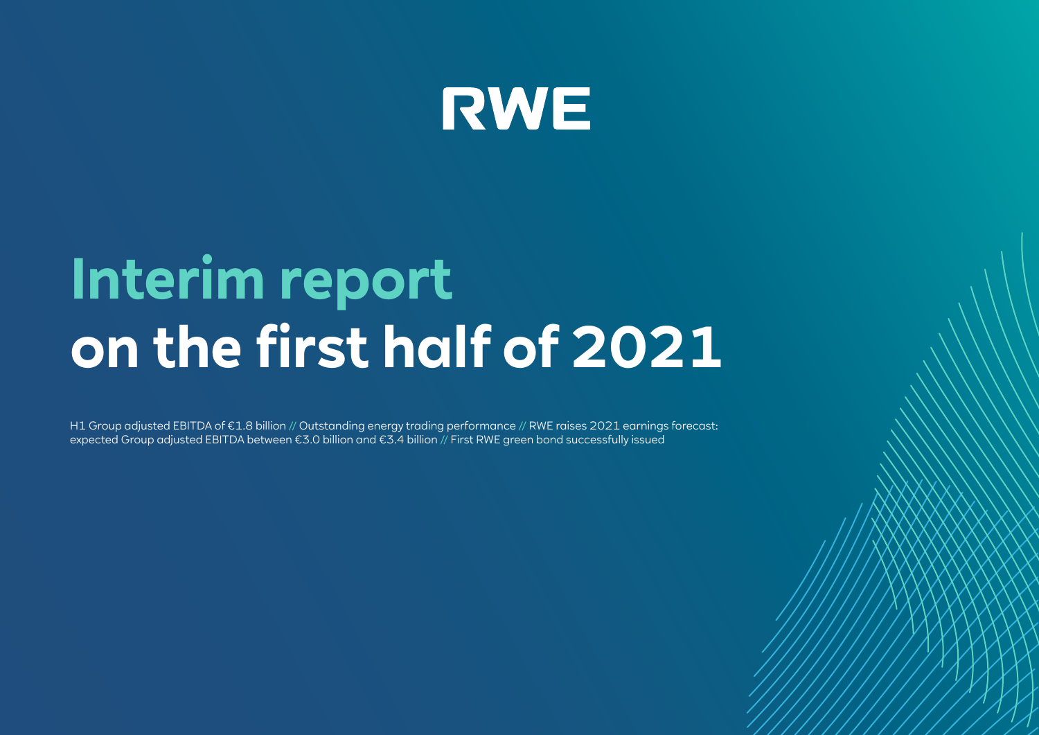RWE

# Interim report on the first half of 2021

H1 Group adjusted EBITDA of €1.8 billion // Outstanding energy trading performance // RWE raises 2021 earnings forecast: expected Group adjusted EBITDA between €3.0 billion and €3.4 billion // First RWE green bond successfully issued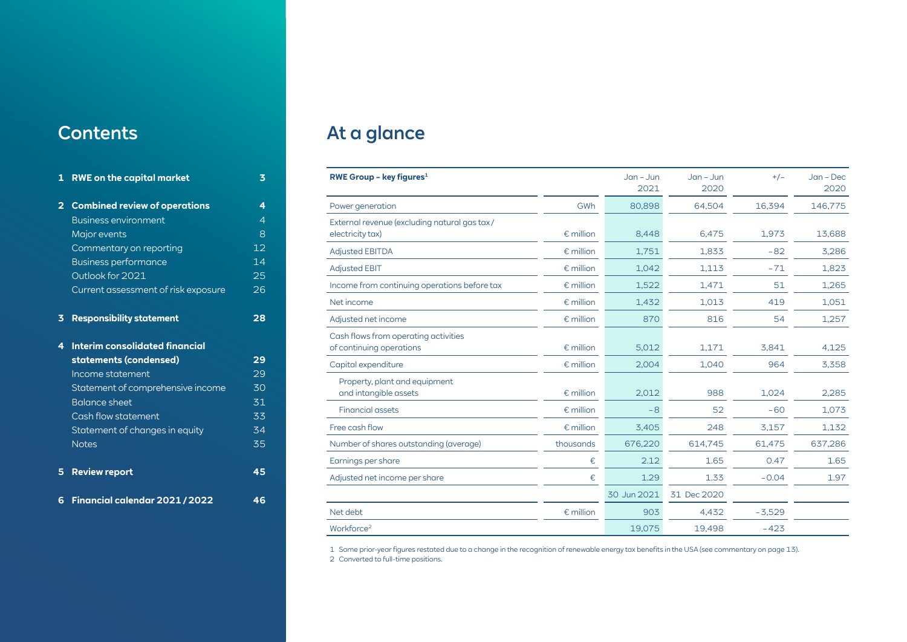## Contents

| | | |
|---|---|---|
| **1** | **RWE on the capital market** | **3** |
| **2** | **Combined review of operations** | **4** |
| | Business environment | 4 |
| | Major events | 8 |
| | Commentary on reporting | 12 |
| | Business performance | 14 |
| | Outlook for 2021 | 25 |
| | Current assessment of risk exposure | 26 |
| **3** | **Responsibility statement** | **28** |
| **4** | **Interim consolidated financial statements (condensed)** | **29** |
| | Income statement | 29 |
| | Statement of comprehensive income | 30 |
| | Balance sheet | 31 |
| | Cash flow statement | 33 |
| | Statement of changes in equity | 34 |
| | Notes | 35 |
| **5** | **Review report** | **45** |
| **6** | **Financial calendar 2021 / 2022** | **46** |

# At a glance

| **RWE Group – key figures**[1] | | Jan – Jun 2021 | Jan – Jun 2020 | +/– | Jan – Dec 2020 |
|---|---|---|---|---|---|
| Power generation | GWh | 80,898 | 64,504 | 16,394 | 146,775 |
| External revenue (excluding natural gas tax / electricity tax) | € million | 8,448 | 6,475 | 1,973 | 13,688 |
| Adjusted EBITDA | € million | 1,751 | 1,833 | -82 | 3,286 |
| Adjusted EBIT | € million | 1,042 | 1,113 | -71 | 1,823 |
| Income from continuing operations before tax | € million | 1,522 | 1,471 | 51 | 1,265 |
| Net income | € million | 1,432 | 1,013 | 419 | 1,051 |
| Adjusted net income | € million | 870 | 816 | 54 | 1,257 |
| Cash flows from operating activities of continuing operations | € million | 5,012 | 1,171 | 3,841 | 4,125 |
| Capital expenditure | € million | 2,004 | 1,040 | 964 | 3,358 |
| Property, plant and equipment and intangible assets | € million | 2,012 | 988 | 1,024 | 2,285 |
| Financial assets | € million | -8 | 52 | -60 | 1,073 |
| Free cash flow | € million | 3,405 | 248 | 3,157 | 1,132 |
| Number of shares outstanding (average) | thousands | 676,220 | 614,745 | 61,475 | 637,286 |
| Earnings per share | € | 2.12 | 1.65 | 0.47 | 1.65 |
| Adjusted net income per share | € | 1.29 | 1.33 | -0.04 | 1.97 |
| | | 30 Jun 2021 | 31 Dec 2020 | | |
| Net debt | € million | 903 | 4,432 | -3,529 | |
| Workforce[2] | | 19,075 | 19,498 | -423 | |

1 Some prior-year figures restated due to a change in the recognition of renewable energy tax benefits in the USA (see commentary on page 13).

2 Converted to full-time positions.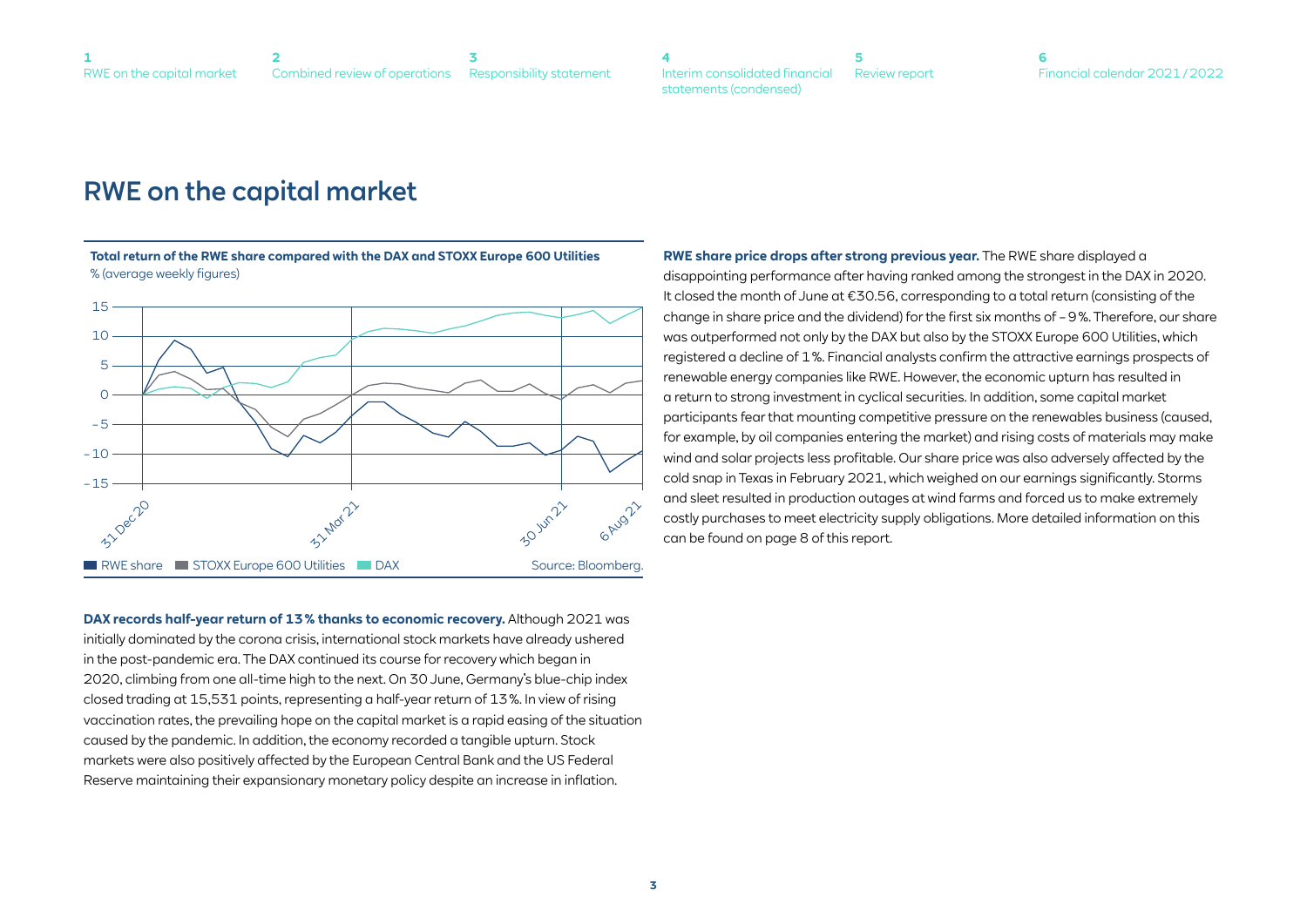# RWE on the capital market

**Total return of the RWE share compared with the DAX and STOXX Europe 600 Utilities**
% (average weekly figures)

Source: Bloomberg.

**DAX records half-year return of 13 % thanks to economic recovery.** Although 2021 was initially dominated by the corona crisis, international stock markets have already ushered in the post-pandemic era. The DAX continued its course for recovery which began in 2020, climbing from one all-time high to the next. On 30 June, Germany's blue-chip index closed trading at 15,531 points, representing a half-year return of 13 %. In view of rising vaccination rates, the prevailing hope on the capital market is a rapid easing of the situation caused by the pandemic. In addition, the economy recorded a tangible upturn. Stock markets were also positively affected by the European Central Bank and the US Federal Reserve maintaining their expansionary monetary policy despite an increase in inflation.

**RWE share price drops after strong previous year.** The RWE share displayed a disappointing performance after having ranked among the strongest in the DAX in 2020. It closed the month of June at €30.56, corresponding to a total return (consisting of the change in share price and the dividend) for the first six months of – 9 %. Therefore, our share was outperformed not only by the DAX but also by the STOXX Europe 600 Utilities, which registered a decline of 1 %. Financial analysts confirm the attractive earnings prospects of renewable energy companies like RWE. However, the economic upturn has resulted in a return to strong investment in cyclical securities. In addition, some capital market participants fear that mounting competitive pressure on the renewables business (caused, for example, by oil companies entering the market) and rising costs of materials may make wind and solar projects less profitable. Our share price was also adversely affected by the cold snap in Texas in February 2021, which weighed on our earnings significantly. Storms and sleet resulted in production outages at wind farms and forced us to make extremely costly purchases to meet electricity supply obligations. More detailed information on this can be found on page 8 of this report.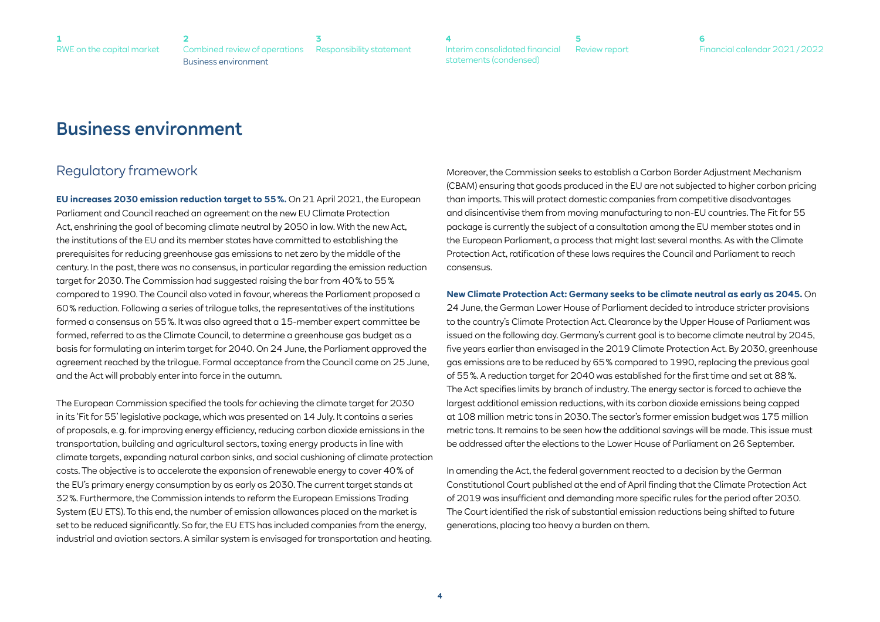# Business environment

## Regulatory framework

**EU increases 2030 emission reduction target to 55 %.** On 21 April 2021, the European Parliament and Council reached an agreement on the new EU Climate Protection Act, enshrining the goal of becoming climate neutral by 2050 in law. With the new Act, the institutions of the EU and its member states have committed to establishing the prerequisites for reducing greenhouse gas emissions to net zero by the middle of the century. In the past, there was no consensus, in particular regarding the emission reduction target for 2030. The Commission had suggested raising the bar from 40 % to 55 % compared to 1990. The Council also voted in favour, whereas the Parliament proposed a 60 % reduction. Following a series of trilogue talks, the representatives of the institutions formed a consensus on 55 %. It was also agreed that a 15-member expert committee be formed, referred to as the Climate Council, to determine a greenhouse gas budget as a basis for formulating an interim target for 2040. On 24 June, the Parliament approved the agreement reached by the trilogue. Formal acceptance from the Council came on 25 June, and the Act will probably enter into force in the autumn.

The European Commission specified the tools for achieving the climate target for 2030 in its 'Fit for 55' legislative package, which was presented on 14 July. It contains a series of proposals, e. g. for improving energy efficiency, reducing carbon dioxide emissions in the transportation, building and agricultural sectors, taxing energy products in line with climate targets, expanding natural carbon sinks, and social cushioning of climate protection costs. The objective is to accelerate the expansion of renewable energy to cover 40 % of the EU's primary energy consumption by as early as 2030. The current target stands at 32 %. Furthermore, the Commission intends to reform the European Emissions Trading System (EU ETS). To this end, the number of emission allowances placed on the market is set to be reduced significantly. So far, the EU ETS has included companies from the energy, industrial and aviation sectors. A similar system is envisaged for transportation and heating.

Moreover, the Commission seeks to establish a Carbon Border Adjustment Mechanism (CBAM) ensuring that goods produced in the EU are not subjected to higher carbon pricing than imports. This will protect domestic companies from competitive disadvantages and disincentivise them from moving manufacturing to non-EU countries. The Fit for 55 package is currently the subject of a consultation among the EU member states and in the European Parliament, a process that might last several months. As with the Climate Protection Act, ratification of these laws requires the Council and Parliament to reach consensus.

**New Climate Protection Act: Germany seeks to be climate neutral as early as 2045.** On 24 June, the German Lower House of Parliament decided to introduce stricter provisions to the country's Climate Protection Act. Clearance by the Upper House of Parliament was issued on the following day. Germany's current goal is to become climate neutral by 2045, five years earlier than envisaged in the 2019 Climate Protection Act. By 2030, greenhouse gas emissions are to be reduced by 65 % compared to 1990, replacing the previous goal of 55 %. A reduction target for 2040 was established for the first time and set at 88 %. The Act specifies limits by branch of industry. The energy sector is forced to achieve the largest additional emission reductions, with its carbon dioxide emissions being capped at 108 million metric tons in 2030. The sector's former emission budget was 175 million metric tons. It remains to be seen how the additional savings will be made. This issue must be addressed after the elections to the Lower House of Parliament on 26 September.

In amending the Act, the federal government reacted to a decision by the German Constitutional Court published at the end of April finding that the Climate Protection Act of 2019 was insufficient and demanding more specific rules for the period after 2030. The Court identified the risk of substantial emission reductions being shifted to future generations, placing too heavy a burden on them.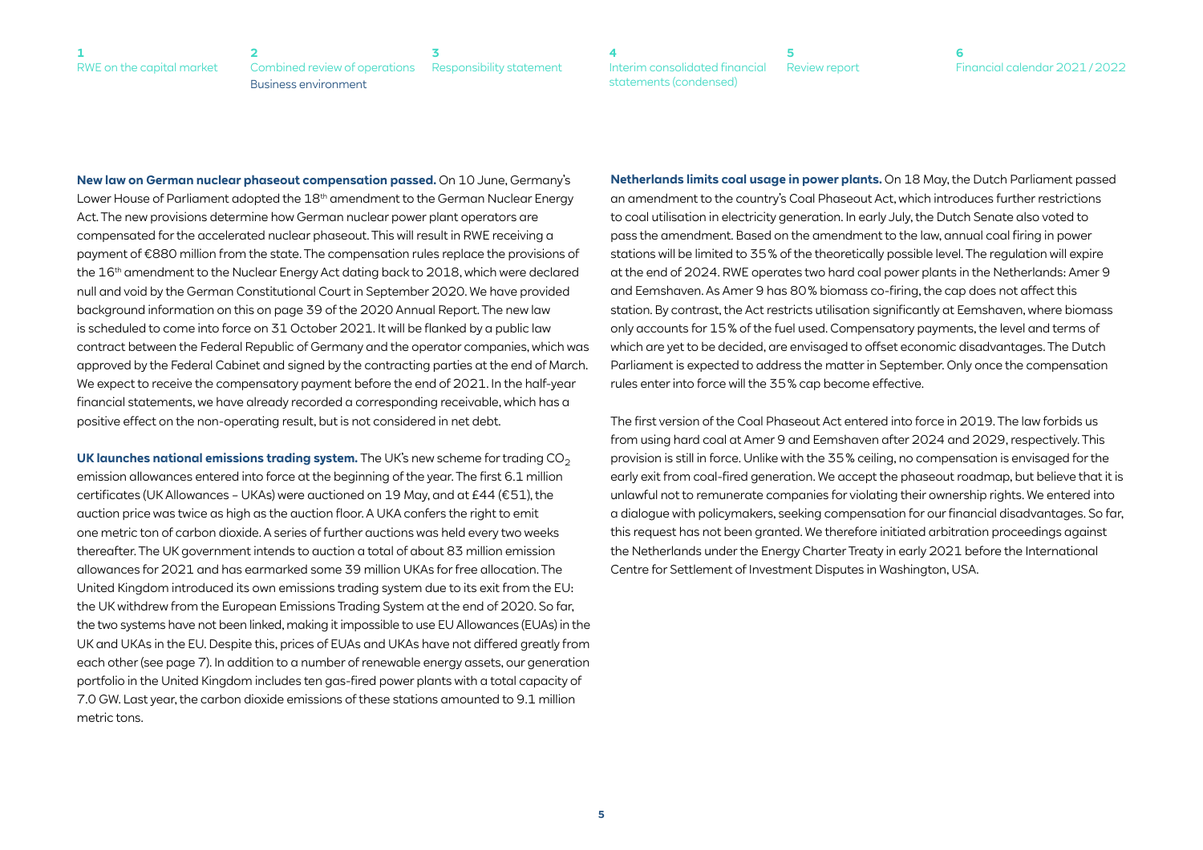**New law on German nuclear phaseout compensation passed.** On 10 June, Germany's Lower House of Parliament adopted the 18th amendment to the German Nuclear Energy Act. The new provisions determine how German nuclear power plant operators are compensated for the accelerated nuclear phaseout. This will result in RWE receiving a payment of €880 million from the state. The compensation rules replace the provisions of the 16th amendment to the Nuclear Energy Act dating back to 2018, which were declared null and void by the German Constitutional Court in September 2020. We have provided background information on this on page 39 of the 2020 Annual Report. The new law is scheduled to come into force on 31 October 2021. It will be flanked by a public law contract between the Federal Republic of Germany and the operator companies, which was approved by the Federal Cabinet and signed by the contracting parties at the end of March. We expect to receive the compensatory payment before the end of 2021. In the half-year financial statements, we have already recorded a corresponding receivable, which has a positive effect on the non-operating result, but is not considered in net debt.

**UK launches national emissions trading system.** The UK's new scheme for trading $CO_2$ emission allowances entered into force at the beginning of the year. The first 6.1 million certificates (UK Allowances – UKAs) were auctioned on 19 May, and at £44 (€51), the auction price was twice as high as the auction floor. A UKA confers the right to emit one metric ton of carbon dioxide. A series of further auctions was held every two weeks thereafter. The UK government intends to auction a total of about 83 million emission allowances for 2021 and has earmarked some 39 million UKAs for free allocation. The United Kingdom introduced its own emissions trading system due to its exit from the EU: the UK withdrew from the European Emissions Trading System at the end of 2020. So far, the two systems have not been linked, making it impossible to use EU Allowances (EUAs) in the UK and UKAs in the EU. Despite this, prices of EUAs and UKAs have not differed greatly from each other (see page 7). In addition to a number of renewable energy assets, our generation portfolio in the United Kingdom includes ten gas-fired power plants with a total capacity of 7.0 GW. Last year, the carbon dioxide emissions of these stations amounted to 9.1 million metric tons.

**Netherlands limits coal usage in power plants.** On 18 May, the Dutch Parliament passed an amendment to the country's Coal Phaseout Act, which introduces further restrictions to coal utilisation in electricity generation. In early July, the Dutch Senate also voted to pass the amendment. Based on the amendment to the law, annual coal firing in power stations will be limited to 35% of the theoretically possible level. The regulation will expire at the end of 2024. RWE operates two hard coal power plants in the Netherlands: Amer 9 and Eemshaven. As Amer 9 has 80% biomass co-firing, the cap does not affect this station. By contrast, the Act restricts utilisation significantly at Eemshaven, where biomass only accounts for 15% of the fuel used. Compensatory payments, the level and terms of which are yet to be decided, are envisaged to offset economic disadvantages. The Dutch Parliament is expected to address the matter in September. Only once the compensation rules enter into force will the 35% cap become effective.

The first version of the Coal Phaseout Act entered into force in 2019. The law forbids us from using hard coal at Amer 9 and Eemshaven after 2024 and 2029, respectively. This provision is still in force. Unlike with the 35% ceiling, no compensation is envisaged for the early exit from coal-fired generation. We accept the phaseout roadmap, but believe that it is unlawful not to remunerate companies for violating their ownership rights. We entered into a dialogue with policymakers, seeking compensation for our financial disadvantages. So far, this request has not been granted. We therefore initiated arbitration proceedings against the Netherlands under the Energy Charter Treaty in early 2021 before the International Centre for Settlement of Investment Disputes in Washington, USA.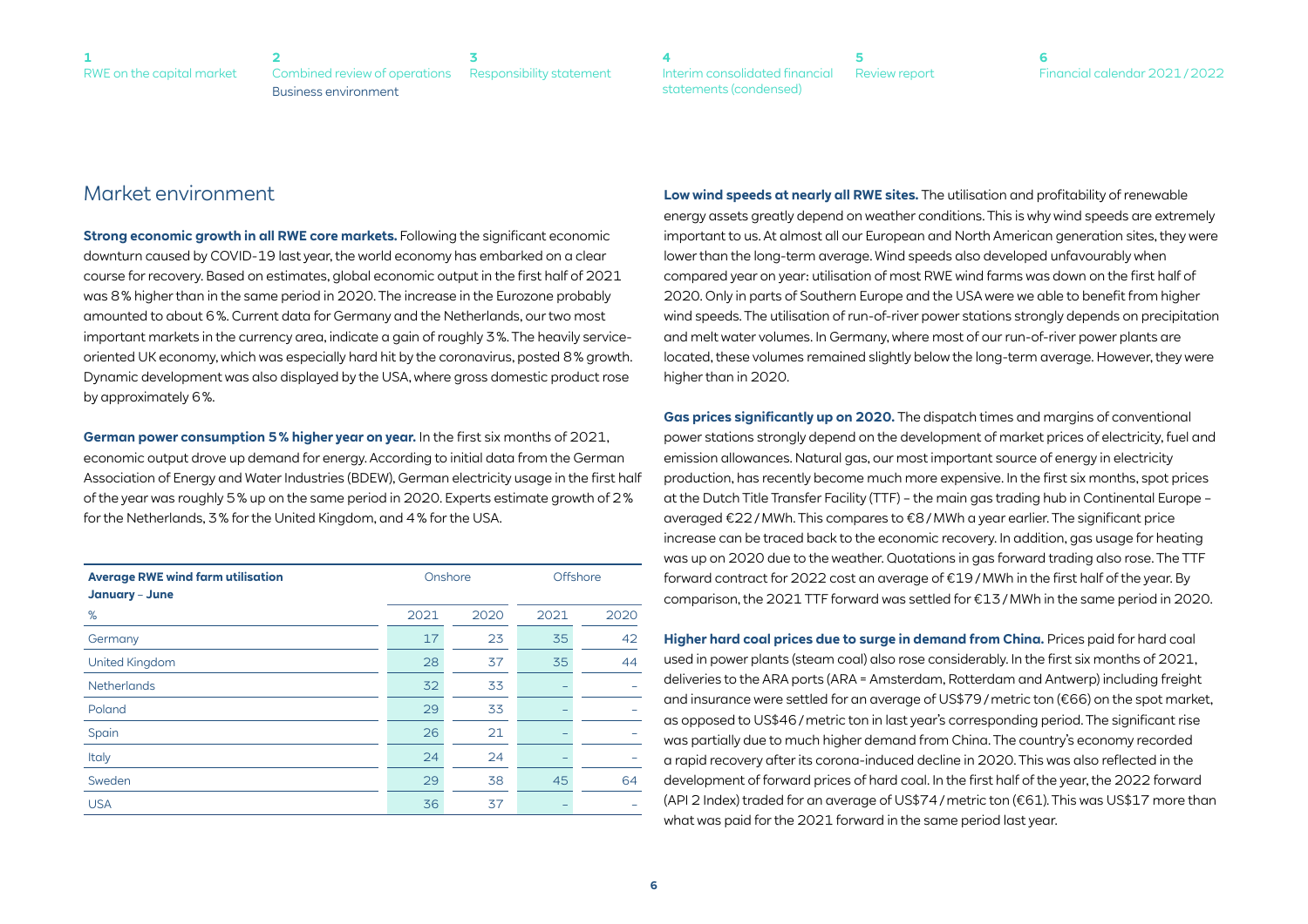## Market environment

**Strong economic growth in all RWE core markets.** Following the significant economic downturn caused by COVID-19 last year, the world economy has embarked on a clear course for recovery. Based on estimates, global economic output in the first half of 2021 was 8 % higher than in the same period in 2020. The increase in the Eurozone probably amounted to about 6 %. Current data for Germany and the Netherlands, our two most important markets in the currency area, indicate a gain of roughly 3 %. The heavily service-oriented UK economy, which was especially hard hit by the coronavirus, posted 8 % growth. Dynamic development was also displayed by the USA, where gross domestic product rose by approximately 6 %.

**German power consumption 5 % higher year on year.** In the first six months of 2021, economic output drove up demand for energy. According to initial data from the German Association of Energy and Water Industries (BDEW), German electricity usage in the first half of the year was roughly 5 % up on the same period in 2020. Experts estimate growth of 2 % for the Netherlands, 3 % for the United Kingdom, and 4 % for the USA.

| **Average RWE wind farm utilisation January – June** | Onshore | | Offshore | |
|---|---|---|---|---|
| % | 2021 | 2020 | 2021 | 2020 |
| Germany | 17 | 23 | 35 | 42 |
| United Kingdom | 28 | 37 | 35 | 44 |
| Netherlands | 32 | 33 | – | – |
| Poland | 29 | 33 | – | – |
| Spain | 26 | 21 | – | – |
| Italy | 24 | 24 | – | – |
| Sweden | 29 | 38 | 45 | 64 |
| USA | 36 | 37 | – | – |

**Low wind speeds at nearly all RWE sites.** The utilisation and profitability of renewable energy assets greatly depend on weather conditions. This is why wind speeds are extremely important to us. At almost all our European and North American generation sites, they were lower than the long-term average. Wind speeds also developed unfavourably when compared year on year: utilisation of most RWE wind farms was down on the first half of 2020. Only in parts of Southern Europe and the USA were we able to benefit from higher wind speeds. The utilisation of run-of-river power stations strongly depends on precipitation and melt water volumes. In Germany, where most of our run-of-river power plants are located, these volumes remained slightly below the long-term average. However, they were higher than in 2020.

**Gas prices significantly up on 2020.** The dispatch times and margins of conventional power stations strongly depend on the development of market prices of electricity, fuel and emission allowances. Natural gas, our most important source of energy in electricity production, has recently become much more expensive. In the first six months, spot prices at the Dutch Title Transfer Facility (TTF) – the main gas trading hub in Continental Europe – averaged €22 / MWh. This compares to €8 / MWh a year earlier. The significant price increase can be traced back to the economic recovery. In addition, gas usage for heating was up on 2020 due to the weather. Quotations in gas forward trading also rose. The TTF forward contract for 2022 cost an average of €19 / MWh in the first half of the year. By comparison, the 2021 TTF forward was settled for €13 / MWh in the same period in 2020.

**Higher hard coal prices due to surge in demand from China.** Prices paid for hard coal used in power plants (steam coal) also rose considerably. In the first six months of 2021, deliveries to the ARA ports (ARA = Amsterdam, Rotterdam and Antwerp) including freight and insurance were settled for an average of US$79 / metric ton (€66) on the spot market, as opposed to US$46 / metric ton in last year's corresponding period. The significant rise was partially due to much higher demand from China. The country's economy recorded a rapid recovery after its corona-induced decline in 2020. This was also reflected in the development of forward prices of hard coal. In the first half of the year, the 2022 forward (API 2 Index) traded for an average of US$74 / metric ton (€61). This was US$17 more than what was paid for the 2021 forward in the same period last year.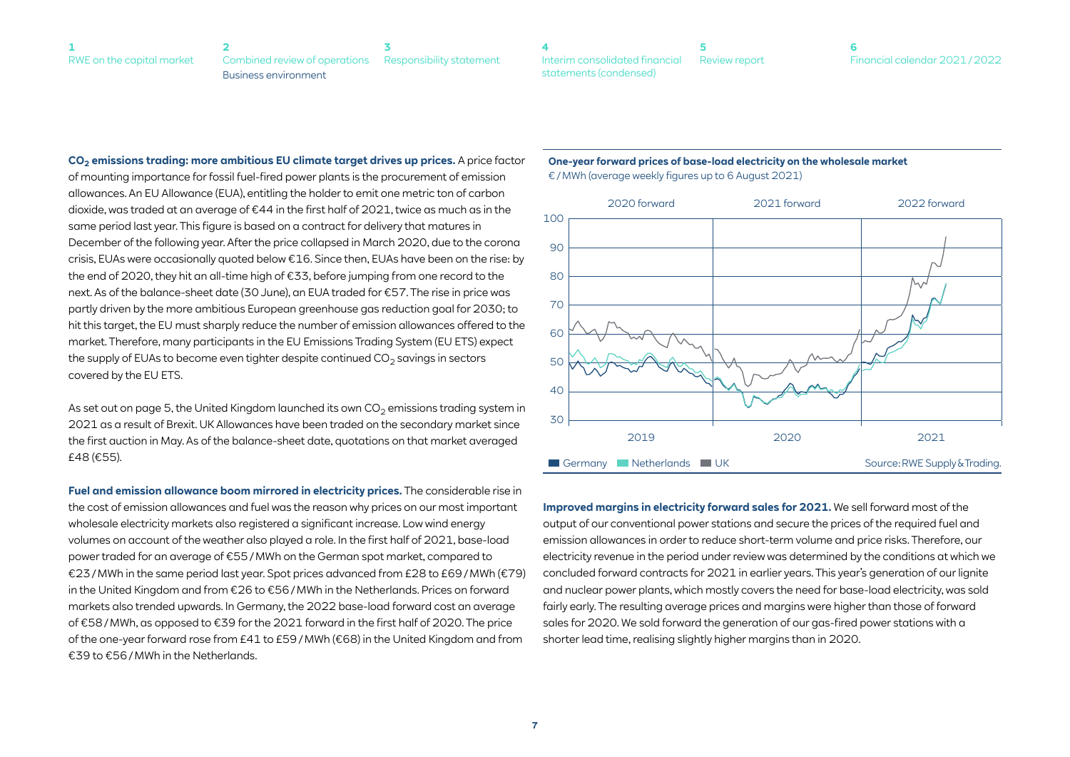**$CO_2$ emissions trading: more ambitious EU climate target drives up prices.** A price factor of mounting importance for fossil fuel-fired power plants is the procurement of emission allowances. An EU Allowance (EUA), entitling the holder to emit one metric ton of carbon dioxide, was traded at an average of €44 in the first half of 2021, twice as much as in the same period last year. This figure is based on a contract for delivery that matures in December of the following year. After the price collapsed in March 2020, due to the corona crisis, EUAs were occasionally quoted below €16. Since then, EUAs have been on the rise: by the end of 2020, they hit an all-time high of €33, before jumping from one record to the next. As of the balance-sheet date (30 June), an EUA traded for €57. The rise in price was partly driven by the more ambitious European greenhouse gas reduction goal for 2030; to hit this target, the EU must sharply reduce the number of emission allowances offered to the market. Therefore, many participants in the EU Emissions Trading System (EU ETS) expect the supply of EUAs to become even tighter despite continued $CO_2$ savings in sectors covered by the EU ETS.

As set out on page 5, the United Kingdom launched its own $CO_2$ emissions trading system in 2021 as a result of Brexit. UK Allowances have been traded on the secondary market since the first auction in May. As of the balance-sheet date, quotations on that market averaged £48 (€55).

**Fuel and emission allowance boom mirrored in electricity prices.** The considerable rise in the cost of emission allowances and fuel was the reason why prices on our most important wholesale electricity markets also registered a significant increase. Low wind energy volumes on account of the weather also played a role. In the first half of 2021, base-load power traded for an average of €55 / MWh on the German spot market, compared to €23 / MWh in the same period last year. Spot prices advanced from £28 to £69 / MWh (€79) in the United Kingdom and from €26 to €56 / MWh in the Netherlands. Prices on forward markets also trended upwards. In Germany, the 2022 base-load forward cost an average of €58 / MWh, as opposed to €39 for the 2021 forward in the first half of 2020. The price of the one-year forward rose from £41 to £59 / MWh (€68) in the United Kingdom and from €39 to €56 / MWh in the Netherlands.

**One-year forward prices of base-load electricity on the wholesale market**
€ / MWh (average weekly figures up to 6 August 2021)

2020 forward | 2021 forward | 2022 forward

2019 | 2020 | 2021

Germany | Netherlands | UK

Source: RWE Supply & Trading.

**Improved margins in electricity forward sales for 2021.** We sell forward most of the output of our conventional power stations and secure the prices of the required fuel and emission allowances in order to reduce short-term volume and price risks. Therefore, our electricity revenue in the period under review was determined by the conditions at which we concluded forward contracts for 2021 in earlier years. This year's generation of our lignite and nuclear power plants, which mostly covers the need for base-load electricity, was sold fairly early. The resulting average prices and margins were higher than those of forward sales for 2020. We sold forward the generation of our gas-fired power stations with a shorter lead time, realising slightly higher margins than in 2020.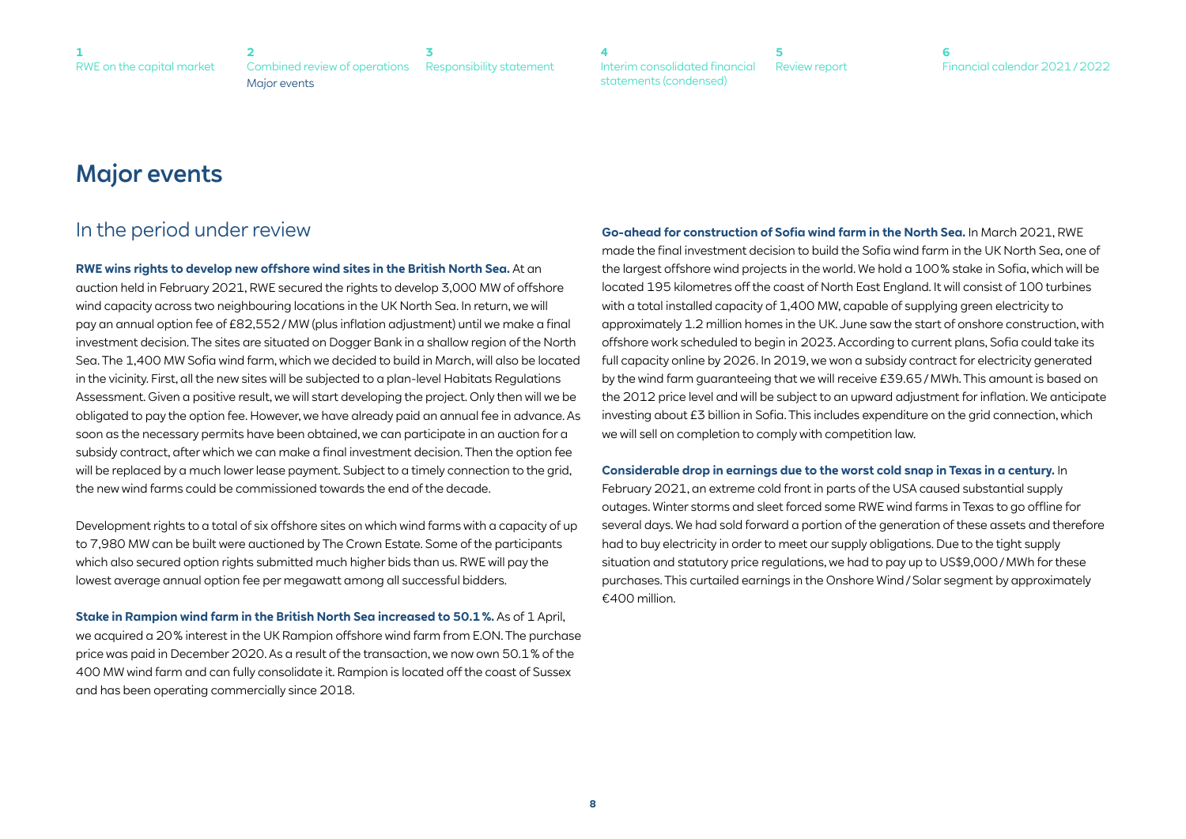# Major events

## In the period under review

**RWE wins rights to develop new offshore wind sites in the British North Sea.** At an auction held in February 2021, RWE secured the rights to develop 3,000 MW of offshore wind capacity across two neighbouring locations in the UK North Sea. In return, we will pay an annual option fee of £82,552 / MW (plus inflation adjustment) until we make a final investment decision. The sites are situated on Dogger Bank in a shallow region of the North Sea. The 1,400 MW Sofia wind farm, which we decided to build in March, will also be located in the vicinity. First, all the new sites will be subjected to a plan-level Habitats Regulations Assessment. Given a positive result, we will start developing the project. Only then will we be obligated to pay the option fee. However, we have already paid an annual fee in advance. As soon as the necessary permits have been obtained, we can participate in an auction for a subsidy contract, after which we can make a final investment decision. Then the option fee will be replaced by a much lower lease payment. Subject to a timely connection to the grid, the new wind farms could be commissioned towards the end of the decade.

Development rights to a total of six offshore sites on which wind farms with a capacity of up to 7,980 MW can be built were auctioned by The Crown Estate. Some of the participants which also secured option rights submitted much higher bids than us. RWE will pay the lowest average annual option fee per megawatt among all successful bidders.

**Stake in Rampion wind farm in the British North Sea increased to 50.1 %.** As of 1 April, we acquired a 20 % interest in the UK Rampion offshore wind farm from E.ON. The purchase price was paid in December 2020. As a result of the transaction, we now own 50.1 % of the 400 MW wind farm and can fully consolidate it. Rampion is located off the coast of Sussex and has been operating commercially since 2018.

**Go-ahead for construction of Sofia wind farm in the North Sea.** In March 2021, RWE made the final investment decision to build the Sofia wind farm in the UK North Sea, one of the largest offshore wind projects in the world. We hold a 100 % stake in Sofia, which will be located 195 kilometres off the coast of North East England. It will consist of 100 turbines with a total installed capacity of 1,400 MW, capable of supplying green electricity to approximately 1.2 million homes in the UK. June saw the start of onshore construction, with offshore work scheduled to begin in 2023. According to current plans, Sofia could take its full capacity online by 2026. In 2019, we won a subsidy contract for electricity generated by the wind farm guaranteeing that we will receive £39.65 / MWh. This amount is based on the 2012 price level and will be subject to an upward adjustment for inflation. We anticipate investing about £3 billion in Sofia. This includes expenditure on the grid connection, which we will sell on completion to comply with competition law.

**Considerable drop in earnings due to the worst cold snap in Texas in a century.** In February 2021, an extreme cold front in parts of the USA caused substantial supply outages. Winter storms and sleet forced some RWE wind farms in Texas to go offline for several days. We had sold forward a portion of the generation of these assets and therefore had to buy electricity in order to meet our supply obligations. Due to the tight supply situation and statutory price regulations, we had to pay up to US$9,000 / MWh for these purchases. This curtailed earnings in the Onshore Wind / Solar segment by approximately €400 million.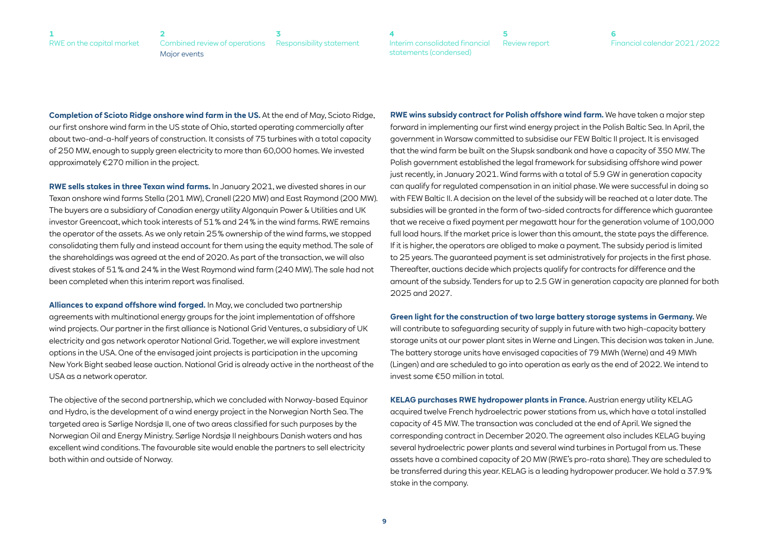**Completion of Scioto Ridge onshore wind farm in the US.** At the end of May, Scioto Ridge, our first onshore wind farm in the US state of Ohio, started operating commercially after about two-and-a-half years of construction. It consists of 75 turbines with a total capacity of 250 MW, enough to supply green electricity to more than 60,000 homes. We invested approximately €270 million in the project.

**RWE sells stakes in three Texan wind farms.** In January 2021, we divested shares in our Texan onshore wind farms Stella (201 MW), Cranell (220 MW) and East Raymond (200 MW). The buyers are a subsidiary of Canadian energy utility Algonquin Power & Utilities and UK investor Greencoat, which took interests of 51 % and 24 % in the wind farms. RWE remains the operator of the assets. As we only retain 25 % ownership of the wind farms, we stopped consolidating them fully and instead account for them using the equity method. The sale of the shareholdings was agreed at the end of 2020. As part of the transaction, we will also divest stakes of 51 % and 24 % in the West Raymond wind farm (240 MW). The sale had not been completed when this interim report was finalised.

**Alliances to expand offshore wind forged.** In May, we concluded two partnership agreements with multinational energy groups for the joint implementation of offshore wind projects. Our partner in the first alliance is National Grid Ventures, a subsidiary of UK electricity and gas network operator National Grid. Together, we will explore investment options in the USA. One of the envisaged joint projects is participation in the upcoming New York Bight seabed lease auction. National Grid is already active in the northeast of the USA as a network operator.

The objective of the second partnership, which we concluded with Norway-based Equinor and Hydro, is the development of a wind energy project in the Norwegian North Sea. The targeted area is Sørlige Nordsjø II, one of two areas classified for such purposes by the Norwegian Oil and Energy Ministry. Sørlige Nordsjø II neighbours Danish waters and has excellent wind conditions. The favourable site would enable the partners to sell electricity both within and outside of Norway.

**RWE wins subsidy contract for Polish offshore wind farm.** We have taken a major step forward in implementing our first wind energy project in the Polish Baltic Sea. In April, the government in Warsaw committed to subsidise our FEW Baltic II project. It is envisaged that the wind farm be built on the Słupsk sandbank and have a capacity of 350 MW. The Polish government established the legal framework for subsidising offshore wind power just recently, in January 2021. Wind farms with a total of 5.9 GW in generation capacity can qualify for regulated compensation in an initial phase. We were successful in doing so with FEW Baltic II. A decision on the level of the subsidy will be reached at a later date. The subsidies will be granted in the form of two-sided contracts for difference which guarantee that we receive a fixed payment per megawatt hour for the generation volume of 100,000 full load hours. If the market price is lower than this amount, the state pays the difference. If it is higher, the operators are obliged to make a payment. The subsidy period is limited to 25 years. The guaranteed payment is set administratively for projects in the first phase. Thereafter, auctions decide which projects qualify for contracts for difference and the amount of the subsidy. Tenders for up to 2.5 GW in generation capacity are planned for both 2025 and 2027.

**Green light for the construction of two large battery storage systems in Germany.** We will contribute to safeguarding security of supply in future with two high-capacity battery storage units at our power plant sites in Werne and Lingen. This decision was taken in June. The battery storage units have envisaged capacities of 79 MWh (Werne) and 49 MWh (Lingen) and are scheduled to go into operation as early as the end of 2022. We intend to invest some €50 million in total.

**KELAG purchases RWE hydropower plants in France.** Austrian energy utility KELAG acquired twelve French hydroelectric power stations from us, which have a total installed capacity of 45 MW. The transaction was concluded at the end of April. We signed the corresponding contract in December 2020. The agreement also includes KELAG buying several hydroelectric power plants and several wind turbines in Portugal from us. These assets have a combined capacity of 20 MW (RWE's pro-rata share). They are scheduled to be transferred during this year. KELAG is a leading hydropower producer. We hold a 37.9 % stake in the company.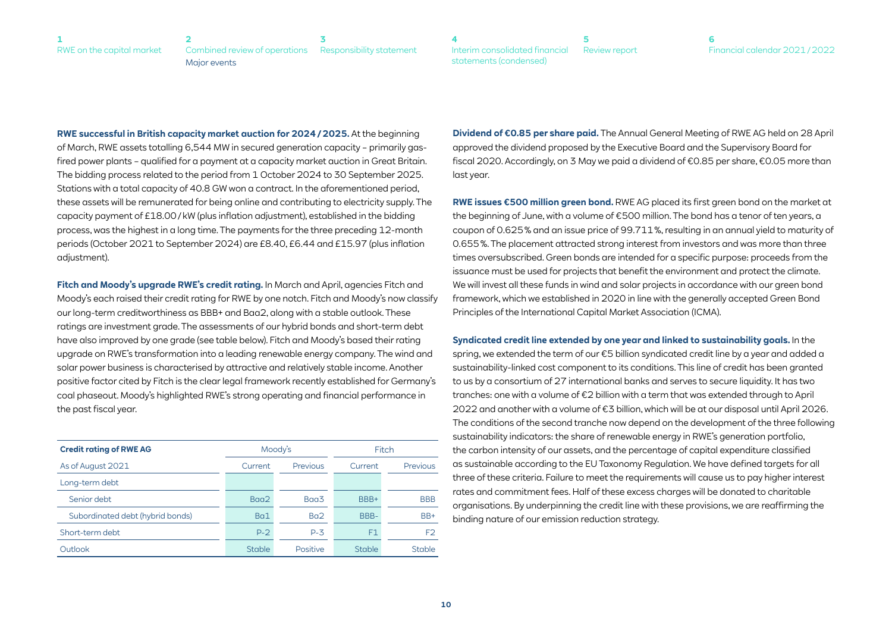**RWE successful in British capacity market auction for 2024 / 2025.** At the beginning of March, RWE assets totalling 6,544 MW in secured generation capacity – primarily gas-fired power plants – qualified for a payment at a capacity market auction in Great Britain. The bidding process related to the period from 1 October 2024 to 30 September 2025. Stations with a total capacity of 40.8 GW won a contract. In the aforementioned period, these assets will be remunerated for being online and contributing to electricity supply. The capacity payment of £18.00 / kW (plus inflation adjustment), established in the bidding process, was the highest in a long time. The payments for the three preceding 12-month periods (October 2021 to September 2024) are £8.40, £6.44 and £15.97 (plus inflation adjustment).

**Fitch and Moody's upgrade RWE's credit rating.** In March and April, agencies Fitch and Moody's each raised their credit rating for RWE by one notch. Fitch and Moody's now classify our long-term creditworthiness as BBB+ and Baa2, along with a stable outlook. These ratings are investment grade. The assessments of our hybrid bonds and short-term debt have also improved by one grade (see table below). Fitch and Moody's based their rating upgrade on RWE's transformation into a leading renewable energy company. The wind and solar power business is characterised by attractive and relatively stable income. Another positive factor cited by Fitch is the clear legal framework recently established for Germany's coal phaseout. Moody's highlighted RWE's strong operating and financial performance in the past fiscal year.

| **Credit rating of RWE AG** | Moody's | | Fitch | |
|---|---|---|---|---|
| As of August 2021 | Current | Previous | Current | Previous |
| Long-term debt | | | | |
| Senior debt | Baa2 | Baa3 | BBB+ | BBB |
| Subordinated debt (hybrid bonds) | Ba1 | Ba2 | BBB- | BB+ |
| Short-term debt | P-2 | P-3 | F1 | F2 |
| Outlook | Stable | Positive | Stable | Stable |

**Dividend of €0.85 per share paid.** The Annual General Meeting of RWE AG held on 28 April approved the dividend proposed by the Executive Board and the Supervisory Board for fiscal 2020. Accordingly, on 3 May we paid a dividend of €0.85 per share, €0.05 more than last year.

**RWE issues €500 million green bond.** RWE AG placed its first green bond on the market at the beginning of June, with a volume of €500 million. The bond has a tenor of ten years, a coupon of 0.625 % and an issue price of 99.711 %, resulting in an annual yield to maturity of 0.655 %. The placement attracted strong interest from investors and was more than three times oversubscribed. Green bonds are intended for a specific purpose: proceeds from the issuance must be used for projects that benefit the environment and protect the climate. We will invest all these funds in wind and solar projects in accordance with our green bond framework, which we established in 2020 in line with the generally accepted Green Bond Principles of the International Capital Market Association (ICMA).

**Syndicated credit line extended by one year and linked to sustainability goals.** In the spring, we extended the term of our €5 billion syndicated credit line by a year and added a sustainability-linked cost component to its conditions. This line of credit has been granted to us by a consortium of 27 international banks and serves to secure liquidity. It has two tranches: one with a volume of €2 billion with a term that was extended through to April 2022 and another with a volume of €3 billion, which will be at our disposal until April 2026. The conditions of the second tranche now depend on the development of the three following sustainability indicators: the share of renewable energy in RWE's generation portfolio, the carbon intensity of our assets, and the percentage of capital expenditure classified as sustainable according to the EU Taxonomy Regulation. We have defined targets for all three of these criteria. Failure to meet the requirements will cause us to pay higher interest rates and commitment fees. Half of these excess charges will be donated to charitable organisations. By underpinning the credit line with these provisions, we are reaffirming the binding nature of our emission reduction strategy.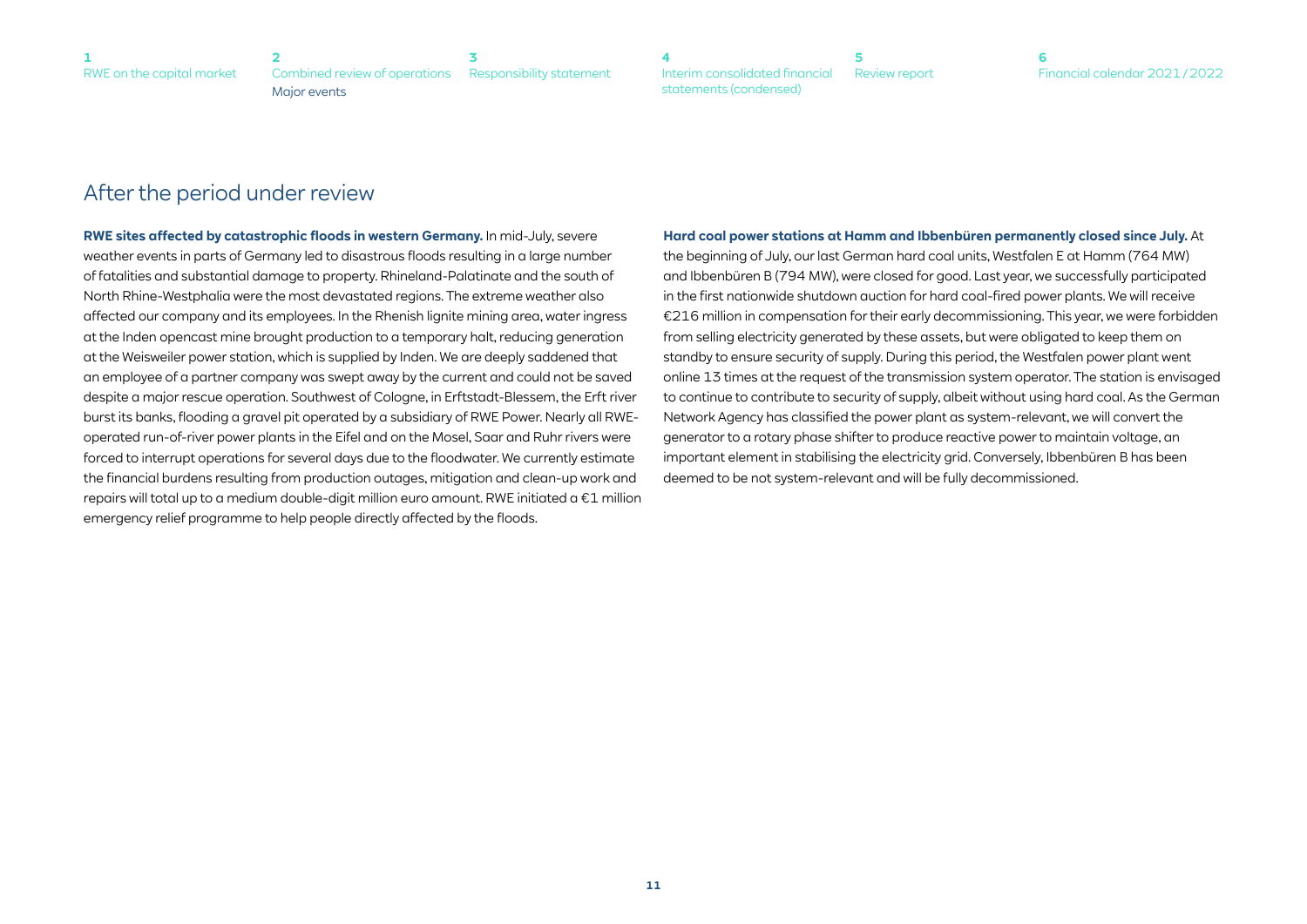## After the period under review

**RWE sites affected by catastrophic floods in western Germany.** In mid-July, severe weather events in parts of Germany led to disastrous floods resulting in a large number of fatalities and substantial damage to property. Rhineland-Palatinate and the south of North Rhine-Westphalia were the most devastated regions. The extreme weather also affected our company and its employees. In the Rhenish lignite mining area, water ingress at the Inden opencast mine brought production to a temporary halt, reducing generation at the Weisweiler power station, which is supplied by Inden. We are deeply saddened that an employee of a partner company was swept away by the current and could not be saved despite a major rescue operation. Southwest of Cologne, in Erftstadt-Blessem, the Erft river burst its banks, flooding a gravel pit operated by a subsidiary of RWE Power. Nearly all RWE-operated run-of-river power plants in the Eifel and on the Mosel, Saar and Ruhr rivers were forced to interrupt operations for several days due to the floodwater. We currently estimate the financial burdens resulting from production outages, mitigation and clean-up work and repairs will total up to a medium double-digit million euro amount. RWE initiated a €1 million emergency relief programme to help people directly affected by the floods.

**Hard coal power stations at Hamm and Ibbenbüren permanently closed since July.** At the beginning of July, our last German hard coal units, Westfalen E at Hamm (764 MW) and Ibbenbüren B (794 MW), were closed for good. Last year, we successfully participated in the first nationwide shutdown auction for hard coal-fired power plants. We will receive €216 million in compensation for their early decommissioning. This year, we were forbidden from selling electricity generated by these assets, but were obligated to keep them on standby to ensure security of supply. During this period, the Westfalen power plant went online 13 times at the request of the transmission system operator. The station is envisaged to continue to contribute to security of supply, albeit without using hard coal. As the German Network Agency has classified the power plant as system-relevant, we will convert the generator to a rotary phase shifter to produce reactive power to maintain voltage, an important element in stabilising the electricity grid. Conversely, Ibbenbüren B has been deemed to be not system-relevant and will be fully decommissioned.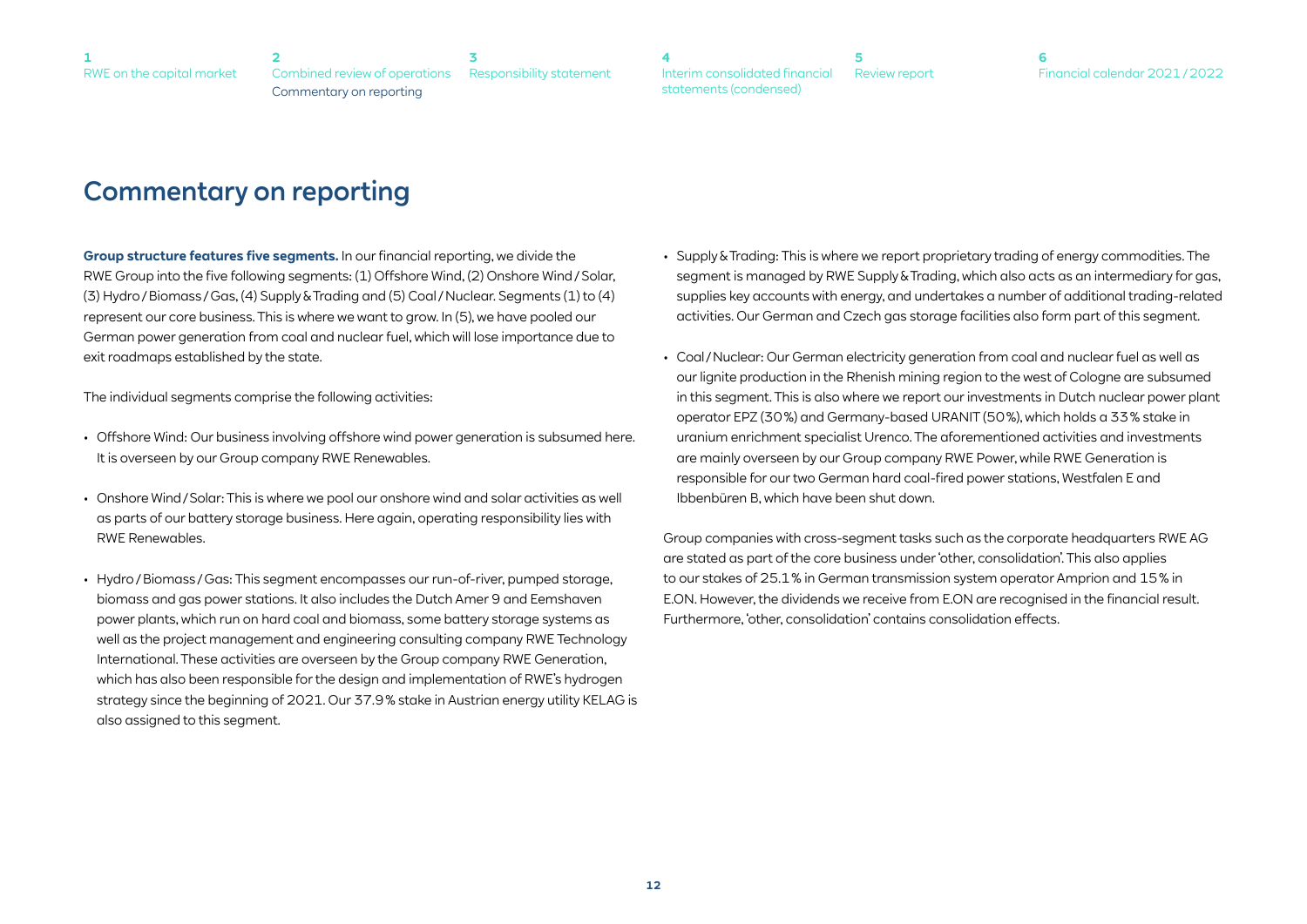# Commentary on reporting

**Group structure features five segments.** In our financial reporting, we divide the RWE Group into the five following segments: (1) Offshore Wind, (2) Onshore Wind / Solar, (3) Hydro / Biomass / Gas, (4) Supply & Trading and (5) Coal / Nuclear. Segments (1) to (4) represent our core business. This is where we want to grow. In (5), we have pooled our German power generation from coal and nuclear fuel, which will lose importance due to exit roadmaps established by the state.

The individual segments comprise the following activities:

- Offshore Wind: Our business involving offshore wind power generation is subsumed here. It is overseen by our Group company RWE Renewables.
- Onshore Wind / Solar: This is where we pool our onshore wind and solar activities as well as parts of our battery storage business. Here again, operating responsibility lies with RWE Renewables.
- Hydro / Biomass / Gas: This segment encompasses our run-of-river, pumped storage, biomass and gas power stations. It also includes the Dutch Amer 9 and Eemshaven power plants, which run on hard coal and biomass, some battery storage systems as well as the project management and engineering consulting company RWE Technology International. These activities are overseen by the Group company RWE Generation, which has also been responsible for the design and implementation of RWE's hydrogen strategy since the beginning of 2021. Our 37.9 % stake in Austrian energy utility KELAG is also assigned to this segment.
- Supply & Trading: This is where we report proprietary trading of energy commodities. The segment is managed by RWE Supply & Trading, which also acts as an intermediary for gas, supplies key accounts with energy, and undertakes a number of additional trading-related activities. Our German and Czech gas storage facilities also form part of this segment.
- Coal / Nuclear: Our German electricity generation from coal and nuclear fuel as well as our lignite production in the Rhenish mining region to the west of Cologne are subsumed in this segment. This is also where we report our investments in Dutch nuclear power plant operator EPZ (30 %) and Germany-based URANIT (50 %), which holds a 33 % stake in uranium enrichment specialist Urenco. The aforementioned activities and investments are mainly overseen by our Group company RWE Power, while RWE Generation is responsible for our two German hard coal-fired power stations, Westfalen E and Ibbenbüren B, which have been shut down.

Group companies with cross-segment tasks such as the corporate headquarters RWE AG are stated as part of the core business under 'other, consolidation'. This also applies to our stakes of 25.1 % in German transmission system operator Amprion and 15 % in E.ON. However, the dividends we receive from E.ON are recognised in the financial result. Furthermore, 'other, consolidation' contains consolidation effects.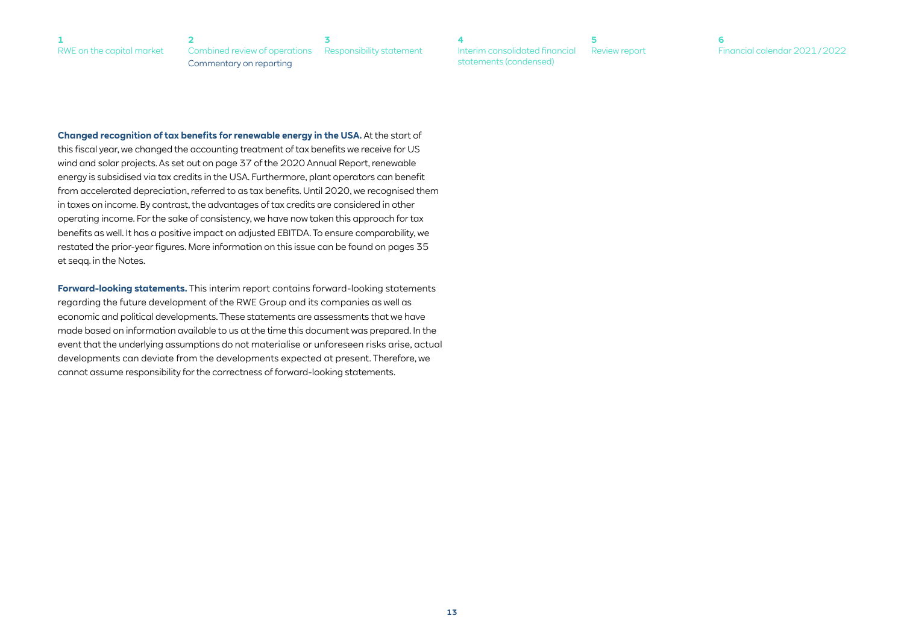**Changed recognition of tax benefits for renewable energy in the USA.** At the start of this fiscal year, we changed the accounting treatment of tax benefits we receive for US wind and solar projects. As set out on page 37 of the 2020 Annual Report, renewable energy is subsidised via tax credits in the USA. Furthermore, plant operators can benefit from accelerated depreciation, referred to as tax benefits. Until 2020, we recognised them in taxes on income. By contrast, the advantages of tax credits are considered in other operating income. For the sake of consistency, we have now taken this approach for tax benefits as well. It has a positive impact on adjusted EBITDA. To ensure comparability, we restated the prior-year figures. More information on this issue can be found on pages 35 et seqq. in the Notes.

**Forward-looking statements.** This interim report contains forward-looking statements regarding the future development of the RWE Group and its companies as well as economic and political developments. These statements are assessments that we have made based on information available to us at the time this document was prepared. In the event that the underlying assumptions do not materialise or unforeseen risks arise, actual developments can deviate from the developments expected at present. Therefore, we cannot assume responsibility for the correctness of forward-looking statements.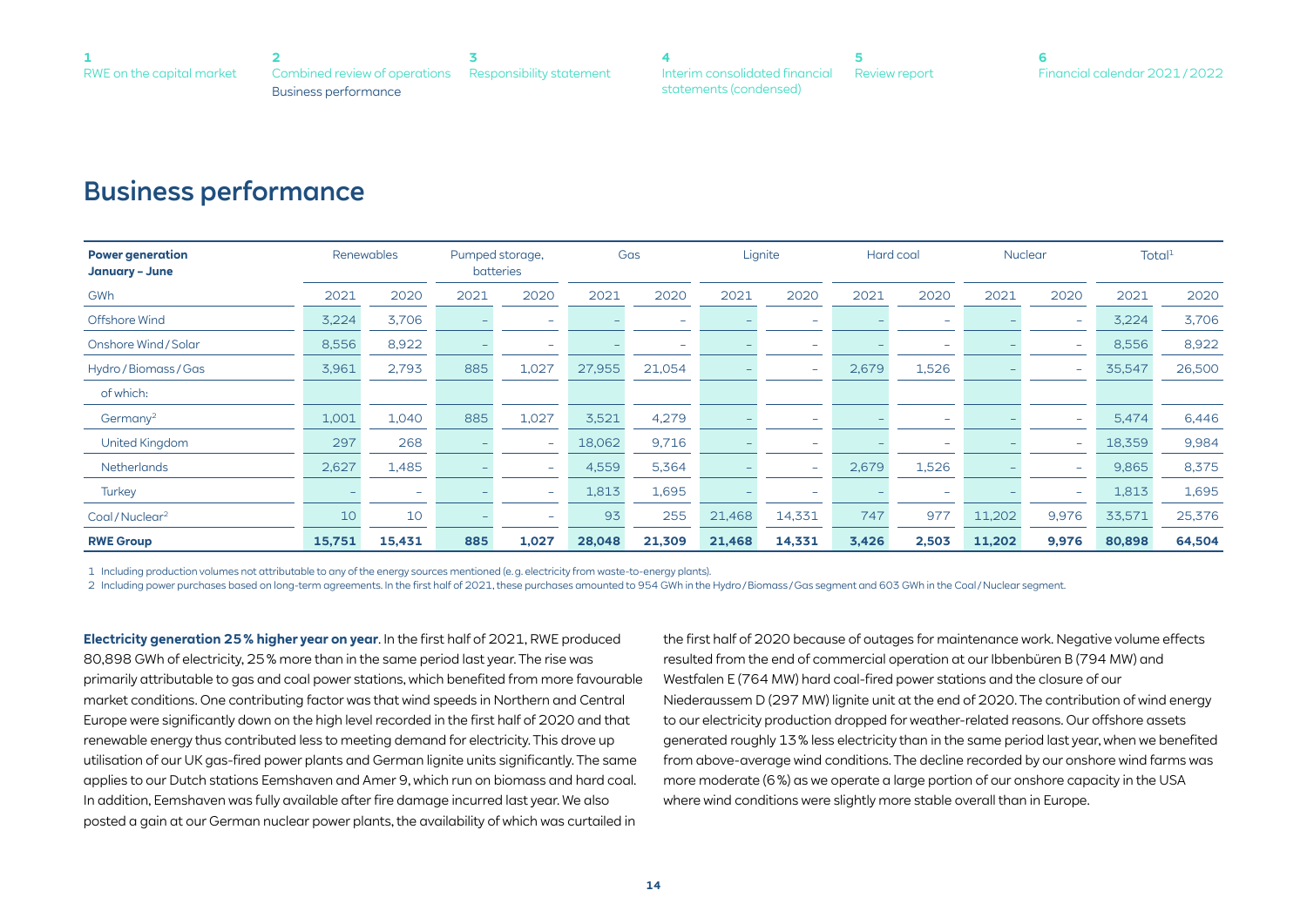# Business performance

| Power generation January – June | Renewables | | Pumped storage, batteries | | Gas | | Lignite | | Hard coal | | Nuclear | | Total[1] | |
|---|---|---|---|---|---|---|---|---|---|---|---|---|---|---|
| GWh | 2021 | 2020 | 2021 | 2020 | 2021 | 2020 | 2021 | 2020 | 2021 | 2020 | 2021 | 2020 | 2021 | 2020 |
| Offshore Wind | 3,224 | 3,706 | – | – | – | – | – | – | – | – | – | – | 3,224 | 3,706 |
| Onshore Wind / Solar | 8,556 | 8,922 | – | – | – | – | – | – | – | – | – | – | 8,556 | 8,922 |
| Hydro / Biomass / Gas | 3,961 | 2,793 | 885 | 1,027 | 27,955 | 21,054 | – | – | 2,679 | 1,526 | – | – | 35,547 | 26,500 |
| of which: | | | | | | | | | | | | | | |
| Germany[2] | 1,001 | 1,040 | 885 | 1,027 | 3,521 | 4,279 | – | – | – | – | – | – | 5,474 | 6,446 |
| United Kingdom | 297 | 268 | – | – | 18,062 | 9,716 | – | – | – | – | – | – | 18,359 | 9,984 |
| Netherlands | 2,627 | 1,485 | – | – | 4,559 | 5,364 | – | – | 2,679 | 1,526 | – | – | 9,865 | 8,375 |
| Turkey | – | – | – | – | 1,813 | 1,695 | – | – | – | – | – | – | 1,813 | 1,695 |
| Coal / Nuclear[2] | 10 | 10 | – | – | 93 | 255 | 21,468 | 14,331 | 747 | 977 | 11,202 | 9,976 | 33,571 | 25,376 |
| **RWE Group** | **15,751** | **15,431** | **885** | **1,027** | **28,048** | **21,309** | **21,468** | **14,331** | **3,426** | **2,503** | **11,202** | **9,976** | **80,898** | **64,504** |

1 Including production volumes not attributable to any of the energy sources mentioned (e. g. electricity from waste-to-energy plants).

2 Including power purchases based on long-term agreements. In the first half of 2021, these purchases amounted to 954 GWh in the Hydro / Biomass / Gas segment and 603 GWh in the Coal / Nuclear segment.

**Electricity generation 25 % higher year on year**. In the first half of 2021, RWE produced 80,898 GWh of electricity, 25 % more than in the same period last year. The rise was primarily attributable to gas and coal power stations, which benefited from more favourable market conditions. One contributing factor was that wind speeds in Northern and Central Europe were significantly down on the high level recorded in the first half of 2020 and that renewable energy thus contributed less to meeting demand for electricity. This drove up utilisation of our UK gas-fired power plants and German lignite units significantly. The same applies to our Dutch stations Eemshaven and Amer 9, which run on biomass and hard coal. In addition, Eemshaven was fully available after fire damage incurred last year. We also posted a gain at our German nuclear power plants, the availability of which was curtailed in the first half of 2020 because of outages for maintenance work. Negative volume effects resulted from the end of commercial operation at our Ibbenbüren B (794 MW) and Westfalen E (764 MW) hard coal-fired power stations and the closure of our Niederaussem D (297 MW) lignite unit at the end of 2020. The contribution of wind energy to our electricity production dropped for weather-related reasons. Our offshore assets generated roughly 13 % less electricity than in the same period last year, when we benefited from above-average wind conditions. The decline recorded by our onshore wind farms was more moderate (6 %) as we operate a large portion of our onshore capacity in the USA where wind conditions were slightly more stable overall than in Europe.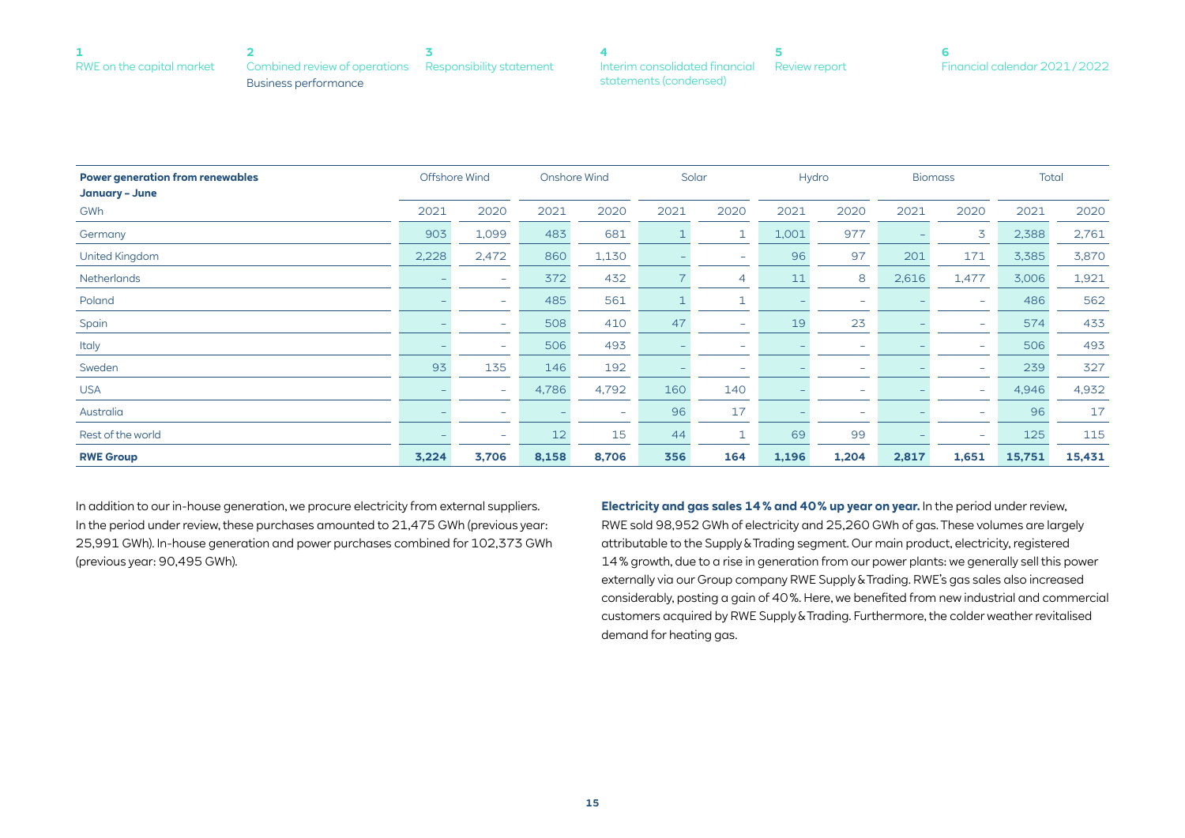| **Power generation from renewables January – June** | Offshore Wind | | Onshore Wind | | Solar | | Hydro | | Biomass | | Total | |
|---|---|---|---|---|---|---|---|---|---|---|---|---|
| GWh | 2021 | 2020 | 2021 | 2020 | 2021 | 2020 | 2021 | 2020 | 2021 | 2020 | 2021 | 2020 |
| Germany | 903 | 1,099 | 483 | 681 | 1 | 1 | 1,001 | 977 | – | 3 | 2,388 | 2,761 |
| United Kingdom | 2,228 | 2,472 | 860 | 1,130 | – | – | 96 | 97 | 201 | 171 | 3,385 | 3,870 |
| Netherlands | – | – | 372 | 432 | 7 | 4 | 11 | 8 | 2,616 | 1,477 | 3,006 | 1,921 |
| Poland | – | – | 485 | 561 | 1 | 1 | – | – | – | – | 486 | 562 |
| Spain | – | – | 508 | 410 | 47 | – | 19 | 23 | – | – | 574 | 433 |
| Italy | – | – | 506 | 493 | – | – | – | – | – | – | 506 | 493 |
| Sweden | 93 | 135 | 146 | 192 | – | – | – | – | – | – | 239 | 327 |
| USA | – | – | 4,786 | 4,792 | 160 | 140 | – | – | – | – | 4,946 | 4,932 |
| Australia | – | – | – | – | 96 | 17 | – | – | – | – | 96 | 17 |
| Rest of the world | – | – | 12 | 15 | 44 | 1 | 69 | 99 | – | – | 125 | 115 |
| **RWE Group** | **3,224** | **3,706** | **8,158** | **8,706** | **356** | **164** | **1,196** | **1,204** | **2,817** | **1,651** | **15,751** | **15,431** |

In addition to our in-house generation, we procure electricity from external suppliers. In the period under review, these purchases amounted to 21,475 GWh (previous year: 25,991 GWh). In-house generation and power purchases combined for 102,373 GWh (previous year: 90,495 GWh).

**Electricity and gas sales 14 % and 40 % up year on year.** In the period under review, RWE sold 98,952 GWh of electricity and 25,260 GWh of gas. These volumes are largely attributable to the Supply & Trading segment. Our main product, electricity, registered 14 % growth, due to a rise in generation from our power plants: we generally sell this power externally via our Group company RWE Supply & Trading. RWE's gas sales also increased considerably, posting a gain of 40 %. Here, we benefited from new industrial and commercial customers acquired by RWE Supply & Trading. Furthermore, the colder weather revitalised demand for heating gas.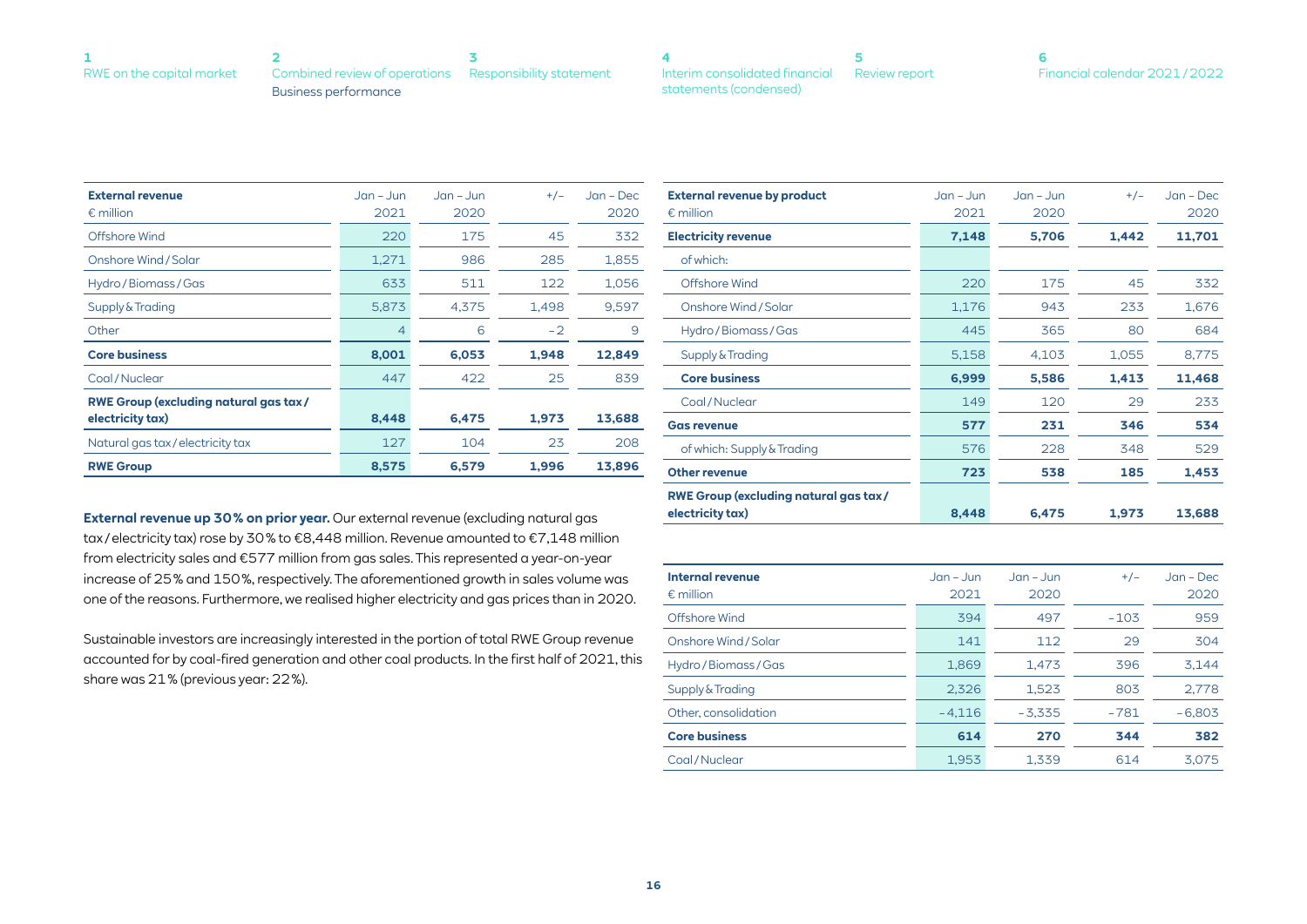| External revenue<br>€ million | Jan – Jun 2021 | Jan – Jun 2020 | +/– | Jan – Dec 2020 |
|---|---|---|---|---|
| Offshore Wind | 220 | 175 | 45 | 332 |
| Onshore Wind / Solar | 1,271 | 986 | 285 | 1,855 |
| Hydro / Biomass / Gas | 633 | 511 | 122 | 1,056 |
| Supply & Trading | 5,873 | 4,375 | 1,498 | 9,597 |
| Other | 4 | 6 | –2 | 9 |
| **Core business** | **8,001** | **6,053** | **1,948** | **12,849** |
| Coal / Nuclear | 447 | 422 | 25 | 839 |
| **RWE Group (excluding natural gas tax / electricity tax)** | **8,448** | **6,475** | **1,973** | **13,688** |
| Natural gas tax / electricity tax | 127 | 104 | 23 | 208 |
| **RWE Group** | **8,575** | **6,579** | **1,996** | **13,896** |

**External revenue up 30% on prior year.** Our external revenue (excluding natural gas tax / electricity tax) rose by 30% to €8,448 million. Revenue amounted to €7,148 million from electricity sales and €577 million from gas sales. This represented a year-on-year increase of 25% and 150%, respectively. The aforementioned growth in sales volume was one of the reasons. Furthermore, we realised higher electricity and gas prices than in 2020.

Sustainable investors are increasingly interested in the portion of total RWE Group revenue accounted for by coal-fired generation and other coal products. In the first half of 2021, this share was 21% (previous year: 22%).

| External revenue by product<br>€ million | Jan – Jun 2021 | Jan – Jun 2020 | +/– | Jan – Dec 2020 |
|---|---|---|---|---|
| **Electricity revenue** | **7,148** | **5,706** | **1,442** | **11,701** |
| of which: | | | | |
| Offshore Wind | 220 | 175 | 45 | 332 |
| Onshore Wind / Solar | 1,176 | 943 | 233 | 1,676 |
| Hydro / Biomass / Gas | 445 | 365 | 80 | 684 |
| Supply & Trading | 5,158 | 4,103 | 1,055 | 8,775 |
| **Core business** | **6,999** | **5,586** | **1,413** | **11,468** |
| Coal / Nuclear | 149 | 120 | 29 | 233 |
| **Gas revenue** | **577** | **231** | **346** | **534** |
| of which: Supply & Trading | 576 | 228 | 348 | 529 |
| **Other revenue** | **723** | **538** | **185** | **1,453** |
| **RWE Group (excluding natural gas tax / electricity tax)** | **8,448** | **6,475** | **1,973** | **13,688** |

| Internal revenue<br>€ million | Jan – Jun 2021 | Jan – Jun 2020 | +/– | Jan – Dec 2020 |
|---|---|---|---|---|
| Offshore Wind | 394 | 497 | –103 | 959 |
| Onshore Wind / Solar | 141 | 112 | 29 | 304 |
| Hydro / Biomass / Gas | 1,869 | 1,473 | 396 | 3,144 |
| Supply & Trading | 2,326 | 1,523 | 803 | 2,778 |
| Other, consolidation | –4,116 | –3,335 | –781 | –6,803 |
| **Core business** | **614** | **270** | **344** | **382** |
| Coal / Nuclear | 1,953 | 1,339 | 614 | 3,075 |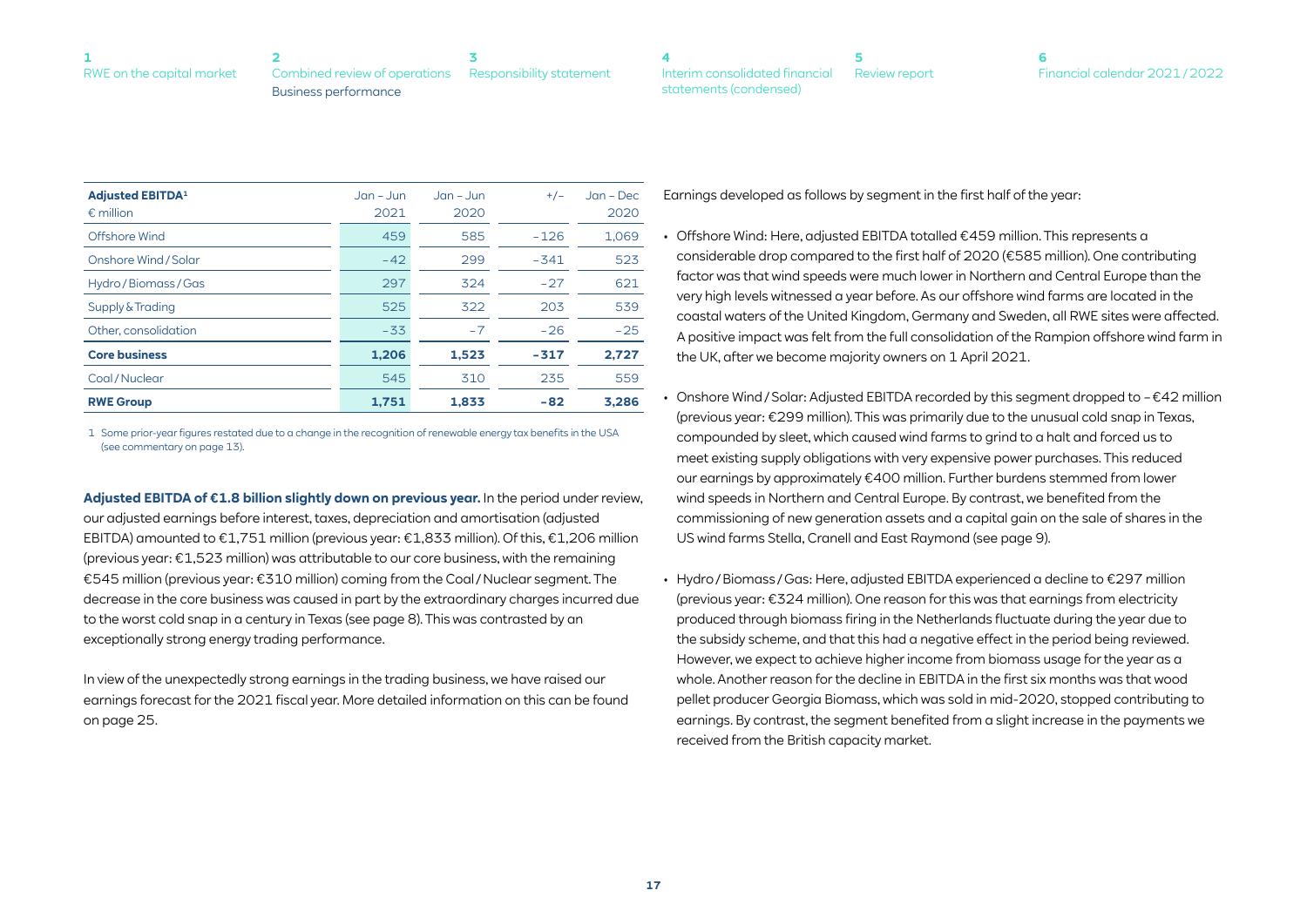| Adjusted EBITDA[1] € million | Jan – Jun 2021 | Jan – Jun 2020 | +/– | Jan – Dec 2020 |
|---|---|---|---|---|
| Offshore Wind | 459 | 585 | –126 | 1,069 |
| Onshore Wind / Solar | –42 | 299 | –341 | 523 |
| Hydro / Biomass / Gas | 297 | 324 | –27 | 621 |
| Supply & Trading | 525 | 322 | 203 | 539 |
| Other, consolidation | –33 | –7 | –26 | –25 |
| **Core business** | **1,206** | **1,523** | **–317** | **2,727** |
| Coal / Nuclear | 545 | 310 | 235 | 559 |
| **RWE Group** | **1,751** | **1,833** | **–82** | **3,286** |

1 Some prior-year figures restated due to a change in the recognition of renewable energy tax benefits in the USA (see commentary on page 13).

**Adjusted EBITDA of €1.8 billion slightly down on previous year.** In the period under review, our adjusted earnings before interest, taxes, depreciation and amortisation (adjusted EBITDA) amounted to €1,751 million (previous year: €1,833 million). Of this, €1,206 million (previous year: €1,523 million) was attributable to our core business, with the remaining €545 million (previous year: €310 million) coming from the Coal / Nuclear segment. The decrease in the core business was caused in part by the extraordinary charges incurred due to the worst cold snap in a century in Texas (see page 8). This was contrasted by an exceptionally strong energy trading performance.

In view of the unexpectedly strong earnings in the trading business, we have raised our earnings forecast for the 2021 fiscal year. More detailed information on this can be found on page 25.

Earnings developed as follows by segment in the first half of the year:

- Offshore Wind: Here, adjusted EBITDA totalled €459 million. This represents a considerable drop compared to the first half of 2020 (€585 million). One contributing factor was that wind speeds were much lower in Northern and Central Europe than the very high levels witnessed a year before. As our offshore wind farms are located in the coastal waters of the United Kingdom, Germany and Sweden, all RWE sites were affected. A positive impact was felt from the full consolidation of the Rampion offshore wind farm in the UK, after we become majority owners on 1 April 2021.

- Onshore Wind / Solar: Adjusted EBITDA recorded by this segment dropped to –€42 million (previous year: €299 million). This was primarily due to the unusual cold snap in Texas, compounded by sleet, which caused wind farms to grind to a halt and forced us to meet existing supply obligations with very expensive power purchases. This reduced our earnings by approximately €400 million. Further burdens stemmed from lower wind speeds in Northern and Central Europe. By contrast, we benefited from the commissioning of new generation assets and a capital gain on the sale of shares in the US wind farms Stella, Cranell and East Raymond (see page 9).

- Hydro / Biomass / Gas: Here, adjusted EBITDA experienced a decline to €297 million (previous year: €324 million). One reason for this was that earnings from electricity produced through biomass firing in the Netherlands fluctuate during the year due to the subsidy scheme, and that this had a negative effect in the period being reviewed. However, we expect to achieve higher income from biomass usage for the year as a whole. Another reason for the decline in EBITDA in the first six months was that wood pellet producer Georgia Biomass, which was sold in mid-2020, stopped contributing to earnings. By contrast, the segment benefited from a slight increase in the payments we received from the British capacity market.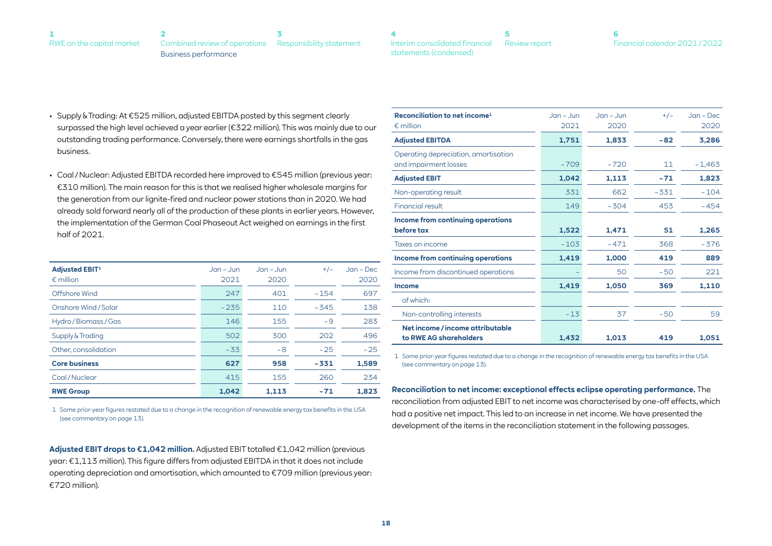- Supply & Trading: At €525 million, adjusted EBITDA posted by this segment clearly surpassed the high level achieved a year earlier (€322 million). This was mainly due to our outstanding trading performance. Conversely, there were earnings shortfalls in the gas business.

- Coal / Nuclear: Adjusted EBITDA recorded here improved to €545 million (previous year: €310 million). The main reason for this is that we realised higher wholesale margins for the generation from our lignite-fired and nuclear power stations than in 2020. We had already sold forward nearly all of the production of these plants in earlier years. However, the implementation of the German Coal Phaseout Act weighed on earnings in the first half of 2021.

| **Adjusted EBIT[1]** € million | Jan – Jun 2021 | Jan – Jun 2020 | +/– | Jan – Dec 2020 |
|---|---|---|---|---|
| Offshore Wind | 247 | 401 | –154 | 697 |
| Onshore Wind / Solar | –235 | 110 | –345 | 138 |
| Hydro / Biomass / Gas | 146 | 155 | –9 | 283 |
| Supply & Trading | 502 | 300 | 202 | 496 |
| Other, consolidation | –33 | –8 | –25 | –25 |
| **Core business** | **627** | **958** | **–331** | **1,589** |
| Coal / Nuclear | 415 | 155 | 260 | 234 |
| **RWE Group** | **1,042** | **1,113** | **–71** | **1,823** |

1 Some prior-year figures restated due to a change in the recognition of renewable energy tax benefits in the USA (see commentary on page 13).

**Adjusted EBIT drops to €1,042 million.** Adjusted EBIT totalled €1,042 million (previous year: €1,113 million). This figure differs from adjusted EBITDA in that it does not include operating depreciation and amortisation, which amounted to €709 million (previous year: €720 million).

| **Reconciliation to net income[1]** € million | Jan – Jun 2021 | Jan – Jun 2020 | +/– | Jan – Dec 2020 |
|---|---|---|---|---|
| **Adjusted EBITDA** | **1,751** | **1,833** | **–82** | **3,286** |
| Operating depreciation, amortisation and impairment losses | –709 | –720 | 11 | –1,463 |
| **Adjusted EBIT** | **1,042** | **1,113** | **–71** | **1,823** |
| Non-operating result | 331 | 662 | –331 | –104 |
| Financial result | 149 | –304 | 453 | –454 |
| **Income from continuing operations before tax** | **1,522** | **1,471** | **51** | **1,265** |
| Taxes on income | –103 | –471 | 368 | –376 |
| **Income from continuing operations** | **1,419** | **1,000** | **419** | **889** |
| Income from discontinued operations | – | 50 | –50 | 221 |
| **Income** | **1,419** | **1,050** | **369** | **1,110** |
| of which: | | | | |
| Non-controlling interests | –13 | 37 | –50 | 59 |
| **Net income / income attributable to RWE AG shareholders** | **1,432** | **1,013** | **419** | **1,051** |

1 Some prior-year figures restated due to a change in the recognition of renewable energy tax benefits in the USA (see commentary on page 13).

**Reconciliation to net income: exceptional effects eclipse operating performance.** The reconciliation from adjusted EBIT to net income was characterised by one-off effects, which had a positive net impact. This led to an increase in net income. We have presented the development of the items in the reconciliation statement in the following passages.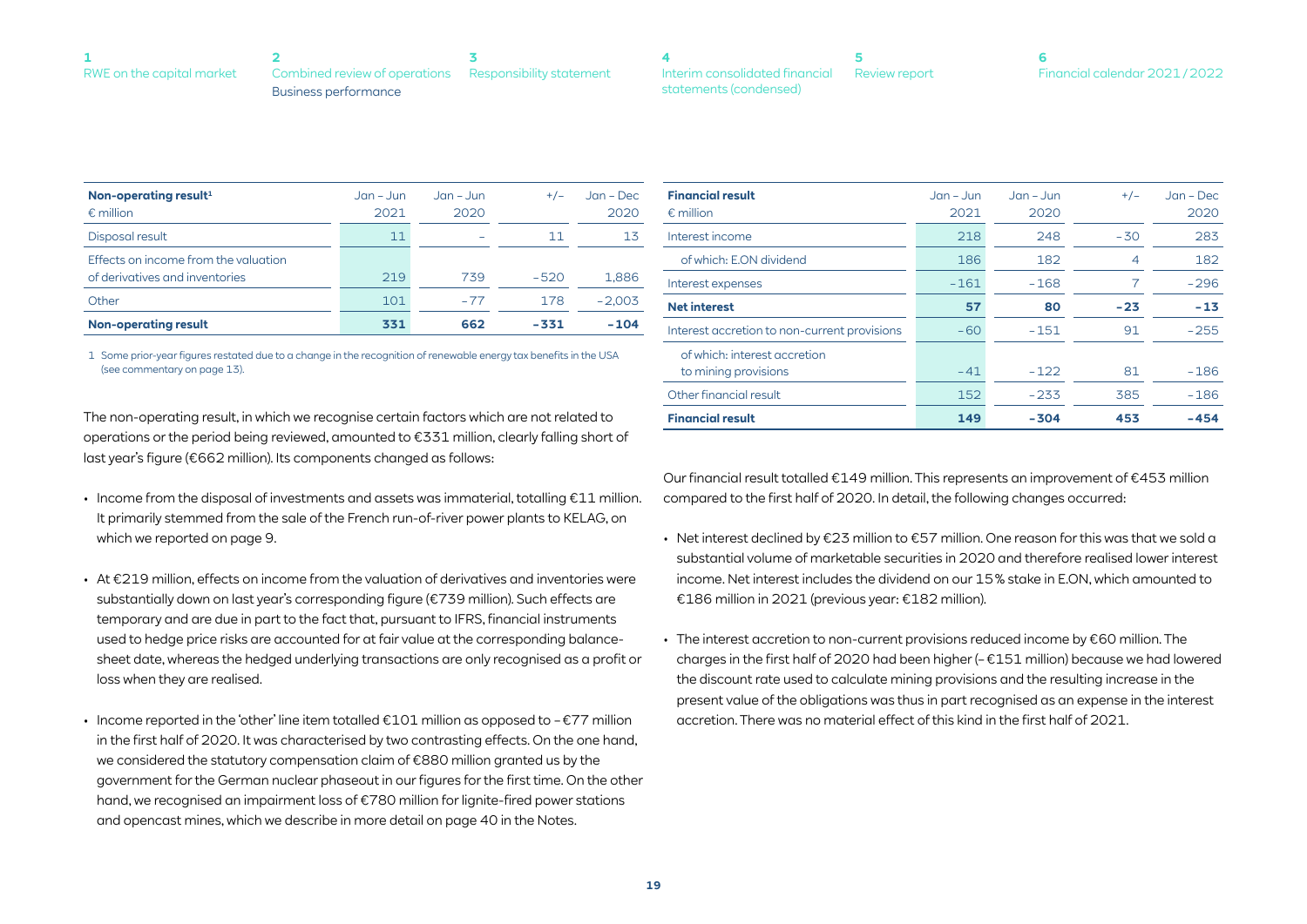| **Non-operating result**[1]<br>€ million | Jan – Jun 2021 | Jan – Jun 2020 | +/– | Jan – Dec 2020 |
|---|---|---|---|---|
| Disposal result | 11 | – | 11 | 13 |
| Effects on income from the valuation of derivatives and inventories | 219 | 739 | –520 | 1,886 |
| Other | 101 | –77 | 178 | –2,003 |
| **Non-operating result** | **331** | **662** | **–331** | **–104** |

1 Some prior-year figures restated due to a change in the recognition of renewable energy tax benefits in the USA (see commentary on page 13).

The non-operating result, in which we recognise certain factors which are not related to operations or the period being reviewed, amounted to €331 million, clearly falling short of last year's figure (€662 million). Its components changed as follows:

- Income from the disposal of investments and assets was immaterial, totalling €11 million. It primarily stemmed from the sale of the French run-of-river power plants to KELAG, on which we reported on page 9.
- At €219 million, effects on income from the valuation of derivatives and inventories were substantially down on last year's corresponding figure (€739 million). Such effects are temporary and are due in part to the fact that, pursuant to IFRS, financial instruments used to hedge price risks are accounted for at fair value at the corresponding balance-sheet date, whereas the hedged underlying transactions are only recognised as a profit or loss when they are realised.
- Income reported in the 'other' line item totalled €101 million as opposed to –€77 million in the first half of 2020. It was characterised by two contrasting effects. On the one hand, we considered the statutory compensation claim of €880 million granted us by the government for the German nuclear phaseout in our figures for the first time. On the other hand, we recognised an impairment loss of €780 million for lignite-fired power stations and opencast mines, which we describe in more detail on page 40 in the Notes.

| **Financial result**<br>€ million | Jan – Jun 2021 | Jan – Jun 2020 | +/– | Jan – Dec 2020 |
|---|---|---|---|---|
| Interest income | 218 | 248 | –30 | 283 |
| of which: E.ON dividend | 186 | 182 | 4 | 182 |
| Interest expenses | –161 | –168 | 7 | –296 |
| **Net interest** | **57** | **80** | **–23** | **–13** |
| Interest accretion to non-current provisions | –60 | –151 | 91 | –255 |
| of which: interest accretion to mining provisions | –41 | –122 | 81 | –186 |
| Other financial result | 152 | –233 | 385 | –186 |
| **Financial result** | **149** | **–304** | **453** | **–454** |

Our financial result totalled €149 million. This represents an improvement of €453 million compared to the first half of 2020. In detail, the following changes occurred:

- Net interest declined by €23 million to €57 million. One reason for this was that we sold a substantial volume of marketable securities in 2020 and therefore realised lower interest income. Net interest includes the dividend on our 15% stake in E.ON, which amounted to €186 million in 2021 (previous year: €182 million).
- The interest accretion to non-current provisions reduced income by €60 million. The charges in the first half of 2020 had been higher (–€151 million) because we had lowered the discount rate used to calculate mining provisions and the resulting increase in the present value of the obligations was thus in part recognised as an expense in the interest accretion. There was no material effect of this kind in the first half of 2021.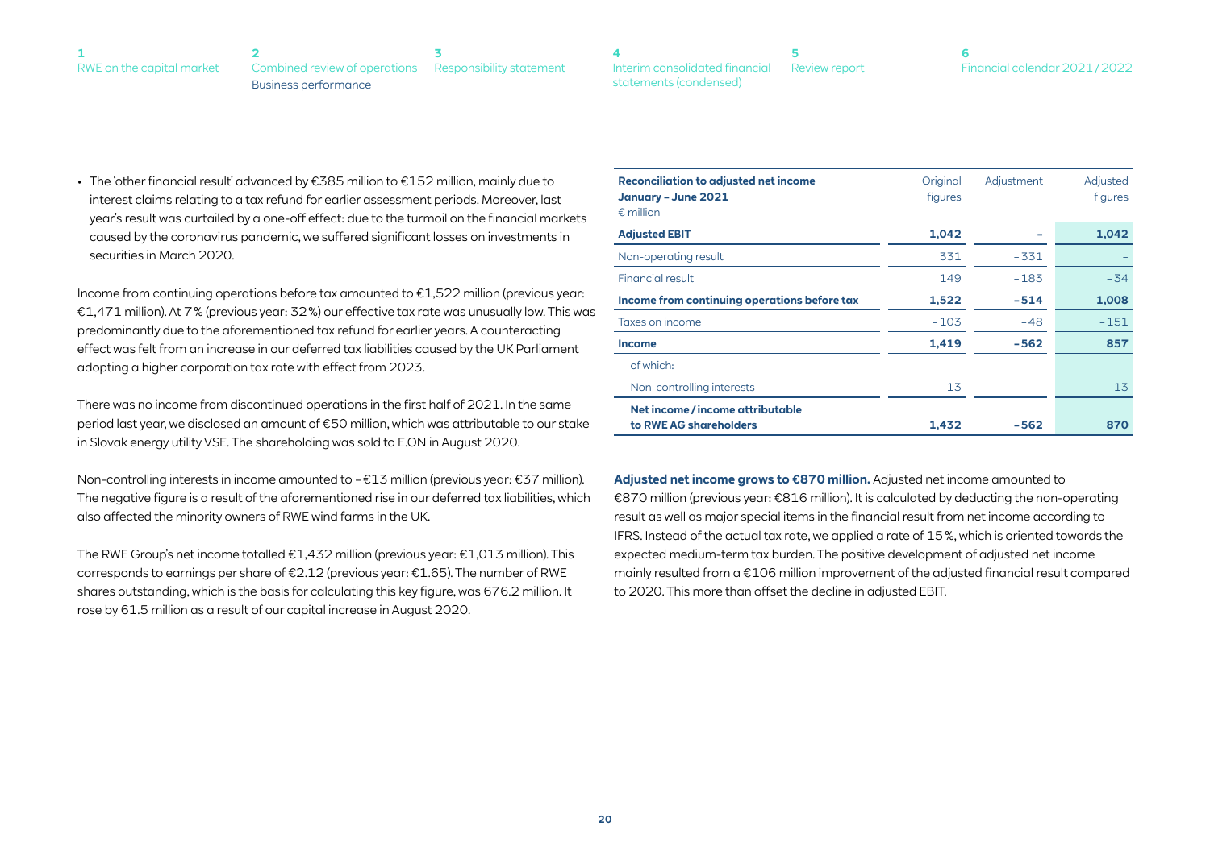- The 'other financial result' advanced by €385 million to €152 million, mainly due to interest claims relating to a tax refund for earlier assessment periods. Moreover, last year's result was curtailed by a one-off effect: due to the turmoil on the financial markets caused by the coronavirus pandemic, we suffered significant losses on investments in securities in March 2020.

Income from continuing operations before tax amounted to €1,522 million (previous year: €1,471 million). At 7% (previous year: 32%) our effective tax rate was unusually low. This was predominantly due to the aforementioned tax refund for earlier years. A counteracting effect was felt from an increase in our deferred tax liabilities caused by the UK Parliament adopting a higher corporation tax rate with effect from 2023.

There was no income from discontinued operations in the first half of 2021. In the same period last year, we disclosed an amount of €50 million, which was attributable to our stake in Slovak energy utility VSE. The shareholding was sold to E.ON in August 2020.

Non-controlling interests in income amounted to –€13 million (previous year: €37 million). The negative figure is a result of the aforementioned rise in our deferred tax liabilities, which also affected the minority owners of RWE wind farms in the UK.

The RWE Group's net income totalled €1,432 million (previous year: €1,013 million). This corresponds to earnings per share of €2.12 (previous year: €1.65). The number of RWE shares outstanding, which is the basis for calculating this key figure, was 676.2 million. It rose by 61.5 million as a result of our capital increase in August 2020.

| **Reconciliation to adjusted net income January – June 2021** € million | Original figures | Adjustment | Adjusted figures |
|---|---|---|---|
| **Adjusted EBIT** | **1,042** | **–** | **1,042** |
| Non-operating result | 331 | –331 | – |
| Financial result | 149 | –183 | –34 |
| **Income from continuing operations before tax** | **1,522** | **–514** | **1,008** |
| Taxes on income | –103 | –48 | –151 |
| **Income** | **1,419** | **–562** | **857** |
| of which: | | | |
| Non-controlling interests | –13 | – | –13 |
| **Net income / income attributable to RWE AG shareholders** | **1,432** | **–562** | **870** |

**Adjusted net income grows to €870 million.** Adjusted net income amounted to €870 million (previous year: €816 million). It is calculated by deducting the non-operating result as well as major special items in the financial result from net income according to IFRS. Instead of the actual tax rate, we applied a rate of 15%, which is oriented towards the expected medium-term tax burden. The positive development of adjusted net income mainly resulted from a €106 million improvement of the adjusted financial result compared to 2020. This more than offset the decline in adjusted EBIT.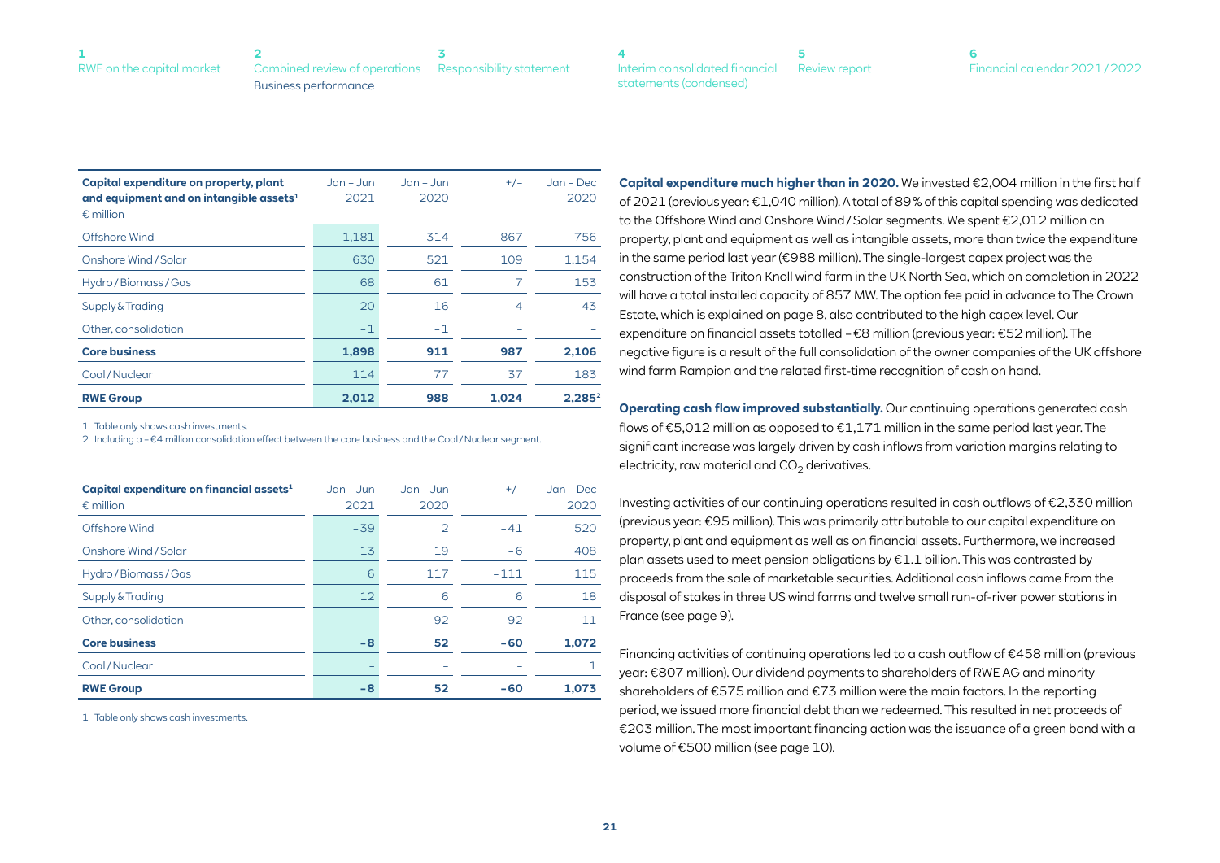| Capital expenditure on property, plant and equipment and on intangible assets[1] € million | Jan – Jun 2021 | Jan – Jun 2020 | +/– | Jan – Dec 2020 |
|---|---|---|---|---|
| Offshore Wind | 1,181 | 314 | 867 | 756 |
| Onshore Wind / Solar | 630 | 521 | 109 | 1,154 |
| Hydro / Biomass / Gas | 68 | 61 | 7 | 153 |
| Supply & Trading | 20 | 16 | 4 | 43 |
| Other, consolidation | –1 | –1 | – | – |
| **Core business** | **1,898** | **911** | **987** | **2,106** |
| Coal / Nuclear | 114 | 77 | 37 | 183 |
| **RWE Group** | **2,012** | **988** | **1,024** | **2,285[2]** |

1 Table only shows cash investments.
2 Including a –€4 million consolidation effect between the core business and the Coal / Nuclear segment.

| Capital expenditure on financial assets[1] € million | Jan – Jun 2021 | Jan – Jun 2020 | +/– | Jan – Dec 2020 |
|---|---|---|---|---|
| Offshore Wind | –39 | 2 | –41 | 520 |
| Onshore Wind / Solar | 13 | 19 | –6 | 408 |
| Hydro / Biomass / Gas | 6 | 117 | –111 | 115 |
| Supply & Trading | 12 | 6 | 6 | 18 |
| Other, consolidation | – | –92 | 92 | 11 |
| **Core business** | **–8** | **52** | **–60** | **1,072** |
| Coal / Nuclear | – | – | – | 1 |
| **RWE Group** | **–8** | **52** | **–60** | **1,073** |

1 Table only shows cash investments.

**Capital expenditure much higher than in 2020.** We invested €2,004 million in the first half of 2021 (previous year: €1,040 million). A total of 89% of this capital spending was dedicated to the Offshore Wind and Onshore Wind / Solar segments. We spent €2,012 million on property, plant and equipment as well as intangible assets, more than twice the expenditure in the same period last year (€988 million). The single-largest capex project was the construction of the Triton Knoll wind farm in the UK North Sea, which on completion in 2022 will have a total installed capacity of 857 MW. The option fee paid in advance to The Crown Estate, which is explained on page 8, also contributed to the high capex level. Our expenditure on financial assets totalled –€8 million (previous year: €52 million). The negative figure is a result of the full consolidation of the owner companies of the UK offshore wind farm Rampion and the related first-time recognition of cash on hand.

**Operating cash flow improved substantially.** Our continuing operations generated cash flows of €5,012 million as opposed to €1,171 million in the same period last year. The significant increase was largely driven by cash inflows from variation margins relating to electricity, raw material and $CO_2$ derivatives.

Investing activities of our continuing operations resulted in cash outflows of €2,330 million (previous year: €95 million). This was primarily attributable to our capital expenditure on property, plant and equipment as well as on financial assets. Furthermore, we increased plan assets used to meet pension obligations by €1.1 billion. This was contrasted by proceeds from the sale of marketable securities. Additional cash inflows came from the disposal of stakes in three US wind farms and twelve small run-of-river power stations in France (see page 9).

Financing activities of continuing operations led to a cash outflow of €458 million (previous year: €807 million). Our dividend payments to shareholders of RWE AG and minority shareholders of €575 million and €73 million were the main factors. In the reporting period, we issued more financial debt than we redeemed. This resulted in net proceeds of €203 million. The most important financing action was the issuance of a green bond with a volume of €500 million (see page 10).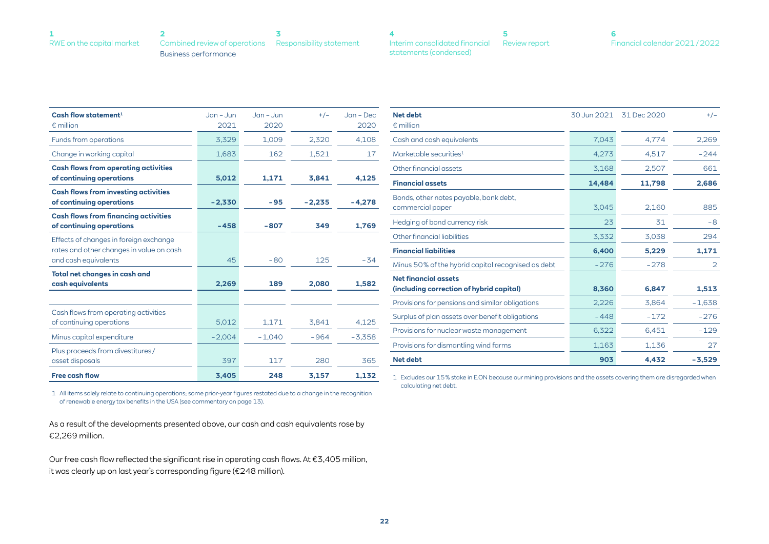| Cash flow statement[1] € million | Jan – Jun 2021 | Jan – Jun 2020 | +/– | Jan – Dec 2020 |
|---|---|---|---|---|
| Funds from operations | 3,329 | 1,009 | 2,320 | 4,108 |
| Change in working capital | 1,683 | 162 | 1,521 | 17 |
| **Cash flows from operating activities of continuing operations** | **5,012** | **1,171** | **3,841** | **4,125** |
| **Cash flows from investing activities of continuing operations** | **–2,330** | **–95** | **–2,235** | **–4,278** |
| **Cash flows from financing activities of continuing operations** | **–458** | **–807** | **349** | **1,769** |
| Effects of changes in foreign exchange rates and other changes in value on cash and cash equivalents | 45 | –80 | 125 | –34 |
| **Total net changes in cash and cash equivalents** | **2,269** | **189** | **2,080** | **1,582** |
| | | | | |
| Cash flows from operating activities of continuing operations | 5,012 | 1,171 | 3,841 | 4,125 |
| Minus capital expenditure | –2,004 | –1,040 | –964 | –3,358 |
| Plus proceeds from divestitures / asset disposals | 397 | 117 | 280 | 365 |
| **Free cash flow** | **3,405** | **248** | **3,157** | **1,132** |

1 All items solely relate to continuing operations; some prior-year figures restated due to a change in the recognition of renewable energy tax benefits in the USA (see commentary on page 13).

As a result of the developments presented above, our cash and cash equivalents rose by €2,269 million.

Our free cash flow reflected the significant rise in operating cash flows. At €3,405 million, it was clearly up on last year's corresponding figure (€248 million).

| Net debt € million | 30 Jun 2021 | 31 Dec 2020 | +/– |
|---|---|---|---|
| Cash and cash equivalents | 7,043 | 4,774 | 2,269 |
| Marketable securities[1] | 4,273 | 4,517 | –244 |
| Other financial assets | 3,168 | 2,507 | 661 |
| **Financial assets** | **14,484** | **11,798** | **2,686** |
| Bonds, other notes payable, bank debt, commercial paper | 3,045 | 2,160 | 885 |
| Hedging of bond currency risk | 23 | 31 | –8 |
| Other financial liabilities | 3,332 | 3,038 | 294 |
| **Financial liabilities** | **6,400** | **5,229** | **1,171** |
| Minus 50% of the hybrid capital recognised as debt | –276 | –278 | 2 |
| **Net financial assets (including correction of hybrid capital)** | **8,360** | **6,847** | **1,513** |
| Provisions for pensions and similar obligations | 2,226 | 3,864 | –1,638 |
| Surplus of plan assets over benefit obligations | –448 | –172 | –276 |
| Provisions for nuclear waste management | 6,322 | 6,451 | –129 |
| Provisions for dismantling wind farms | 1,163 | 1,136 | 27 |
| **Net debt** | **903** | **4,432** | **–3,529** |

1 Excludes our 15% stake in E.ON because our mining provisions and the assets covering them are disregarded when calculating net debt.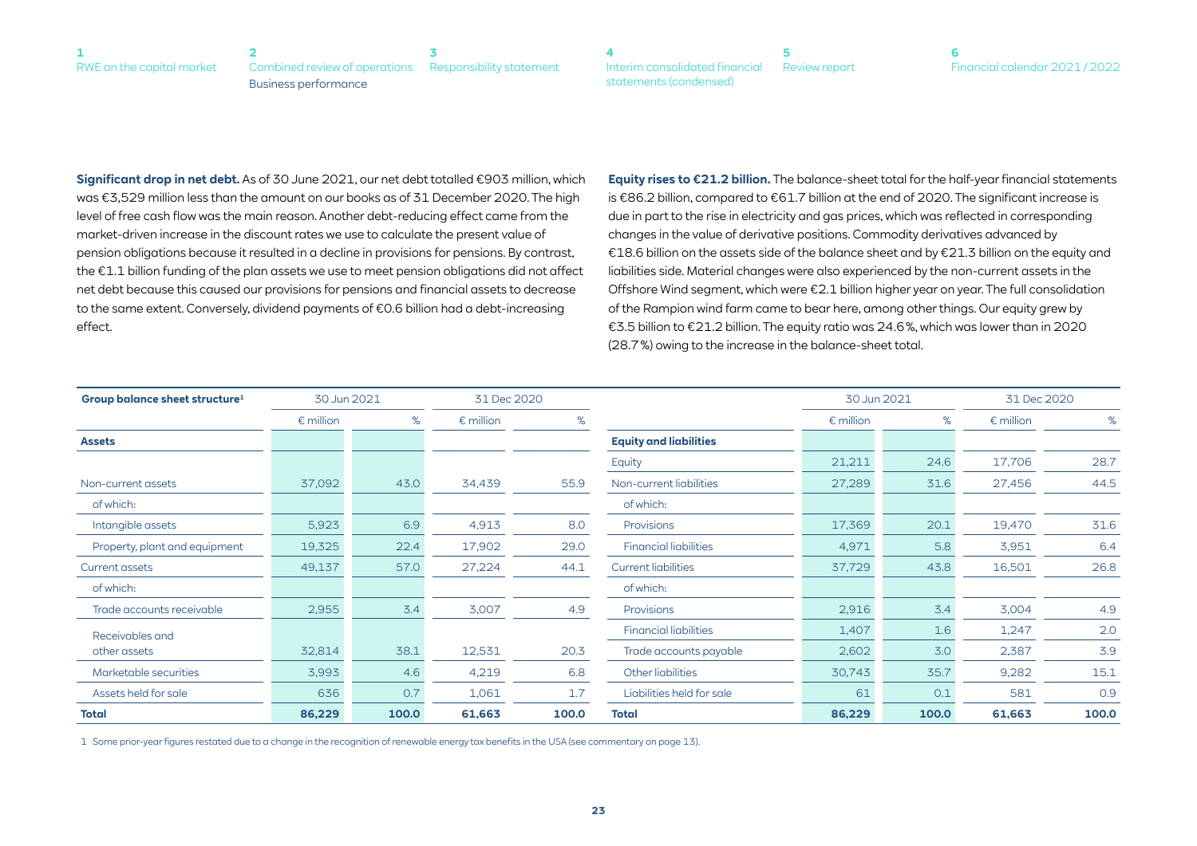**Significant drop in net debt.** As of 30 June 2021, our net debt totalled €903 million, which was €3,529 million less than the amount on our books as of 31 December 2020. The high level of free cash flow was the main reason. Another debt-reducing effect came from the market-driven increase in the discount rates we use to calculate the present value of pension obligations because it resulted in a decline in provisions for pensions. By contrast, the €1.1 billion funding of the plan assets we use to meet pension obligations did not affect net debt because this caused our provisions for pensions and financial assets to decrease to the same extent. Conversely, dividend payments of €0.6 billion had a debt-increasing effect.

**Equity rises to €21.2 billion.** The balance-sheet total for the half-year financial statements is €86.2 billion, compared to €61.7 billion at the end of 2020. The significant increase is due in part to the rise in electricity and gas prices, which was reflected in corresponding changes in the value of derivative positions. Commodity derivatives advanced by €18.6 billion on the assets side of the balance sheet and by €21.3 billion on the equity and liabilities side. Material changes were also experienced by the non-current assets in the Offshore Wind segment, which were €2.1 billion higher year on year. The full consolidation of the Rampion wind farm came to bear here, among other things. Our equity grew by €3.5 billion to €21.2 billion. The equity ratio was 24.6 %, which was lower than in 2020 (28.7 %) owing to the increase in the balance-sheet total.

| Group balance sheet structure[1] | 30 Jun 2021 | | 31 Dec 2020 | |
|---|---|---|---|---|
| | € million | % | € million | % |
| **Assets** | | | | |
| Non-current assets | 37,092 | 43.0 | 34,439 | 55.9 |
| of which: | | | | |
| Intangible assets | 5,923 | 6.9 | 4,913 | 8.0 |
| Property, plant and equipment | 19,325 | 22.4 | 17,902 | 29.0 |
| Current assets | 49,137 | 57.0 | 27,224 | 44.1 |
| of which: | | | | |
| Trade accounts receivable | 2,955 | 3.4 | 3,007 | 4.9 |
| Receivables and other assets | 32,814 | 38.1 | 12,531 | 20.3 |
| Marketable securities | 3,993 | 4.6 | 4,219 | 6.8 |
| Assets held for sale | 636 | 0.7 | 1,061 | 1.7 |
| **Total** | **86,229** | **100.0** | **61,663** | **100.0** |

| | 30 Jun 2021 | | 31 Dec 2020 | |
|---|---|---|---|---|
| | € million | % | € million | % |
| **Equity and liabilities** | | | | |
| Equity | 21,211 | 24.6 | 17,706 | 28.7 |
| Non-current liabilities | 27,289 | 31.6 | 27,456 | 44.5 |
| of which: | | | | |
| Provisions | 17,369 | 20.1 | 19,470 | 31.6 |
| Financial liabilities | 4,971 | 5.8 | 3,951 | 6.4 |
| Current liabilities | 37,729 | 43.8 | 16,501 | 26.8 |
| of which: | | | | |
| Provisions | 2,916 | 3.4 | 3,004 | 4.9 |
| Financial liabilities | 1,407 | 1.6 | 1,247 | 2.0 |
| Trade accounts payable | 2,602 | 3.0 | 2,387 | 3.9 |
| Other liabilities | 30,743 | 35.7 | 9,282 | 15.1 |
| Liabilities held for sale | 61 | 0.1 | 581 | 0.9 |
| **Total** | **86,229** | **100.0** | **61,663** | **100.0** |

1 Some prior-year figures restated due to a change in the recognition of renewable energy tax benefits in the USA (see commentary on page 13).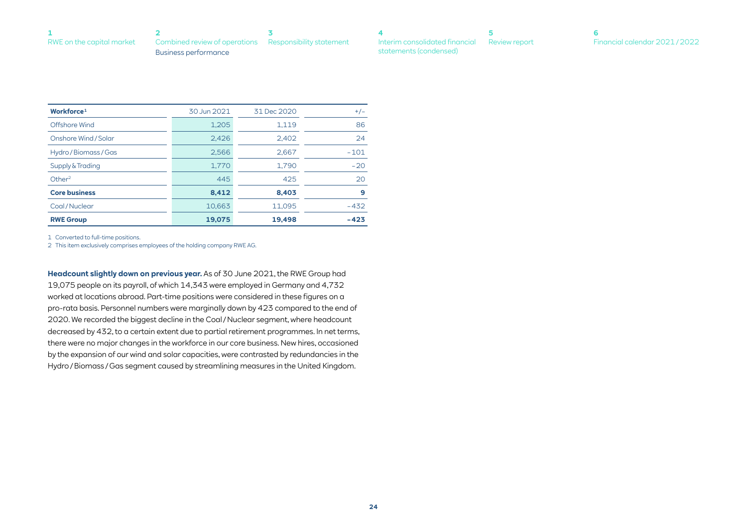| Workforce[1] | 30 Jun 2021 | 31 Dec 2020 | +/– |
|---|---|---|---|
| Offshore Wind | 1,205 | 1,119 | 86 |
| Onshore Wind / Solar | 2,426 | 2,402 | 24 |
| Hydro / Biomass / Gas | 2,566 | 2,667 | –101 |
| Supply & Trading | 1,770 | 1,790 | –20 |
| Other[2] | 445 | 425 | 20 |
| **Core business** | **8,412** | **8,403** | **9** |
| Coal / Nuclear | 10,663 | 11,095 | –432 |
| **RWE Group** | **19,075** | **19,498** | **–423** |

1 Converted to full-time positions.

2 This item exclusively comprises employees of the holding company RWE AG.

**Headcount slightly down on previous year.** As of 30 June 2021, the RWE Group had 19,075 people on its payroll, of which 14,343 were employed in Germany and 4,732 worked at locations abroad. Part-time positions were considered in these figures on a pro-rata basis. Personnel numbers were marginally down by 423 compared to the end of 2020. We recorded the biggest decline in the Coal / Nuclear segment, where headcount decreased by 432, to a certain extent due to partial retirement programmes. In net terms, there were no major changes in the workforce in our core business. New hires, occasioned by the expansion of our wind and solar capacities, were contrasted by redundancies in the Hydro / Biomass / Gas segment caused by streamlining measures in the United Kingdom.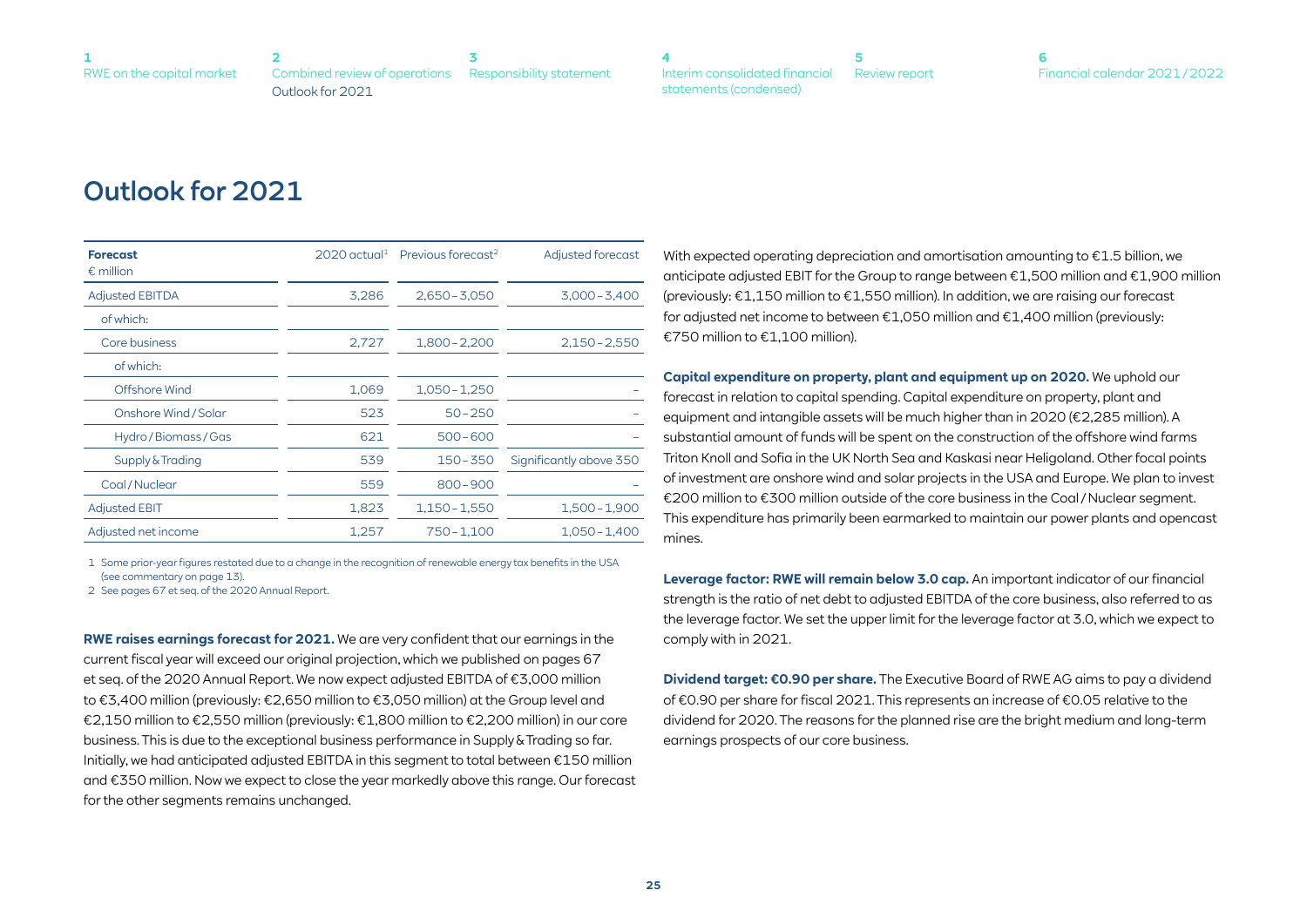# Outlook for 2021

| Forecast<br>€ million | 2020 actual[1] | Previous forecast[2] | Adjusted forecast |
|---|---|---|---|
| Adjusted EBITDA | 3,286 | 2,650 – 3,050 | 3,000 – 3,400 |
| of which: | | | |
| Core business | 2,727 | 1,800 – 2,200 | 2,150 – 2,550 |
| of which: | | | |
| Offshore Wind | 1,069 | 1,050 – 1,250 | – |
| Onshore Wind / Solar | 523 | 50 – 250 | – |
| Hydro / Biomass / Gas | 621 | 500 – 600 | – |
| Supply & Trading | 539 | 150 – 350 | Significantly above 350 |
| Coal / Nuclear | 559 | 800 – 900 | – |
| Adjusted EBIT | 1,823 | 1,150 – 1,550 | 1,500 – 1,900 |
| Adjusted net income | 1,257 | 750 – 1,100 | 1,050 – 1,400 |

1 Some prior-year figures restated due to a change in the recognition of renewable energy tax benefits in the USA (see commentary on page 13).

2 See pages 67 et seq. of the 2020 Annual Report.

**RWE raises earnings forecast for 2021.** We are very confident that our earnings in the current fiscal year will exceed our original projection, which we published on pages 67 et seq. of the 2020 Annual Report. We now expect adjusted EBITDA of €3,000 million to €3,400 million (previously: €2,650 million to €3,050 million) at the Group level and €2,150 million to €2,550 million (previously: €1,800 million to €2,200 million) in our core business. This is due to the exceptional business performance in Supply & Trading so far. Initially, we had anticipated adjusted EBITDA in this segment to total between €150 million and €350 million. Now we expect to close the year markedly above this range. Our forecast for the other segments remains unchanged.

With expected operating depreciation and amortisation amounting to €1.5 billion, we anticipate adjusted EBIT for the Group to range between €1,500 million and €1,900 million (previously: €1,150 million to €1,550 million). In addition, we are raising our forecast for adjusted net income to between €1,050 million and €1,400 million (previously: €750 million to €1,100 million).

**Capital expenditure on property, plant and equipment up on 2020.** We uphold our forecast in relation to capital spending. Capital expenditure on property, plant and equipment and intangible assets will be much higher than in 2020 (€2,285 million). A substantial amount of funds will be spent on the construction of the offshore wind farms Triton Knoll and Sofia in the UK North Sea and Kaskasi near Heligoland. Other focal points of investment are onshore wind and solar projects in the USA and Europe. We plan to invest €200 million to €300 million outside of the core business in the Coal / Nuclear segment. This expenditure has primarily been earmarked to maintain our power plants and opencast mines.

**Leverage factor: RWE will remain below 3.0 cap.** An important indicator of our financial strength is the ratio of net debt to adjusted EBITDA of the core business, also referred to as the leverage factor. We set the upper limit for the leverage factor at 3.0, which we expect to comply with in 2021.

**Dividend target: €0.90 per share.** The Executive Board of RWE AG aims to pay a dividend of €0.90 per share for fiscal 2021. This represents an increase of €0.05 relative to the dividend for 2020. The reasons for the planned rise are the bright medium and long-term earnings prospects of our core business.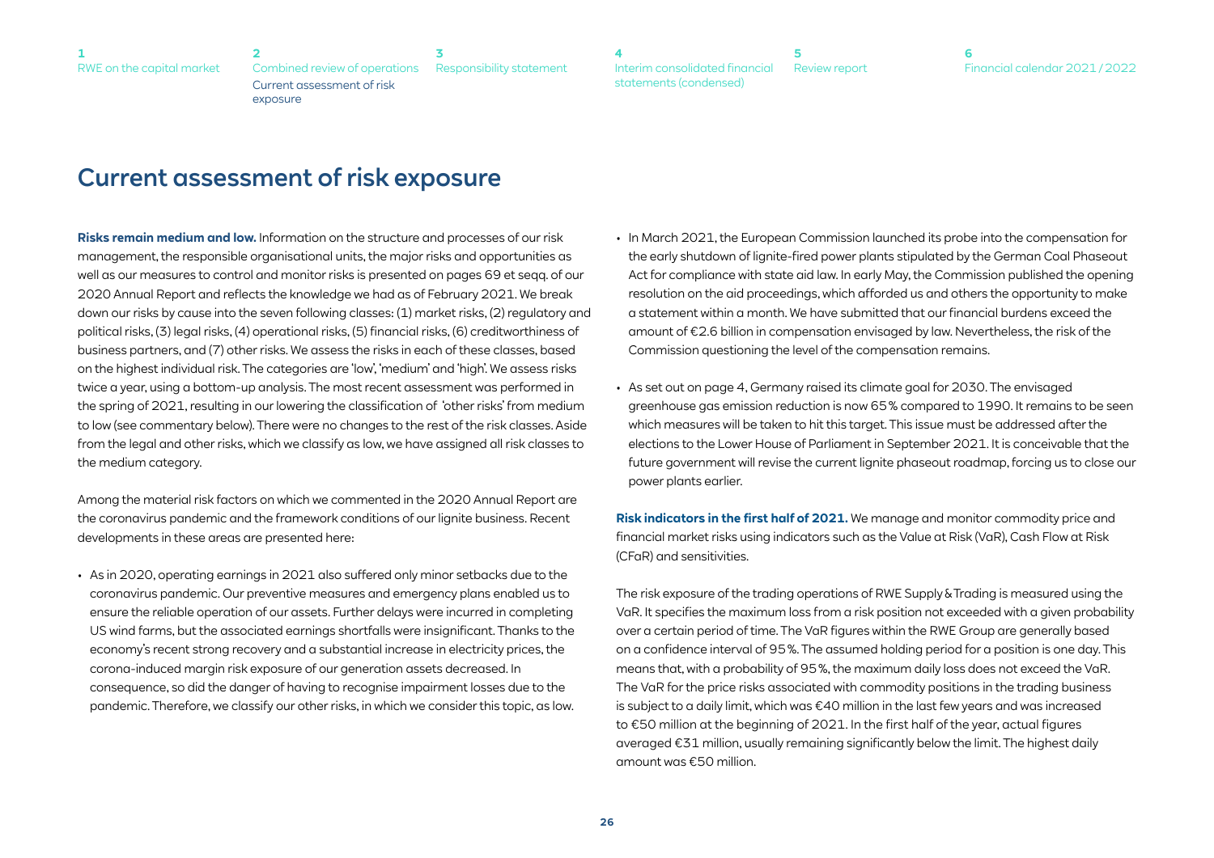# Current assessment of risk exposure

**Risks remain medium and low.** Information on the structure and processes of our risk management, the responsible organisational units, the major risks and opportunities as well as our measures to control and monitor risks is presented on pages 69 et seqq. of our 2020 Annual Report and reflects the knowledge we had as of February 2021. We break down our risks by cause into the seven following classes: (1) market risks, (2) regulatory and political risks, (3) legal risks, (4) operational risks, (5) financial risks, (6) creditworthiness of business partners, and (7) other risks. We assess the risks in each of these classes, based on the highest individual risk. The categories are 'low', 'medium' and 'high'. We assess risks twice a year, using a bottom-up analysis. The most recent assessment was performed in the spring of 2021, resulting in our lowering the classification of 'other risks' from medium to low (see commentary below). There were no changes to the rest of the risk classes. Aside from the legal and other risks, which we classify as low, we have assigned all risk classes to the medium category.

Among the material risk factors on which we commented in the 2020 Annual Report are the coronavirus pandemic and the framework conditions of our lignite business. Recent developments in these areas are presented here:

- As in 2020, operating earnings in 2021 also suffered only minor setbacks due to the coronavirus pandemic. Our preventive measures and emergency plans enabled us to ensure the reliable operation of our assets. Further delays were incurred in completing US wind farms, but the associated earnings shortfalls were insignificant. Thanks to the economy's recent strong recovery and a substantial increase in electricity prices, the corona-induced margin risk exposure of our generation assets decreased. In consequence, so did the danger of having to recognise impairment losses due to the pandemic. Therefore, we classify our other risks, in which we consider this topic, as low.
- In March 2021, the European Commission launched its probe into the compensation for the early shutdown of lignite-fired power plants stipulated by the German Coal Phaseout Act for compliance with state aid law. In early May, the Commission published the opening resolution on the aid proceedings, which afforded us and others the opportunity to make a statement within a month. We have submitted that our financial burdens exceed the amount of €2.6 billion in compensation envisaged by law. Nevertheless, the risk of the Commission questioning the level of the compensation remains.
- As set out on page 4, Germany raised its climate goal for 2030. The envisaged greenhouse gas emission reduction is now 65% compared to 1990. It remains to be seen which measures will be taken to hit this target. This issue must be addressed after the elections to the Lower House of Parliament in September 2021. It is conceivable that the future government will revise the current lignite phaseout roadmap, forcing us to close our power plants earlier.

**Risk indicators in the first half of 2021.** We manage and monitor commodity price and financial market risks using indicators such as the Value at Risk (VaR), Cash Flow at Risk (CFaR) and sensitivities.

The risk exposure of the trading operations of RWE Supply & Trading is measured using the VaR. It specifies the maximum loss from a risk position not exceeded with a given probability over a certain period of time. The VaR figures within the RWE Group are generally based on a confidence interval of 95%. The assumed holding period for a position is one day. This means that, with a probability of 95%, the maximum daily loss does not exceed the VaR. The VaR for the price risks associated with commodity positions in the trading business is subject to a daily limit, which was €40 million in the last few years and was increased to €50 million at the beginning of 2021. In the first half of the year, actual figures averaged €31 million, usually remaining significantly below the limit. The highest daily amount was €50 million.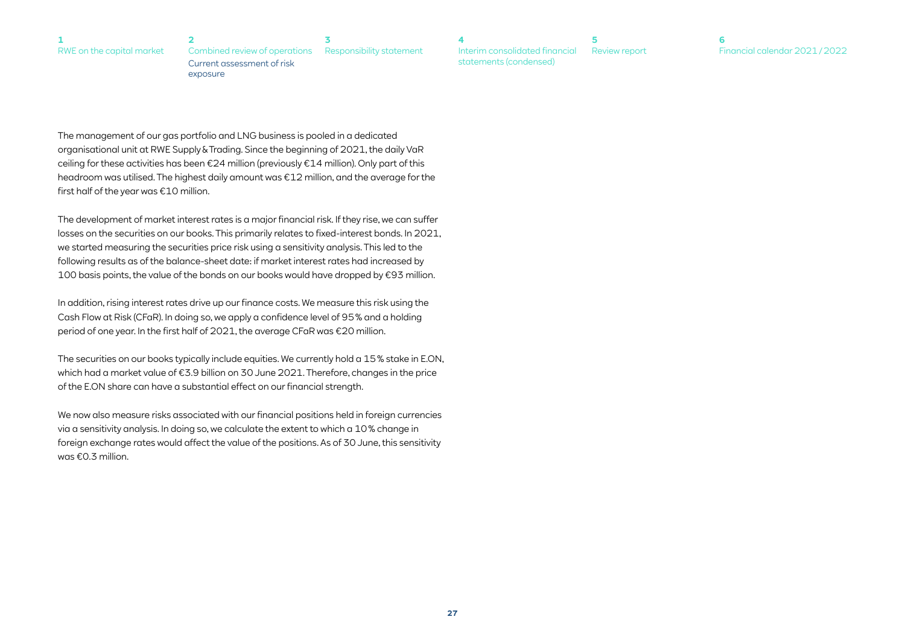The management of our gas portfolio and LNG business is pooled in a dedicated organisational unit at RWE Supply & Trading. Since the beginning of 2021, the daily VaR ceiling for these activities has been €24 million (previously €14 million). Only part of this headroom was utilised. The highest daily amount was €12 million, and the average for the first half of the year was €10 million.

The development of market interest rates is a major financial risk. If they rise, we can suffer losses on the securities on our books. This primarily relates to fixed-interest bonds. In 2021, we started measuring the securities price risk using a sensitivity analysis. This led to the following results as of the balance-sheet date: if market interest rates had increased by 100 basis points, the value of the bonds on our books would have dropped by €93 million.

In addition, rising interest rates drive up our finance costs. We measure this risk using the Cash Flow at Risk (CFaR). In doing so, we apply a confidence level of 95 % and a holding period of one year. In the first half of 2021, the average CFaR was €20 million.

The securities on our books typically include equities. We currently hold a 15 % stake in E.ON, which had a market value of €3.9 billion on 30 June 2021. Therefore, changes in the price of the E.ON share can have a substantial effect on our financial strength.

We now also measure risks associated with our financial positions held in foreign currencies via a sensitivity analysis. In doing so, we calculate the extent to which a 10 % change in foreign exchange rates would affect the value of the positions. As of 30 June, this sensitivity was €0.3 million.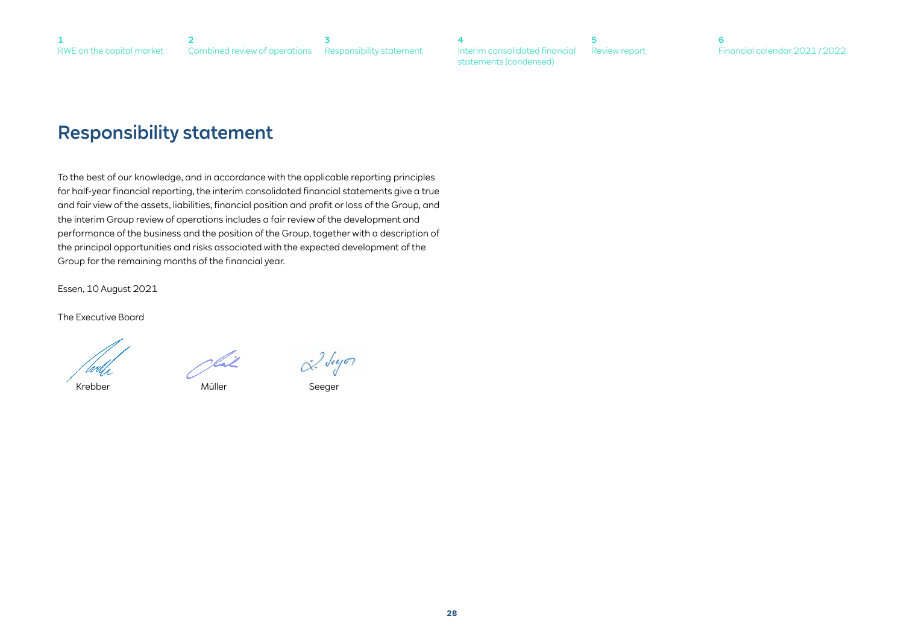# Responsibility statement

To the best of our knowledge, and in accordance with the applicable reporting principles for half-year financial reporting, the interim consolidated financial statements give a true and fair view of the assets, liabilities, financial position and profit or loss of the Group, and the interim Group review of operations includes a fair review of the development and performance of the business and the position of the Group, together with a description of the principal opportunities and risks associated with the expected development of the Group for the remaining months of the financial year.

Essen, 10 August 2021

The Executive Board

Krebber Müller Seeger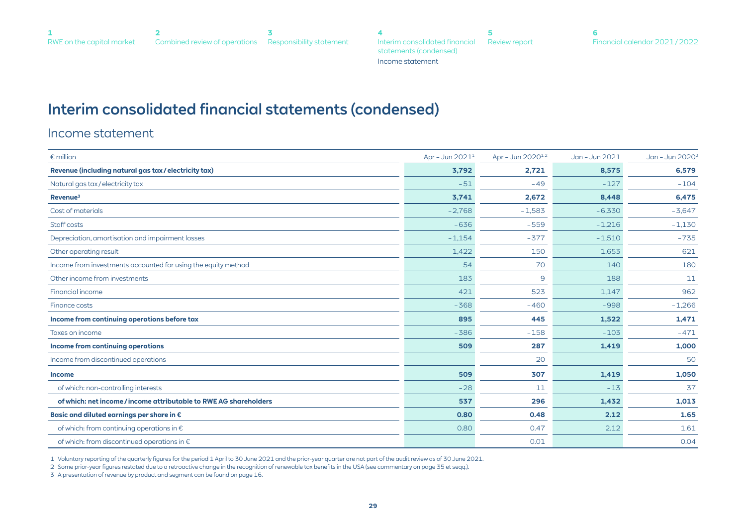# Interim consolidated financial statements (condensed)

## Income statement

| € million | Apr – Jun 2021[1] | Apr – Jun 2020[1,2] | Jan – Jun 2021 | Jan – Jun 2020[2] |
|---|---|---|---|---|
| **Revenue (including natural gas tax / electricity tax)** | **3,792** | **2,721** | **8,575** | **6,579** |
| Natural gas tax / electricity tax | −51 | −49 | −127 | −104 |
| **Revenue[3]** | **3,741** | **2,672** | **8,448** | **6,475** |
| Cost of materials | −2,768 | −1,583 | −6,330 | −3,647 |
| Staff costs | −636 | −559 | −1,216 | −1,130 |
| Depreciation, amortisation and impairment losses | −1,154 | −377 | −1,510 | −735 |
| Other operating result | 1,422 | 150 | 1,653 | 621 |
| Income from investments accounted for using the equity method | 54 | 70 | 140 | 180 |
| Other income from investments | 183 | 9 | 188 | 11 |
| Financial income | 421 | 523 | 1,147 | 962 |
| Finance costs | −368 | −460 | −998 | −1,266 |
| **Income from continuing operations before tax** | **895** | **445** | **1,522** | **1,471** |
| Taxes on income | −386 | −158 | −103 | −471 |
| **Income from continuing operations** | **509** | **287** | **1,419** | **1,000** |
| Income from discontinued operations | | 20 | | 50 |
| **Income** | **509** | **307** | **1,419** | **1,050** |
| of which: non-controlling interests | −28 | 11 | −13 | 37 |
| **of which: net income / income attributable to RWE AG shareholders** | **537** | **296** | **1,432** | **1,013** |
| **Basic and diluted earnings per share in €** | **0.80** | **0.48** | **2.12** | **1.65** |
| of which: from continuing operations in € | 0.80 | 0.47 | 2.12 | 1.61 |
| of which: from discontinued operations in € | | 0.01 | | 0.04 |

1 Voluntary reporting of the quarterly figures for the period 1 April to 30 June 2021 and the prior-year quarter are not part of the audit review as of 30 June 2021.

2 Some prior-year figures restated due to a retroactive change in the recognition of renewable tax benefits in the USA (see commentary on page 35 et seqq.).

3 A presentation of revenue by product and segment can be found on page 16.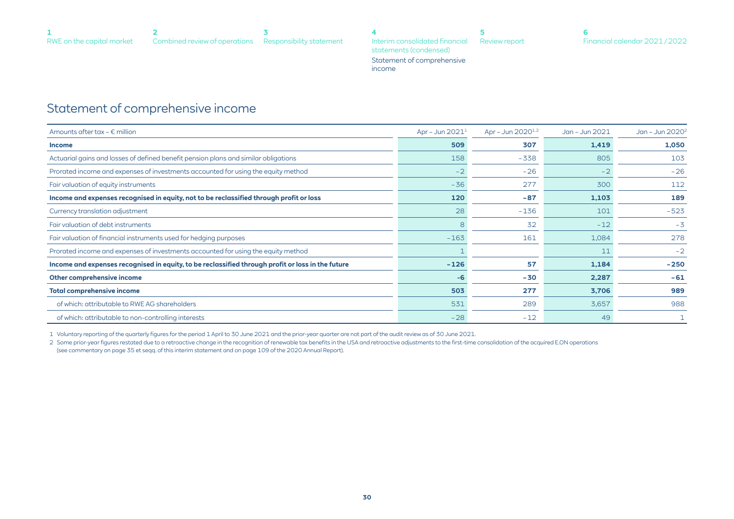# Statement of comprehensive income

| Amounts after tax – € million | Apr – Jun 2021[1] | Apr – Jun 2020[1,2] | Jan – Jun 2021 | Jan – Jun 2020[2] |
|---|---|---|---|---|
| **Income** | **509** | **307** | **1,419** | **1,050** |
| Actuarial gains and losses of defined benefit pension plans and similar obligations | 158 | –338 | 805 | 103 |
| Prorated income and expenses of investments accounted for using the equity method | –2 | –26 | –2 | –26 |
| Fair valuation of equity instruments | –36 | 277 | 300 | 112 |
| **Income and expenses recognised in equity, not to be reclassified through profit or loss** | **120** | **–87** | **1,103** | **189** |
| Currency translation adjustment | 28 | –136 | 101 | –523 |
| Fair valuation of debt instruments | 8 | 32 | –12 | –3 |
| Fair valuation of financial instruments used for hedging purposes | –163 | 161 | 1,084 | 278 |
| Prorated income and expenses of investments accounted for using the equity method | 1 | | 11 | –2 |
| **Income and expenses recognised in equity, to be reclassified through profit or loss in the future** | **–126** | **57** | **1,184** | **–250** |
| **Other comprehensive income** | **-6** | **–30** | **2,287** | **–61** |
| **Total comprehensive income** | **503** | **277** | **3,706** | **989** |
| of which: attributable to RWE AG shareholders | 531 | 289 | 3,657 | 988 |
| of which: attributable to non-controlling interests | –28 | –12 | 49 | 1 |

1 Voluntary reporting of the quarterly figures for the period 1 April to 30 June 2021 and the prior-year quarter are not part of the audit review as of 30 June 2021.

2 Some prior-year figures restated due to a retroactive change in the recognition of renewable tax benefits in the USA and retroactive adjustments to the first-time consolidation of the acquired E.ON operations (see commentary on page 35 et seqq. of this interim statement and on page 109 of the 2020 Annual Report).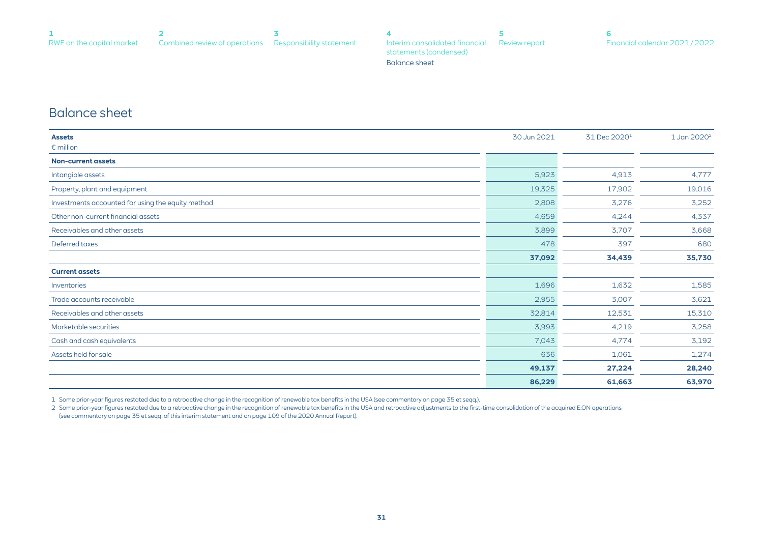## Balance sheet

| Assets<br>€ million | 30 Jun 2021 | 31 Dec 2020[1] | 1 Jan 2020[2] |
|---|---|---|---|
| **Non-current assets** | | | |
| Intangible assets | 5,923 | 4,913 | 4,777 |
| Property, plant and equipment | 19,325 | 17,902 | 19,016 |
| Investments accounted for using the equity method | 2,808 | 3,276 | 3,252 |
| Other non-current financial assets | 4,659 | 4,244 | 4,337 |
| Receivables and other assets | 3,899 | 3,707 | 3,668 |
| Deferred taxes | 478 | 397 | 680 |
| | **37,092** | **34,439** | **35,730** |
| **Current assets** | | | |
| Inventories | 1,696 | 1,632 | 1,585 |
| Trade accounts receivable | 2,955 | 3,007 | 3,621 |
| Receivables and other assets | 32,814 | 12,531 | 15,310 |
| Marketable securities | 3,993 | 4,219 | 3,258 |
| Cash and cash equivalents | 7,043 | 4,774 | 3,192 |
| Assets held for sale | 636 | 1,061 | 1,274 |
| | **49,137** | **27,224** | **28,240** |
| | **86,229** | **61,663** | **63,970** |

1 Some prior-year figures restated due to a retroactive change in the recognition of renewable tax benefits in the USA (see commentary on page 35 et seqq.).

2 Some prior-year figures restated due to a retroactive change in the recognition of renewable tax benefits in the USA and retroactive adjustments to the first-time consolidation of the acquired E.ON operations (see commentary on page 35 et seqq. of this interim statement and on page 109 of the 2020 Annual Report).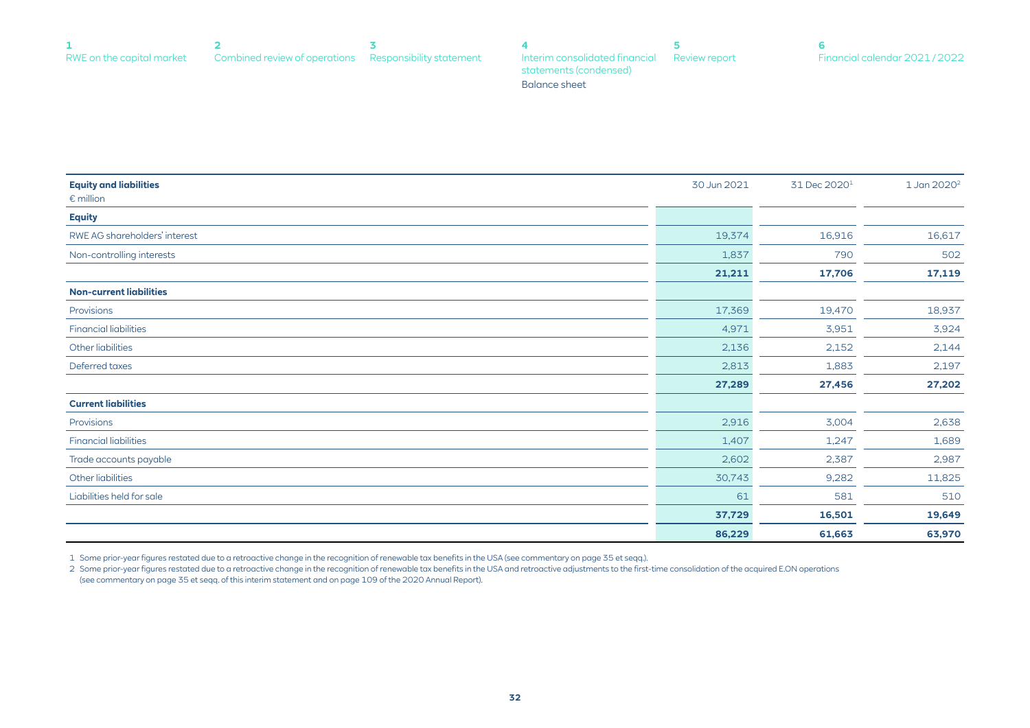| Equity and liabilities<br>€ million | 30 Jun 2021 | 31 Dec 2020[1] | 1 Jan 2020[2] |
|---|---|---|---|
| **Equity** | | | |
| RWE AG shareholders' interest | 19,374 | 16,916 | 16,617 |
| Non-controlling interests | 1,837 | 790 | 502 |
| | **21,211** | **17,706** | **17,119** |
| **Non-current liabilities** | | | |
| Provisions | 17,369 | 19,470 | 18,937 |
| Financial liabilities | 4,971 | 3,951 | 3,924 |
| Other liabilities | 2,136 | 2,152 | 2,144 |
| Deferred taxes | 2,813 | 1,883 | 2,197 |
| | **27,289** | **27,456** | **27,202** |
| **Current liabilities** | | | |
| Provisions | 2,916 | 3,004 | 2,638 |
| Financial liabilities | 1,407 | 1,247 | 1,689 |
| Trade accounts payable | 2,602 | 2,387 | 2,987 |
| Other liabilities | 30,743 | 9,282 | 11,825 |
| Liabilities held for sale | 61 | 581 | 510 |
| | **37,729** | **16,501** | **19,649** |
| | **86,229** | **61,663** | **63,970** |

1 Some prior-year figures restated due to a retroactive change in the recognition of renewable tax benefits in the USA (see commentary on page 35 et seqq.).

2 Some prior-year figures restated due to a retroactive change in the recognition of renewable tax benefits in the USA and retroactive adjustments to the first-time consolidation of the acquired E.ON operations (see commentary on page 35 et seqq. of this interim statement and on page 109 of the 2020 Annual Report).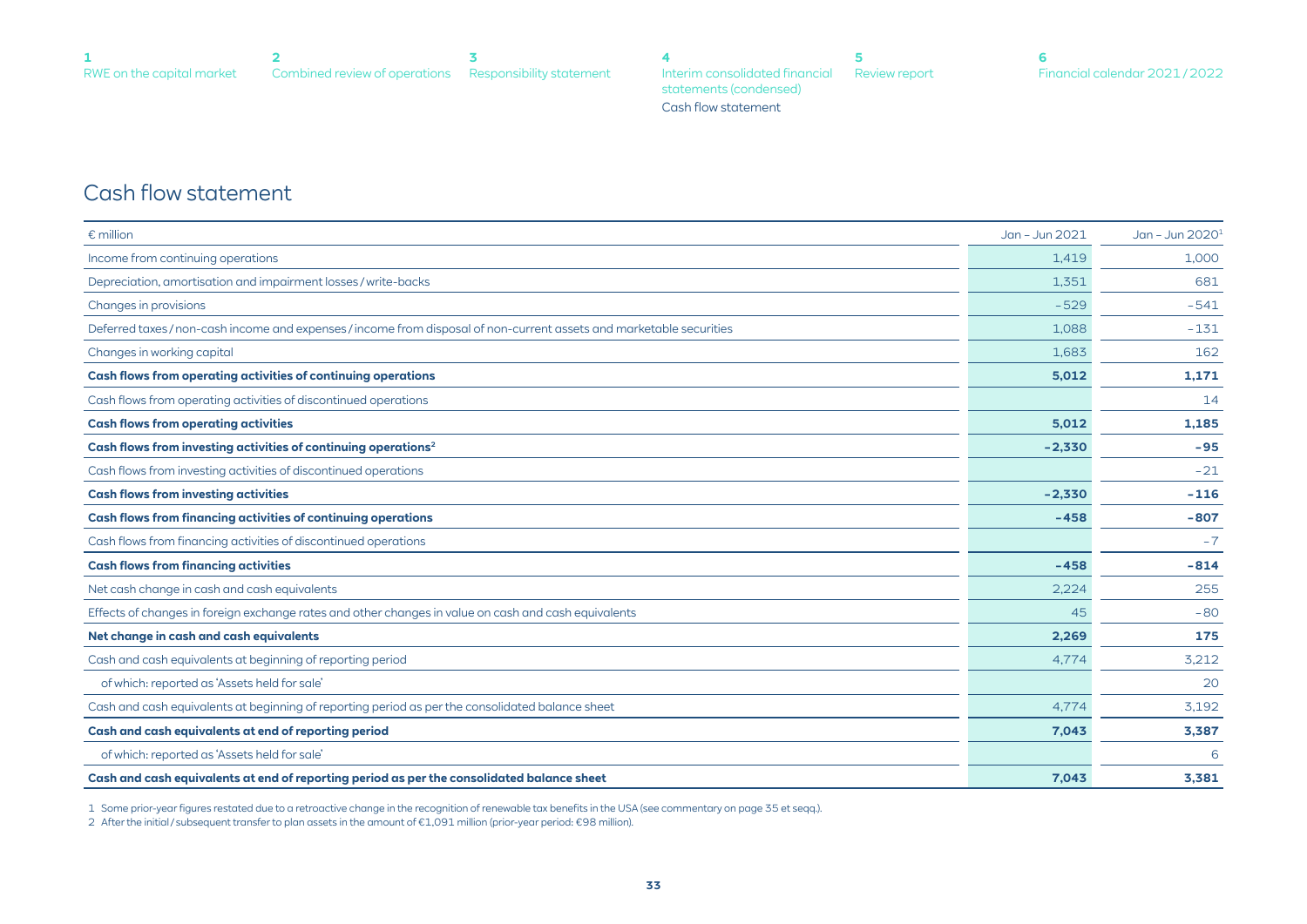# Cash flow statement

| € million | Jan – Jun 2021 | Jan – Jun 2020[1] |
|---|---|---|
| Income from continuing operations | 1,419 | 1,000 |
| Depreciation, amortisation and impairment losses / write-backs | 1,351 | 681 |
| Changes in provisions | –529 | –541 |
| Deferred taxes / non-cash income and expenses / income from disposal of non-current assets and marketable securities | 1,088 | –131 |
| Changes in working capital | 1,683 | 162 |
| **Cash flows from operating activities of continuing operations** | **5,012** | **1,171** |
| Cash flows from operating activities of discontinued operations | | 14 |
| **Cash flows from operating activities** | **5,012** | **1,185** |
| **Cash flows from investing activities of continuing operations[2]** | **–2,330** | **–95** |
| Cash flows from investing activities of discontinued operations | | –21 |
| **Cash flows from investing activities** | **–2,330** | **–116** |
| **Cash flows from financing activities of continuing operations** | **–458** | **–807** |
| Cash flows from financing activities of discontinued operations | | –7 |
| **Cash flows from financing activities** | **–458** | **–814** |
| Net cash change in cash and cash equivalents | 2,224 | 255 |
| Effects of changes in foreign exchange rates and other changes in value on cash and cash equivalents | 45 | –80 |
| **Net change in cash and cash equivalents** | **2,269** | **175** |
| Cash and cash equivalents at beginning of reporting period | 4,774 | 3,212 |
| of which: reported as 'Assets held for sale' | | 20 |
| Cash and cash equivalents at beginning of reporting period as per the consolidated balance sheet | 4,774 | 3,192 |
| **Cash and cash equivalents at end of reporting period** | **7,043** | **3,387** |
| of which: reported as 'Assets held for sale' | | 6 |
| **Cash and cash equivalents at end of reporting period as per the consolidated balance sheet** | **7,043** | **3,381** |

1 Some prior-year figures restated due to a retroactive change in the recognition of renewable tax benefits in the USA (see commentary on page 35 et seqq.).

2 After the initial / subsequent transfer to plan assets in the amount of €1,091 million (prior-year period: €98 million).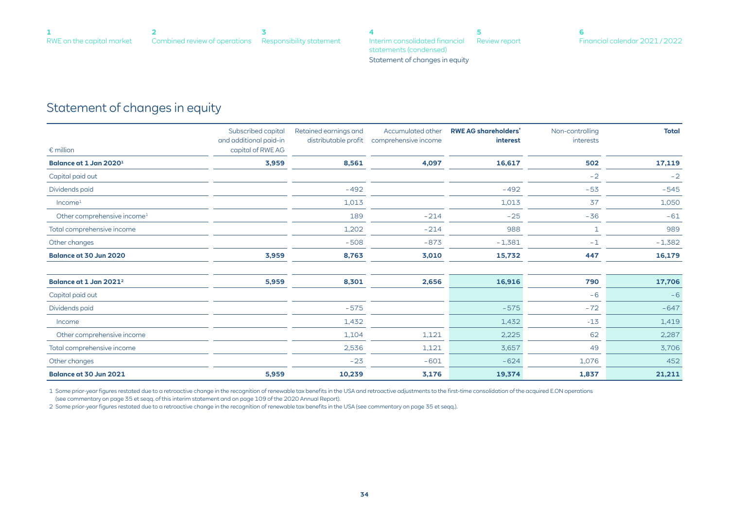# Statement of changes in equity

| € million | Subscribed capital and additional paid-in capital of RWE AG | Retained earnings and distributable profit | Accumulated other comprehensive income | **RWE AG shareholders' interest** | Non-controlling interests | **Total** |
|---|---|---|---|---|---|---|
| **Balance at 1 Jan 2020[1]** | **3,959** | **8,561** | **4,097** | **16,617** | **502** | **17,119** |
| Capital paid out | | | | | -2 | -2 |
| Dividends paid | | -492 | | -492 | -53 | -545 |
| Income[1] | | 1,013 | | 1,013 | 37 | 1,050 |
| Other comprehensive income[1] | | 189 | -214 | -25 | -36 | -61 |
| Total comprehensive income | | 1,202 | -214 | 988 | 1 | 989 |
| Other changes | | -508 | -873 | -1,381 | -1 | -1,382 |
| **Balance at 30 Jun 2020** | **3,959** | **8,763** | **3,010** | **15,732** | **447** | **16,179** |
| | | | | | | |
| **Balance at 1 Jan 2021[2]** | **5,959** | **8,301** | **2,656** | **16,916** | **790** | **17,706** |
| Capital paid out | | | | | -6 | -6 |
| Dividends paid | | -575 | | -575 | -72 | -647 |
| Income | | 1,432 | | 1,432 | -13 | 1,419 |
| Other comprehensive income | | 1,104 | 1,121 | 2,225 | 62 | 2,287 |
| Total comprehensive income | | 2,536 | 1,121 | 3,657 | 49 | 3,706 |
| Other changes | | -23 | -601 | -624 | 1,076 | 452 |
| **Balance at 30 Jun 2021** | **5,959** | **10,239** | **3,176** | **19,374** | **1,837** | **21,211** |

1 Some prior-year figures restated due to a retroactive change in the recognition of renewable tax benefits in the USA and retroactive adjustments to the first-time consolidation of the acquired E.ON operations (see commentary on page 35 et seqq. of this interim statement and on page 109 of the 2020 Annual Report).

2 Some prior-year figures restated due to a retroactive change in the recognition of renewable tax benefits in the USA (see commentary on page 35 et seqq.).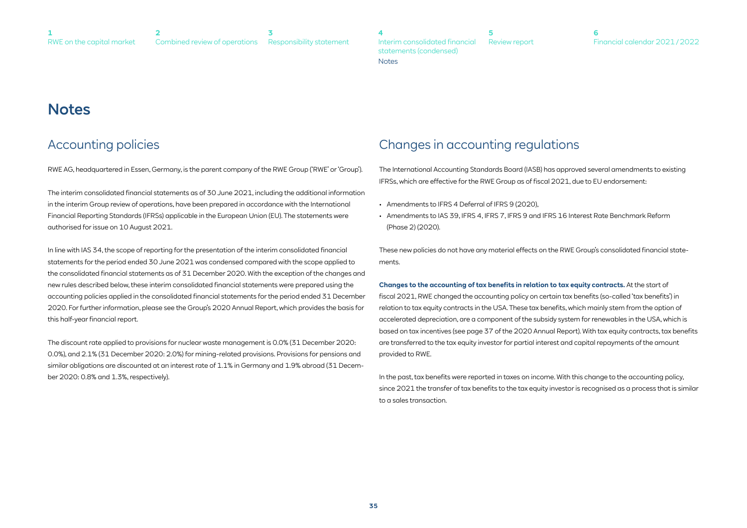# Notes

## Accounting policies

RWE AG, headquartered in Essen, Germany, is the parent company of the RWE Group ('RWE' or 'Group').

The interim consolidated financial statements as of 30 June 2021, including the additional information in the interim Group review of operations, have been prepared in accordance with the International Financial Reporting Standards (IFRSs) applicable in the European Union (EU). The statements were authorised for issue on 10 August 2021.

In line with IAS 34, the scope of reporting for the presentation of the interim consolidated financial statements for the period ended 30 June 2021 was condensed compared with the scope applied to the consolidated financial statements as of 31 December 2020. With the exception of the changes and new rules described below, these interim consolidated financial statements were prepared using the accounting policies applied in the consolidated financial statements for the period ended 31 December 2020. For further information, please see the Group's 2020 Annual Report, which provides the basis for this half-year financial report.

The discount rate applied to provisions for nuclear waste management is 0.0% (31 December 2020: 0.0%), and 2.1% (31 December 2020: 2.0%) for mining-related provisions. Provisions for pensions and similar obligations are discounted at an interest rate of 1.1% in Germany and 1.9% abroad (31 December 2020: 0.8% and 1.3%, respectively).

## Changes in accounting regulations

The International Accounting Standards Board (IASB) has approved several amendments to existing IFRSs, which are effective for the RWE Group as of fiscal 2021, due to EU endorsement:

- Amendments to IFRS 4 Deferral of IFRS 9 (2020),
- Amendments to IAS 39, IFRS 4, IFRS 7, IFRS 9 and IFRS 16 Interest Rate Benchmark Reform (Phase 2) (2020).

These new policies do not have any material effects on the RWE Group's consolidated financial statements.

**Changes to the accounting of tax benefits in relation to tax equity contracts.** At the start of fiscal 2021, RWE changed the accounting policy on certain tax benefits (so-called 'tax benefits') in relation to tax equity contracts in the USA. These tax benefits, which mainly stem from the option of accelerated depreciation, are a component of the subsidy system for renewables in the USA, which is based on tax incentives (see page 37 of the 2020 Annual Report). With tax equity contracts, tax benefits are transferred to the tax equity investor for partial interest and capital repayments of the amount provided to RWE.

In the past, tax benefits were reported in taxes on income. With this change to the accounting policy, since 2021 the transfer of tax benefits to the tax equity investor is recognised as a process that is similar to a sales transaction.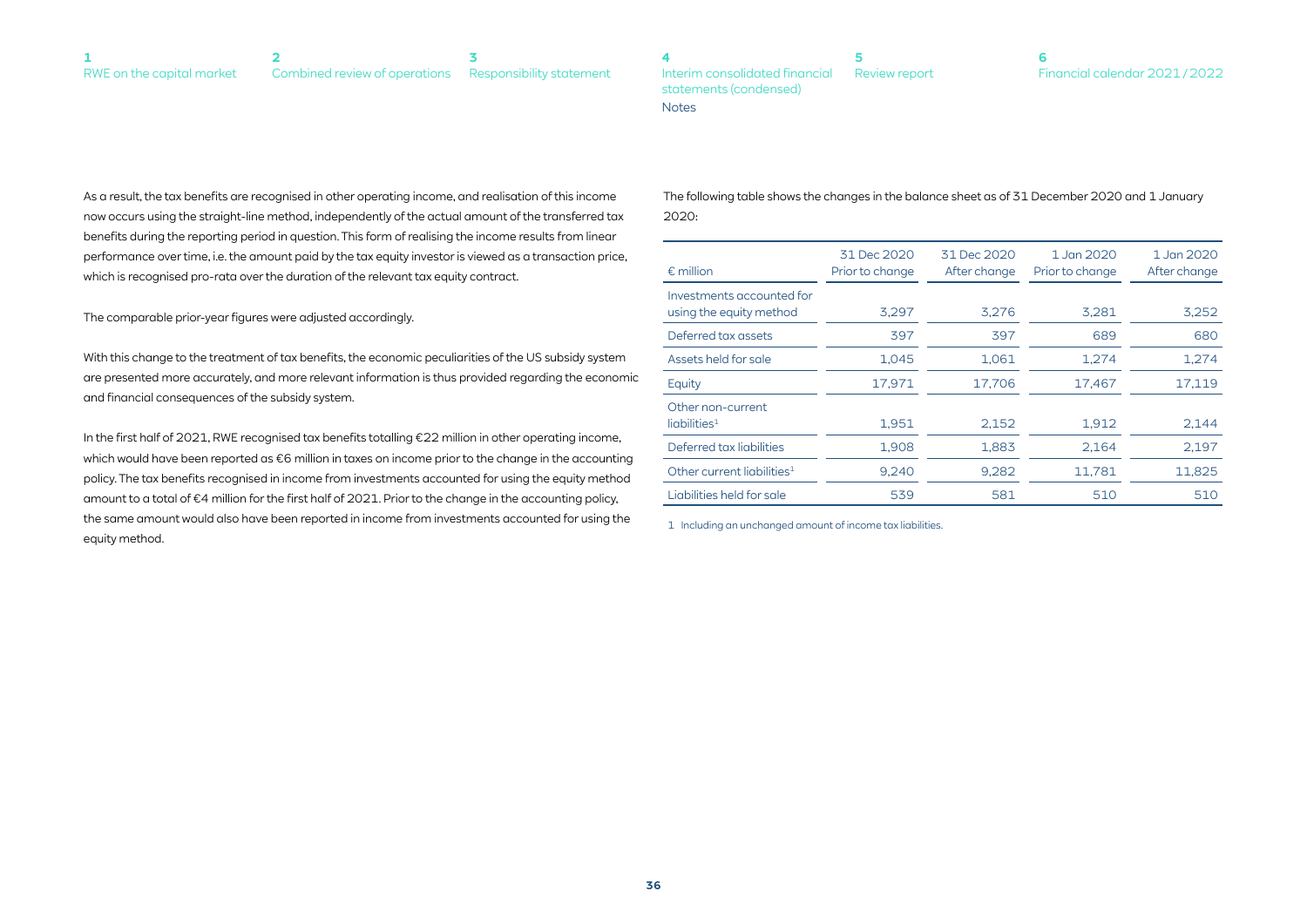As a result, the tax benefits are recognised in other operating income, and realisation of this income now occurs using the straight-line method, independently of the actual amount of the transferred tax benefits during the reporting period in question. This form of realising the income results from linear performance over time, i.e. the amount paid by the tax equity investor is viewed as a transaction price, which is recognised pro-rata over the duration of the relevant tax equity contract.

The comparable prior-year figures were adjusted accordingly.

With this change to the treatment of tax benefits, the economic peculiarities of the US subsidy system are presented more accurately, and more relevant information is thus provided regarding the economic and financial consequences of the subsidy system.

In the first half of 2021, RWE recognised tax benefits totalling €22 million in other operating income, which would have been reported as €6 million in taxes on income prior to the change in the accounting policy. The tax benefits recognised in income from investments accounted for using the equity method amount to a total of €4 million for the first half of 2021. Prior to the change in the accounting policy, the same amount would also have been reported in income from investments accounted for using the equity method.

The following table shows the changes in the balance sheet as of 31 December 2020 and 1 January 2020:

| € million | 31 Dec 2020 Prior to change | 31 Dec 2020 After change | 1 Jan 2020 Prior to change | 1 Jan 2020 After change |
|---|---|---|---|---|
| Investments accounted for using the equity method | 3,297 | 3,276 | 3,281 | 3,252 |
| Deferred tax assets | 397 | 397 | 689 | 680 |
| Assets held for sale | 1,045 | 1,061 | 1,274 | 1,274 |
| Equity | 17,971 | 17,706 | 17,467 | 17,119 |
| Other non-current liabilities[1] | 1,951 | 2,152 | 1,912 | 2,144 |
| Deferred tax liabilities | 1,908 | 1,883 | 2,164 | 2,197 |
| Other current liabilities[1] | 9,240 | 9,282 | 11,781 | 11,825 |
| Liabilities held for sale | 539 | 581 | 510 | 510 |

1 Including an unchanged amount of income tax liabilities.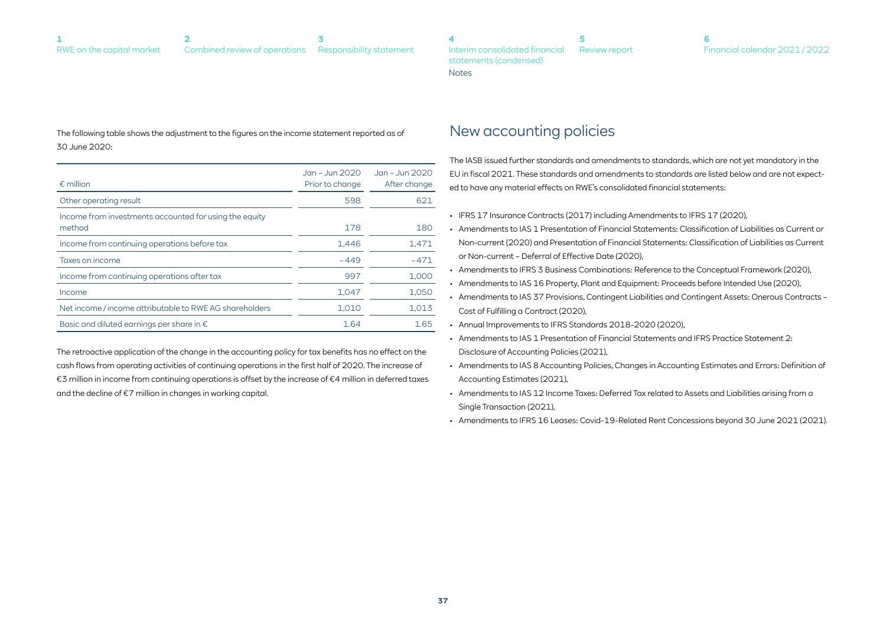The following table shows the adjustment to the figures on the income statement reported as of 30 June 2020:

| € million | Jan – Jun 2020 Prior to change | Jan – Jun 2020 After change |
|---|---|---|
| Other operating result | 598 | 621 |
| Income from investments accounted for using the equity method | 178 | 180 |
| Income from continuing operations before tax | 1,446 | 1,471 |
| Taxes on income | -449 | -471 |
| Income from continuing operations after tax | 997 | 1,000 |
| Income | 1,047 | 1,050 |
| Net income / income attributable to RWE AG shareholders | 1,010 | 1,013 |
| Basic and diluted earnings per share in € | 1.64 | 1.65 |

The retroactive application of the change in the accounting policy for tax benefits has no effect on the cash flows from operating activities of continuing operations in the first half of 2020. The increase of €3 million in income from continuing operations is offset by the increase of €4 million in deferred taxes and the decline of €7 million in changes in working capital.

## New accounting policies

The IASB issued further standards and amendments to standards, which are not yet mandatory in the EU in fiscal 2021. These standards and amendments to standards are listed below and are not expected to have any material effects on RWE's consolidated financial statements:

- IFRS 17 Insurance Contracts (2017) including Amendments to IFRS 17 (2020),
- Amendments to IAS 1 Presentation of Financial Statements: Classification of Liabilities as Current or Non-current (2020) and Presentation of Financial Statements: Classification of Liabilities as Current or Non-current – Deferral of Effective Date (2020),
- Amendments to IFRS 3 Business Combinations: Reference to the Conceptual Framework (2020),
- Amendments to IAS 16 Property, Plant and Equipment: Proceeds before Intended Use (2020),
- Amendments to IAS 37 Provisions, Contingent Liabilities and Contingent Assets: Onerous Contracts – Cost of Fulfilling a Contract (2020),
- Annual Improvements to IFRS Standards 2018-2020 (2020),
- Amendments to IAS 1 Presentation of Financial Statements and IFRS Practice Statement 2: Disclosure of Accounting Policies (2021),
- Amendments to IAS 8 Accounting Policies, Changes in Accounting Estimates and Errors: Definition of Accounting Estimates (2021),
- Amendments to IAS 12 Income Taxes: Deferred Tax related to Assets and Liabilities arising from a Single Transaction (2021),
- Amendments to IFRS 16 Leases: Covid-19-Related Rent Concessions beyond 30 June 2021 (2021).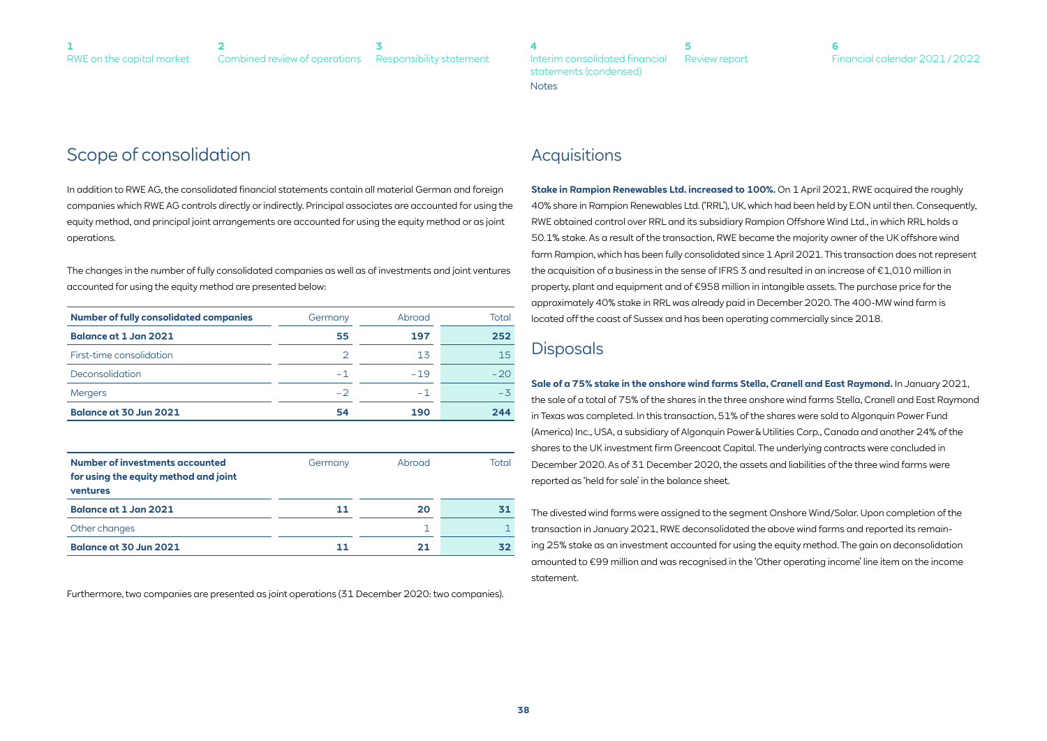## Scope of consolidation

In addition to RWE AG, the consolidated financial statements contain all material German and foreign companies which RWE AG controls directly or indirectly. Principal associates are accounted for using the equity method, and principal joint arrangements are accounted for using the equity method or as joint operations.

The changes in the number of fully consolidated companies as well as of investments and joint ventures accounted for using the equity method are presented below:

| Number of fully consolidated companies | Germany | Abroad | Total |
|---|---|---|---|
| **Balance at 1 Jan 2021** | **55** | **197** | **252** |
| First-time consolidation | 2 | 13 | 15 |
| Deconsolidation | -1 | -19 | -20 |
| Mergers | -2 | -1 | -3 |
| **Balance at 30 Jun 2021** | **54** | **190** | **244** |

| Number of investments accounted for using the equity method and joint ventures | Germany | Abroad | Total |
|---|---|---|---|
| **Balance at 1 Jan 2021** | **11** | **20** | **31** |
| Other changes | | 1 | 1 |
| **Balance at 30 Jun 2021** | **11** | **21** | **32** |

Furthermore, two companies are presented as joint operations (31 December 2020: two companies).

## Acquisitions

**Stake in Rampion Renewables Ltd. increased to 100%.** On 1 April 2021, RWE acquired the roughly 40% share in Rampion Renewables Ltd. ('RRL'), UK, which had been held by E.ON until then. Consequently, RWE obtained control over RRL and its subsidiary Rampion Offshore Wind Ltd., in which RRL holds a 50.1% stake. As a result of the transaction, RWE became the majority owner of the UK offshore wind farm Rampion, which has been fully consolidated since 1 April 2021. This transaction does not represent the acquisition of a business in the sense of IFRS 3 and resulted in an increase of €1,010 million in property, plant and equipment and of €958 million in intangible assets. The purchase price for the approximately 40% stake in RRL was already paid in December 2020. The 400-MW wind farm is located off the coast of Sussex and has been operating commercially since 2018.

## Disposals

**Sale of a 75% stake in the onshore wind farms Stella, Cranell and East Raymond.** In January 2021, the sale of a total of 75% of the shares in the three onshore wind farms Stella, Cranell and East Raymond in Texas was completed. In this transaction, 51% of the shares were sold to Algonquin Power Fund (America) Inc., USA, a subsidiary of Algonquin Power & Utilities Corp., Canada and another 24% of the shares to the UK investment firm Greencoat Capital. The underlying contracts were concluded in December 2020. As of 31 December 2020, the assets and liabilities of the three wind farms were reported as 'held for sale' in the balance sheet.

The divested wind farms were assigned to the segment Onshore Wind/Solar. Upon completion of the transaction in January 2021, RWE deconsolidated the above wind farms and reported its remaining 25% stake as an investment accounted for using the equity method. The gain on deconsolidation amounted to €99 million and was recognised in the 'Other operating income' line item on the income statement.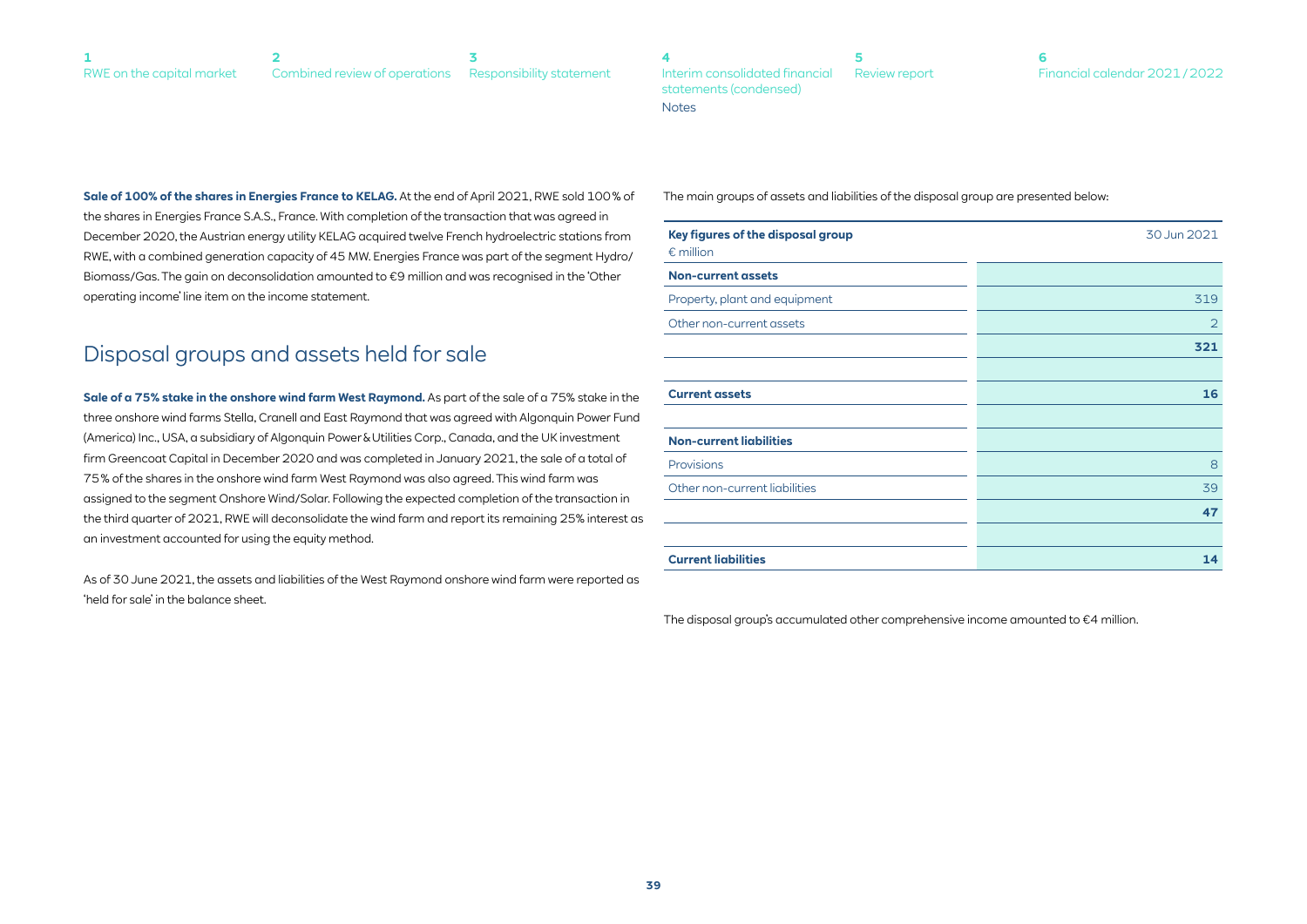**Sale of 100% of the shares in Energies France to KELAG.** At the end of April 2021, RWE sold 100% of the shares in Energies France S.A.S., France. With completion of the transaction that was agreed in December 2020, the Austrian energy utility KELAG acquired twelve French hydroelectric stations from RWE, with a combined generation capacity of 45 MW. Energies France was part of the segment Hydro/Biomass/Gas. The gain on deconsolidation amounted to €9 million and was recognised in the 'Other operating income' line item on the income statement.

## Disposal groups and assets held for sale

**Sale of a 75% stake in the onshore wind farm West Raymond.** As part of the sale of a 75% stake in the three onshore wind farms Stella, Cranell and East Raymond that was agreed with Algonquin Power Fund (America) Inc., USA, a subsidiary of Algonquin Power & Utilities Corp., Canada, and the UK investment firm Greencoat Capital in December 2020 and was completed in January 2021, the sale of a total of 75% of the shares in the onshore wind farm West Raymond was also agreed. This wind farm was assigned to the segment Onshore Wind/Solar. Following the expected completion of the transaction in the third quarter of 2021, RWE will deconsolidate the wind farm and report its remaining 25% interest as an investment accounted for using the equity method.

As of 30 June 2021, the assets and liabilities of the West Raymond onshore wind farm were reported as 'held for sale' in the balance sheet.

The main groups of assets and liabilities of the disposal group are presented below:

| **Key figures of the disposal group**<br>€ million | 30 Jun 2021 |
|---|---|
| **Non-current assets** | |
| Property, plant and equipment | 319 |
| Other non-current assets | 2 |
| | **321** |
| | |
| **Current assets** | **16** |
| | |
| **Non-current liabilities** | |
| Provisions | 8 |
| Other non-current liabilities | 39 |
| | **47** |
| | |
| **Current liabilities** | **14** |

The disposal group's accumulated other comprehensive income amounted to €4 million.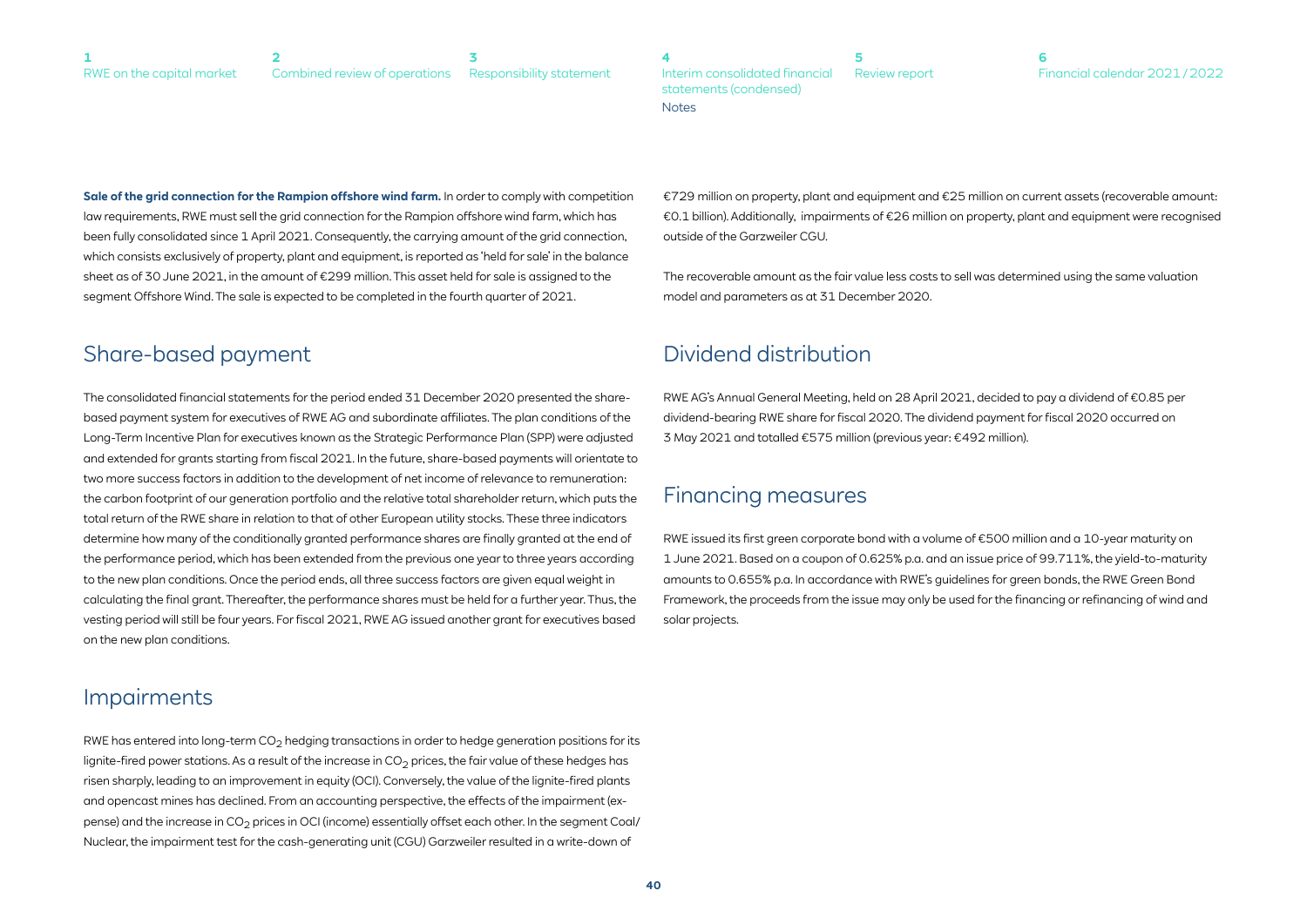**Sale of the grid connection for the Rampion offshore wind farm.** In order to comply with competition law requirements, RWE must sell the grid connection for the Rampion offshore wind farm, which has been fully consolidated since 1 April 2021. Consequently, the carrying amount of the grid connection, which consists exclusively of property, plant and equipment, is reported as 'held for sale' in the balance sheet as of 30 June 2021, in the amount of €299 million. This asset held for sale is assigned to the segment Offshore Wind. The sale is expected to be completed in the fourth quarter of 2021.

## Share-based payment

The consolidated financial statements for the period ended 31 December 2020 presented the share-based payment system for executives of RWE AG and subordinate affiliates. The plan conditions of the Long-Term Incentive Plan for executives known as the Strategic Performance Plan (SPP) were adjusted and extended for grants starting from fiscal 2021. In the future, share-based payments will orientate to two more success factors in addition to the development of net income of relevance to remuneration: the carbon footprint of our generation portfolio and the relative total shareholder return, which puts the total return of the RWE share in relation to that of other European utility stocks. These three indicators determine how many of the conditionally granted performance shares are finally granted at the end of the performance period, which has been extended from the previous one year to three years according to the new plan conditions. Once the period ends, all three success factors are given equal weight in calculating the final grant. Thereafter, the performance shares must be held for a further year. Thus, the vesting period will still be four years. For fiscal 2021, RWE AG issued another grant for executives based on the new plan conditions.

## Impairments

RWE has entered into long-term $CO_2$ hedging transactions in order to hedge generation positions for its lignite-fired power stations. As a result of the increase in $CO_2$ prices, the fair value of these hedges has risen sharply, leading to an improvement in equity (OCI). Conversely, the value of the lignite-fired plants and opencast mines has declined. From an accounting perspective, the effects of the impairment (expense) and the increase in $CO_2$ prices in OCI (income) essentially offset each other. In the segment Coal/ Nuclear, the impairment test for the cash-generating unit (CGU) Garzweiler resulted in a write-down of €729 million on property, plant and equipment and €25 million on current assets (recoverable amount: €0.1 billion). Additionally, impairments of €26 million on property, plant and equipment were recognised outside of the Garzweiler CGU.

The recoverable amount as the fair value less costs to sell was determined using the same valuation model and parameters as at 31 December 2020.

## Dividend distribution

RWE AG's Annual General Meeting, held on 28 April 2021, decided to pay a dividend of €0.85 per dividend-bearing RWE share for fiscal 2020. The dividend payment for fiscal 2020 occurred on 3 May 2021 and totalled €575 million (previous year: €492 million).

## Financing measures

RWE issued its first green corporate bond with a volume of €500 million and a 10-year maturity on 1 June 2021. Based on a coupon of 0.625% p.a. and an issue price of 99.711%, the yield-to-maturity amounts to 0.655% p.a. In accordance with RWE's guidelines for green bonds, the RWE Green Bond Framework, the proceeds from the issue may only be used for the financing or refinancing of wind and solar projects.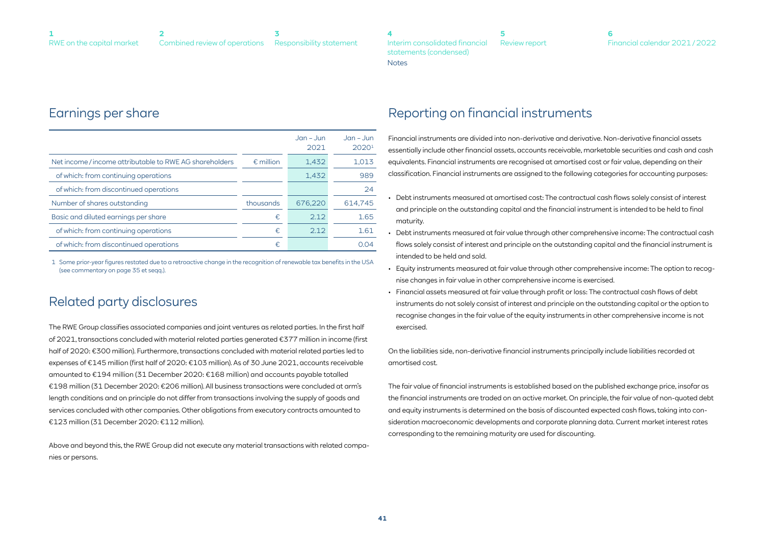## Earnings per share

| | | Jan – Jun 2021 | Jan – Jun 2020[1] |
|---|---|---|---|
| Net income / income attributable to RWE AG shareholders | € million | 1,432 | 1,013 |
| of which: from continuing operations | | 1,432 | 989 |
| of which: from discontinued operations | | | 24 |
| Number of shares outstanding | thousands | 676,220 | 614,745 |
| Basic and diluted earnings per share | € | 2.12 | 1.65 |
| of which: from continuing operations | € | 2.12 | 1.61 |
| of which: from discontinued operations | € | | 0.04 |

1 Some prior-year figures restated due to a retroactive change in the recognition of renewable tax benefits in the USA (see commentary on page 35 et seqq.).

## Related party disclosures

The RWE Group classifies associated companies and joint ventures as related parties. In the first half of 2021, transactions concluded with material related parties generated €377 million in income (first half of 2020: €300 million). Furthermore, transactions concluded with material related parties led to expenses of €145 million (first half of 2020: €103 million). As of 30 June 2021, accounts receivable amounted to €194 million (31 December 2020: €168 million) and accounts payable totalled €198 million (31 December 2020: €206 million). All business transactions were concluded at arm's length conditions and on principle do not differ from transactions involving the supply of goods and services concluded with other companies. Other obligations from executory contracts amounted to €123 million (31 December 2020: €112 million).

Above and beyond this, the RWE Group did not execute any material transactions with related companies or persons.

## Reporting on financial instruments

Financial instruments are divided into non-derivative and derivative. Non-derivative financial assets essentially include other financial assets, accounts receivable, marketable securities and cash and cash equivalents. Financial instruments are recognised at amortised cost or fair value, depending on their classification. Financial instruments are assigned to the following categories for accounting purposes:

- Debt instruments measured at amortised cost: The contractual cash flows solely consist of interest and principle on the outstanding capital and the financial instrument is intended to be held to final maturity.
- Debt instruments measured at fair value through other comprehensive income: The contractual cash flows solely consist of interest and principle on the outstanding capital and the financial instrument is intended to be held and sold.
- Equity instruments measured at fair value through other comprehensive income: The option to recognise changes in fair value in other comprehensive income is exercised.
- Financial assets measured at fair value through profit or loss: The contractual cash flows of debt instruments do not solely consist of interest and principle on the outstanding capital or the option to recognise changes in the fair value of the equity instruments in other comprehensive income is not exercised.

On the liabilities side, non-derivative financial instruments principally include liabilities recorded at amortised cost.

The fair value of financial instruments is established based on the published exchange price, insofar as the financial instruments are traded on an active market. On principle, the fair value of non-quoted debt and equity instruments is determined on the basis of discounted expected cash flows, taking into consideration macroeconomic developments and corporate planning data. Current market interest rates corresponding to the remaining maturity are used for discounting.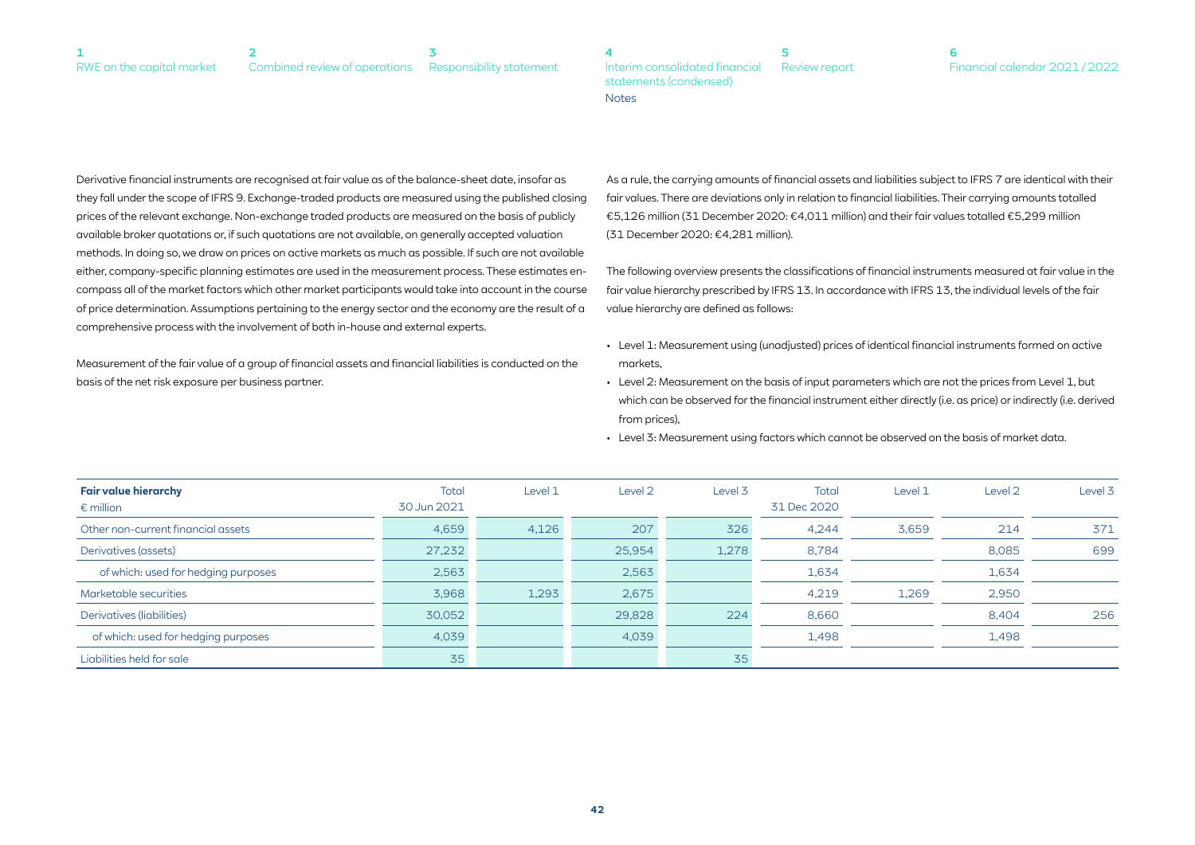Derivative financial instruments are recognised at fair value as of the balance-sheet date, insofar as they fall under the scope of IFRS 9. Exchange-traded products are measured using the published closing prices of the relevant exchange. Non-exchange traded products are measured on the basis of publicly available broker quotations or, if such quotations are not available, on generally accepted valuation methods. In doing so, we draw on prices on active markets as much as possible. If such are not available either, company-specific planning estimates are used in the measurement process. These estimates encompass all of the market factors which other market participants would take into account in the course of price determination. Assumptions pertaining to the energy sector and the economy are the result of a comprehensive process with the involvement of both in-house and external experts.

Measurement of the fair value of a group of financial assets and financial liabilities is conducted on the basis of the net risk exposure per business partner.

As a rule, the carrying amounts of financial assets and liabilities subject to IFRS 7 are identical with their fair values. There are deviations only in relation to financial liabilities. Their carrying amounts totalled €5,126 million (31 December 2020: €4,011 million) and their fair values totalled €5,299 million (31 December 2020: €4,281 million).

The following overview presents the classifications of financial instruments measured at fair value in the fair value hierarchy prescribed by IFRS 13. In accordance with IFRS 13, the individual levels of the fair value hierarchy are defined as follows:

- Level 1: Measurement using (unadjusted) prices of identical financial instruments formed on active markets,
- Level 2: Measurement on the basis of input parameters which are not the prices from Level 1, but which can be observed for the financial instrument either directly (i.e. as price) or indirectly (i.e. derived from prices),
- Level 3: Measurement using factors which cannot be observed on the basis of market data.

| **Fair value hierarchy**<br>€ million | Total<br>30 Jun 2021 | Level 1 | Level 2 | Level 3 | Total<br>31 Dec 2020 | Level 1 | Level 2 | Level 3 |
|---|---|---|---|---|---|---|---|---|
| Other non-current financial assets | 4,659 | 4,126 | 207 | 326 | 4,244 | 3,659 | 214 | 371 |
| Derivatives (assets) | 27,232 | | 25,954 | 1,278 | 8,784 | | 8,085 | 699 |
| of which: used for hedging purposes | 2,563 | | 2,563 | | 1,634 | | 1,634 | |
| Marketable securities | 3,968 | 1,293 | 2,675 | | 4,219 | 1,269 | 2,950 | |
| Derivatives (liabilities) | 30,052 | | 29,828 | 224 | 8,660 | | 8,404 | 256 |
| of which: used for hedging purposes | 4,039 | | 4,039 | | 1,498 | | 1,498 | |
| Liabilities held for sale | 35 | | | 35 | | | | |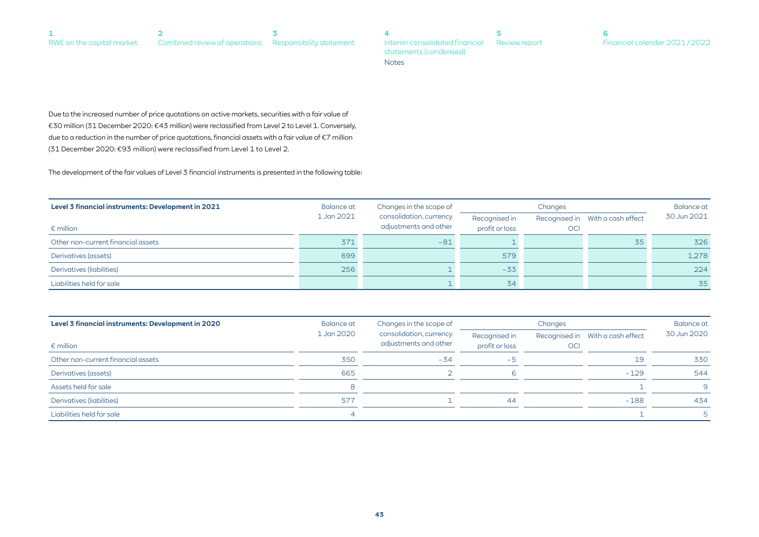Due to the increased number of price quotations on active markets, securities with a fair value of €30 million (31 December 2020: €43 million) were reclassified from Level 2 to Level 1. Conversely, due to a reduction in the number of price quotations, financial assets with a fair value of €7 million (31 December 2020: €93 million) were reclassified from Level 1 to Level 2.

The development of the fair values of Level 3 financial instruments is presented in the following table:

| **Level 3 financial instruments: Development in 2021** | Balance at 1 Jan 2021 | Changes in the scope of consolidation, currency adjustments and other | Changes | | | Balance at 30 Jun 2021 |
|---|---|---|---|---|---|---|
| € million | | | Recognised in profit or loss | Recognised in OCI | With a cash effect | |
| Other non-current financial assets | 371 | -81 | 1 | | 35 | 326 |
| Derivatives (assets) | 699 | | 579 | | | 1,278 |
| Derivatives (liabilities) | 256 | 1 | -33 | | | 224 |
| Liabilities held for sale | | 1 | 34 | | | 35 |

| **Level 3 financial instruments: Development in 2020** | Balance at 1 Jan 2020 | Changes in the scope of consolidation, currency adjustments and other | Changes | | | Balance at 30 Jun 2020 |
|---|---|---|---|---|---|---|
| € million | | | Recognised in profit or loss | Recognised in OCI | With a cash effect | |
| Other non-current financial assets | 350 | -34 | -5 | | 19 | 330 |
| Derivatives (assets) | 665 | 2 | 6 | | -129 | 544 |
| Assets held for sale | 8 | | | | 1 | 9 |
| Derivatives (liabilities) | 577 | 1 | 44 | | -188 | 434 |
| Liabilities held for sale | 4 | | | | 1 | 5 |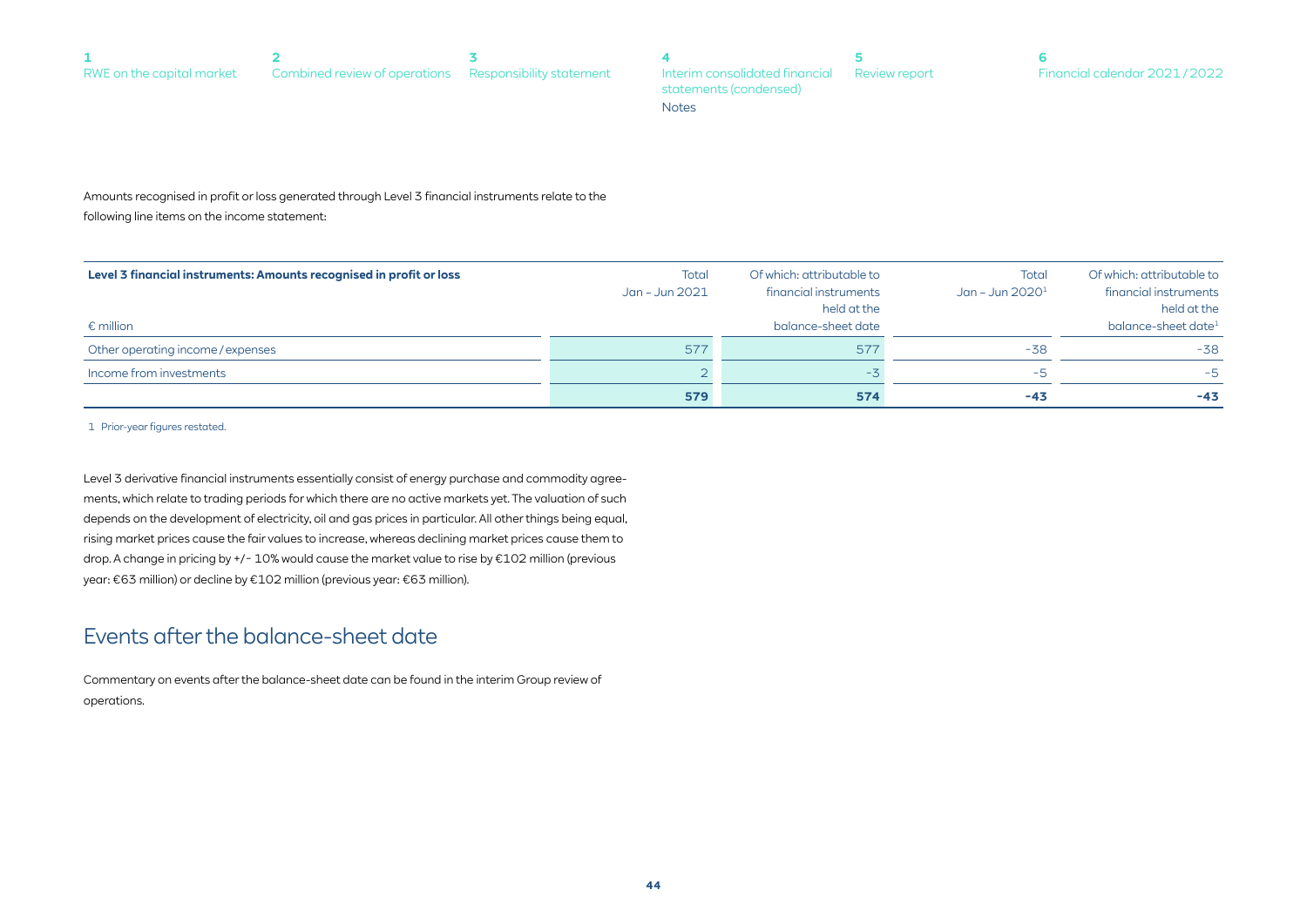Amounts recognised in profit or loss generated through Level 3 financial instruments relate to the following line items on the income statement:

| **Level 3 financial instruments: Amounts recognised in profit or loss**<br><br>€ million | Total Jan – Jun 2021 | Of which: attributable to financial instruments held at the balance-sheet date | Total Jan – Jun 2020[1] | Of which: attributable to financial instruments held at the balance-sheet date[1] |
|---|---|---|---|---|
| Other operating income / expenses | 577 | 577 | -38 | -38 |
| Income from investments | 2 | -3 | -5 | -5 |
| | **579** | **574** | **-43** | **-43** |

1 Prior-year figures restated.

Level 3 derivative financial instruments essentially consist of energy purchase and commodity agreements, which relate to trading periods for which there are no active markets yet. The valuation of such depends on the development of electricity, oil and gas prices in particular. All other things being equal, rising market prices cause the fair values to increase, whereas declining market prices cause them to drop. A change in pricing by +/- 10% would cause the market value to rise by €102 million (previous year: €63 million) or decline by €102 million (previous year: €63 million).

## Events after the balance-sheet date

Commentary on events after the balance-sheet date can be found in the interim Group review of operations.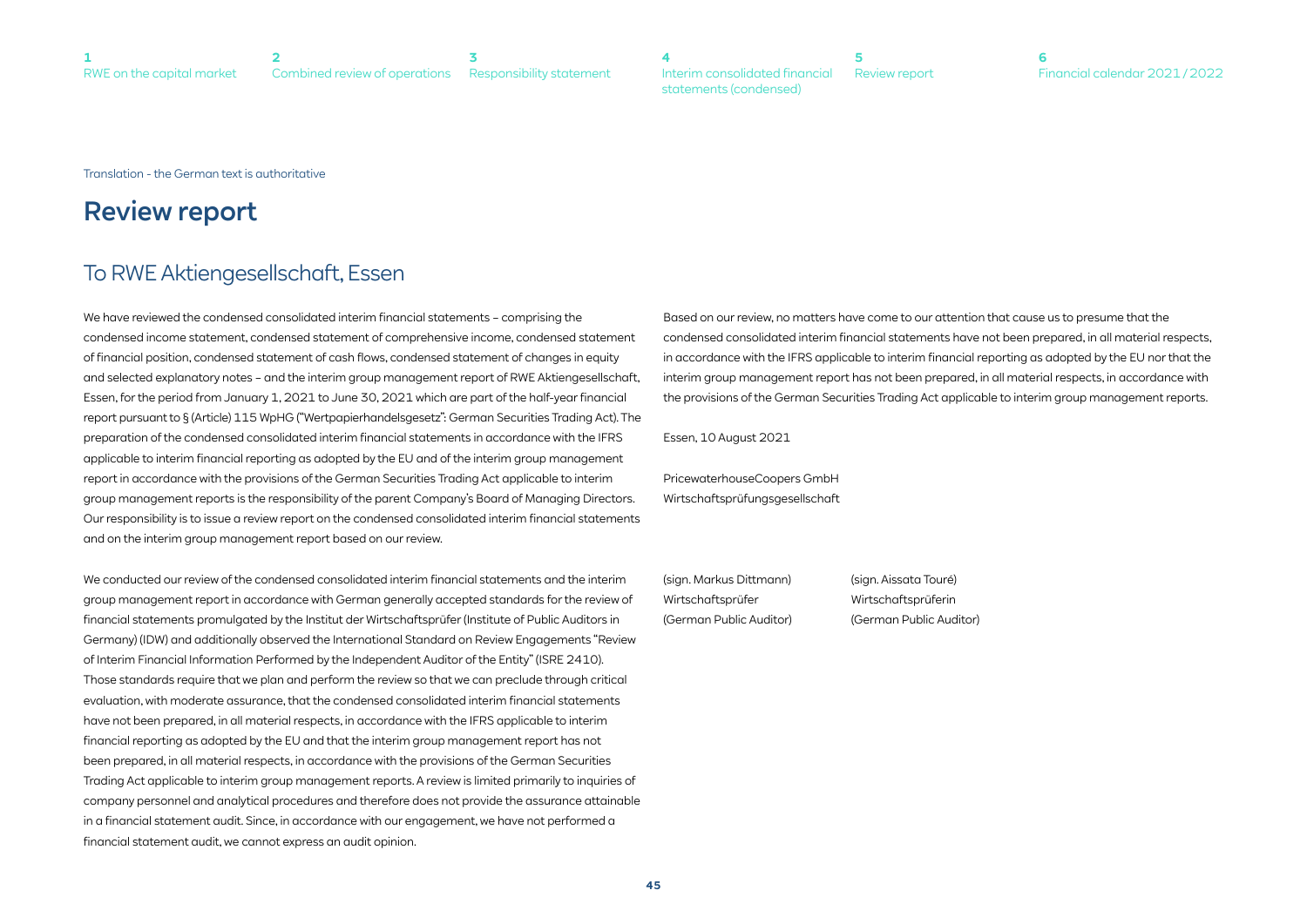Translation - the German text is authoritative

# Review report

## To RWE Aktiengesellschaft, Essen

We have reviewed the condensed consolidated interim financial statements – comprising the condensed income statement, condensed statement of comprehensive income, condensed statement of financial position, condensed statement of cash flows, condensed statement of changes in equity and selected explanatory notes – and the interim group management report of RWE Aktiengesellschaft, Essen, for the period from January 1, 2021 to June 30, 2021 which are part of the half-year financial report pursuant to § (Article) 115 WpHG ("Wertpapierhandelsgesetz": German Securities Trading Act). The preparation of the condensed consolidated interim financial statements in accordance with the IFRS applicable to interim financial reporting as adopted by the EU and of the interim group management report in accordance with the provisions of the German Securities Trading Act applicable to interim group management reports is the responsibility of the parent Company's Board of Managing Directors. Our responsibility is to issue a review report on the condensed consolidated interim financial statements and on the interim group management report based on our review.

We conducted our review of the condensed consolidated interim financial statements and the interim group management report in accordance with German generally accepted standards for the review of financial statements promulgated by the Institut der Wirtschaftsprüfer (Institute of Public Auditors in Germany) (IDW) and additionally observed the International Standard on Review Engagements "Review of Interim Financial Information Performed by the Independent Auditor of the Entity" (ISRE 2410). Those standards require that we plan and perform the review so that we can preclude through critical evaluation, with moderate assurance, that the condensed consolidated interim financial statements have not been prepared, in all material respects, in accordance with the IFRS applicable to interim financial reporting as adopted by the EU and that the interim group management report has not been prepared, in all material respects, in accordance with the provisions of the German Securities Trading Act applicable to interim group management reports. A review is limited primarily to inquiries of company personnel and analytical procedures and therefore does not provide the assurance attainable in a financial statement audit. Since, in accordance with our engagement, we have not performed a financial statement audit, we cannot express an audit opinion.

Based on our review, no matters have come to our attention that cause us to presume that the condensed consolidated interim financial statements have not been prepared, in all material respects, in accordance with the IFRS applicable to interim financial reporting as adopted by the EU nor that the interim group management report has not been prepared, in all material respects, in accordance with the provisions of the German Securities Trading Act applicable to interim group management reports.

Essen, 10 August 2021

PricewaterhouseCoopers GmbH
Wirtschaftsprüfungsgesellschaft

(sign. Markus Dittmann)
Wirtschaftsprüfer
(German Public Auditor)

(sign. Aissata Touré)
Wirtschaftsprüferin
(German Public Auditor)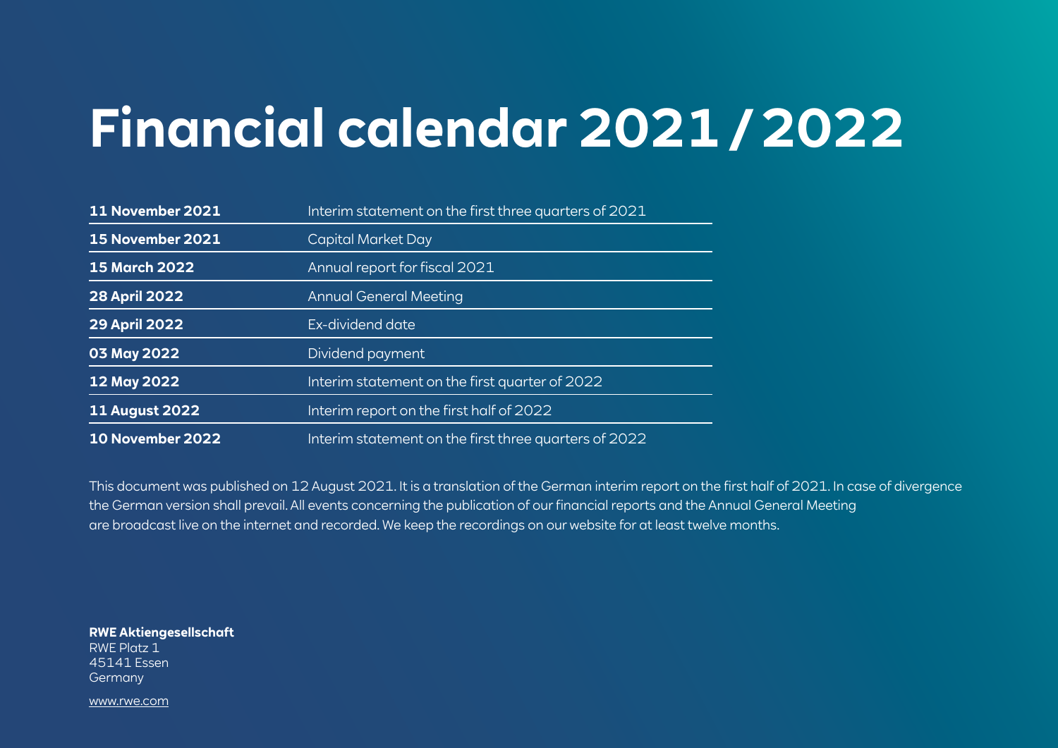# Financial calendar 2021 / 2022

| | |
|---|---|
| **11 November 2021** | Interim statement on the first three quarters of 2021 |
| **15 November 2021** | Capital Market Day |
| **15 March 2022** | Annual report for fiscal 2021 |
| **28 April 2022** | Annual General Meeting |
| **29 April 2022** | Ex-dividend date |
| **03 May 2022** | Dividend payment |
| **12 May 2022** | Interim statement on the first quarter of 2022 |
| **11 August 2022** | Interim report on the first half of 2022 |
| **10 November 2022** | Interim statement on the first three quarters of 2022 |

This document was published on 12 August 2021. It is a translation of the German interim report on the first half of 2021. In case of divergence the German version shall prevail. All events concerning the publication of our financial reports and the Annual General Meeting are broadcast live on the internet and recorded. We keep the recordings on our website for at least twelve months.

**RWE Aktiengesellschaft**
RWE Platz 1
45141 Essen
Germany

www.rwe.com